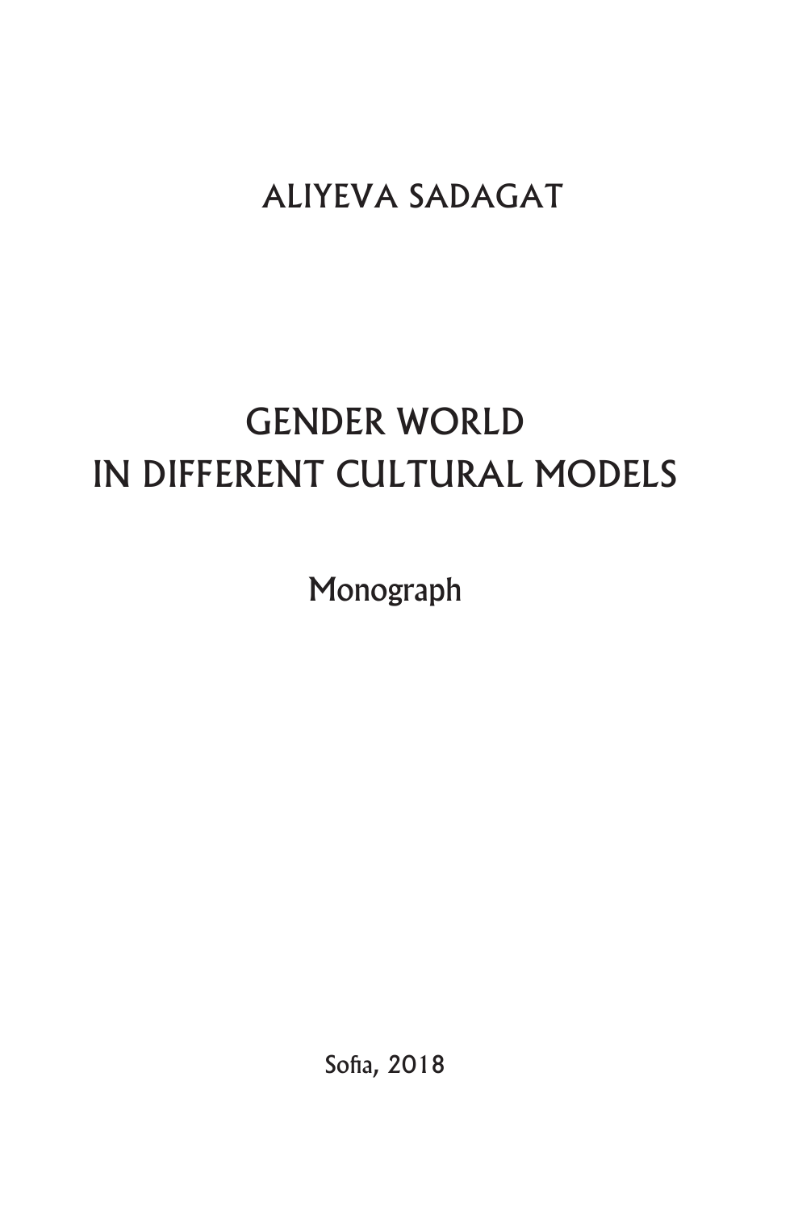ALIYEVA SADAGAT

# GENDER WORLD IN DIFFERENT CULTURAL MODELS

Monograph

Sofia, 2018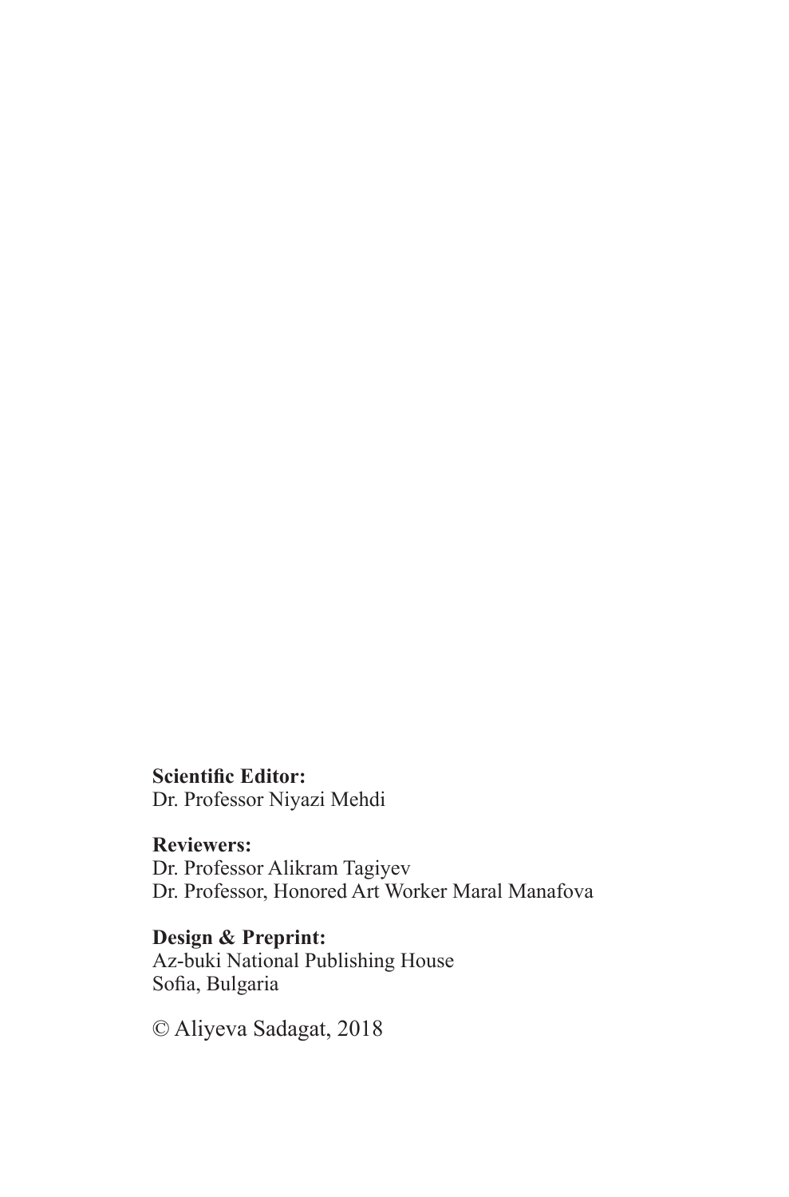**Scientific Editor:**
Dr. Professor Niyazi Mehdi

**Reviewers:**
Dr. Professor Alikram Tagiyev
Dr. Professor, Honored Art Worker Maral Manafova

**Design & Preprint:**
Az-buki National Publishing House
Sofia, Bulgaria

© Aliyeva Sadagat, 2018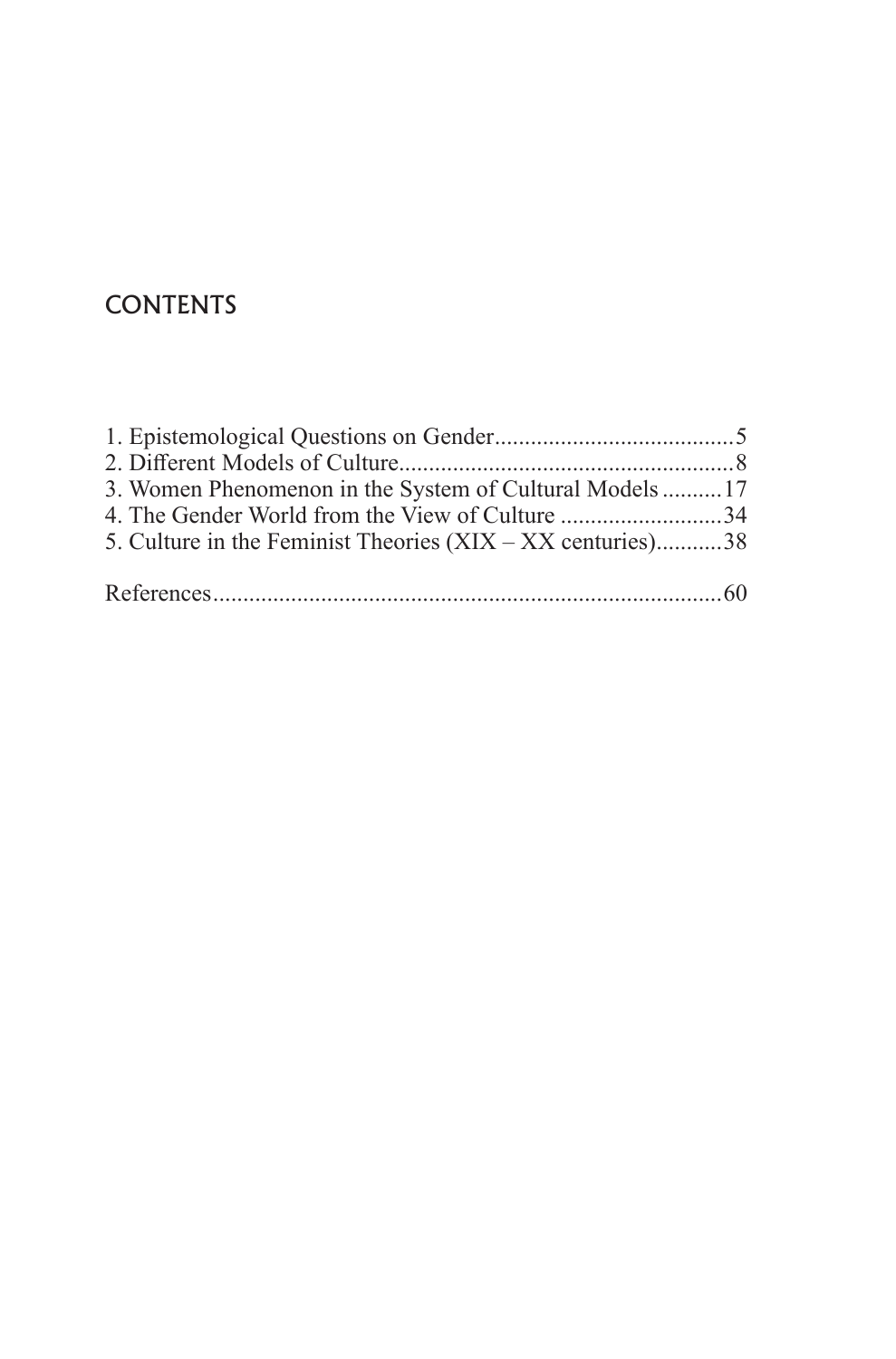## CONTENTS

1. Epistemological Questions on Gender........................................5
2. Different Models of Culture........................................................8
3. Women Phenomenon in the System of Cultural Models ..........17
4. The Gender World from the View of Culture ...........................34
5. Culture in the Feminist Theories (XIX – XX centuries)...........38

References.....................................................................................60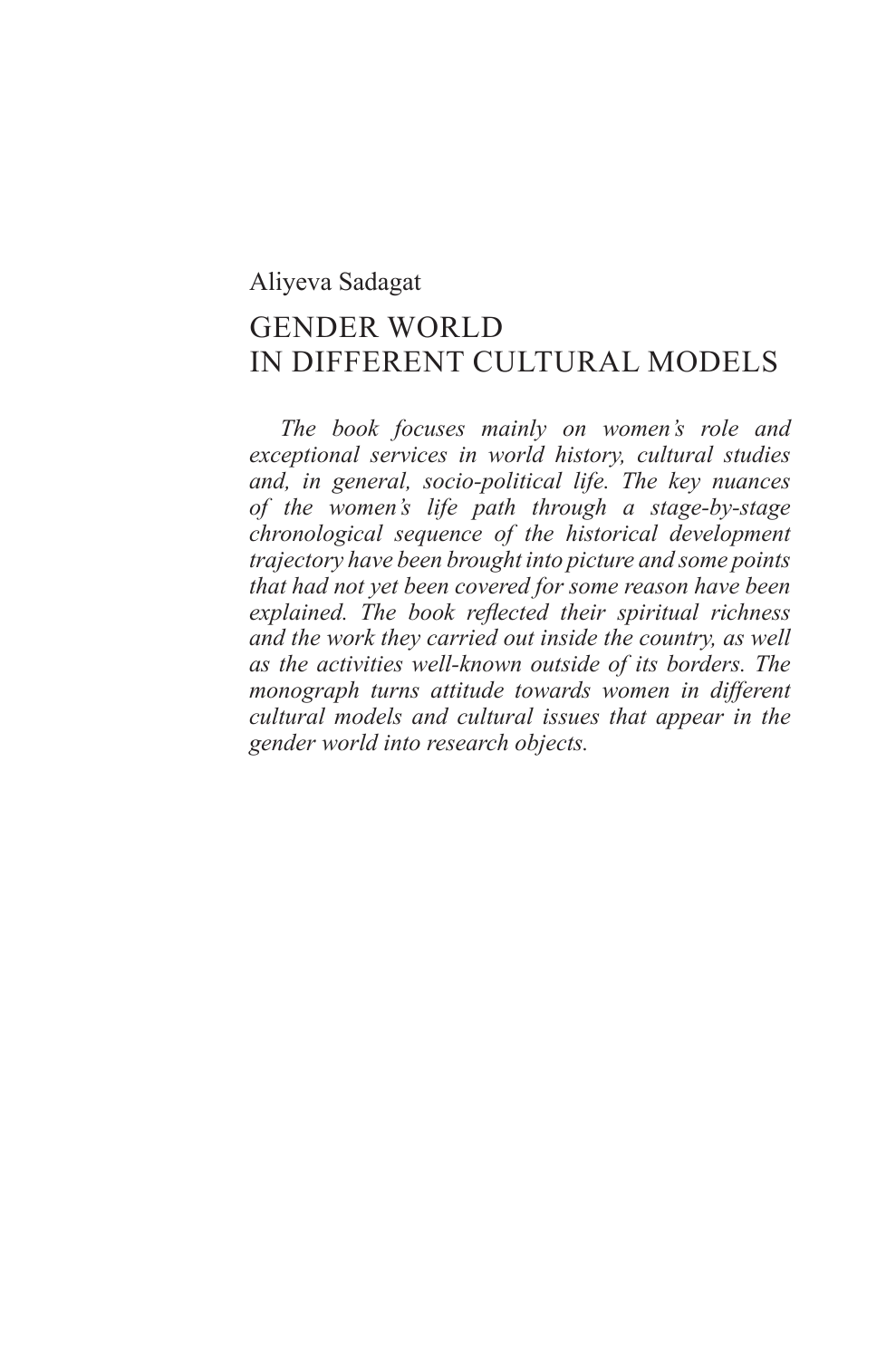Aliyeva Sadagat

# GENDER WORLD IN DIFFERENT CULTURAL MODELS

*The book focuses mainly on women's role and exceptional services in world history, cultural studies and, in general, socio-political life. The key nuances of the women's life path through a stage-by-stage chronological sequence of the historical development trajectory have been brought into picture and some points that had not yet been covered for some reason have been explained. The book reflected their spiritual richness and the work they carried out inside the country, as well as the activities well-known outside of its borders. The monograph turns attitude towards women in different cultural models and cultural issues that appear in the gender world into research objects.*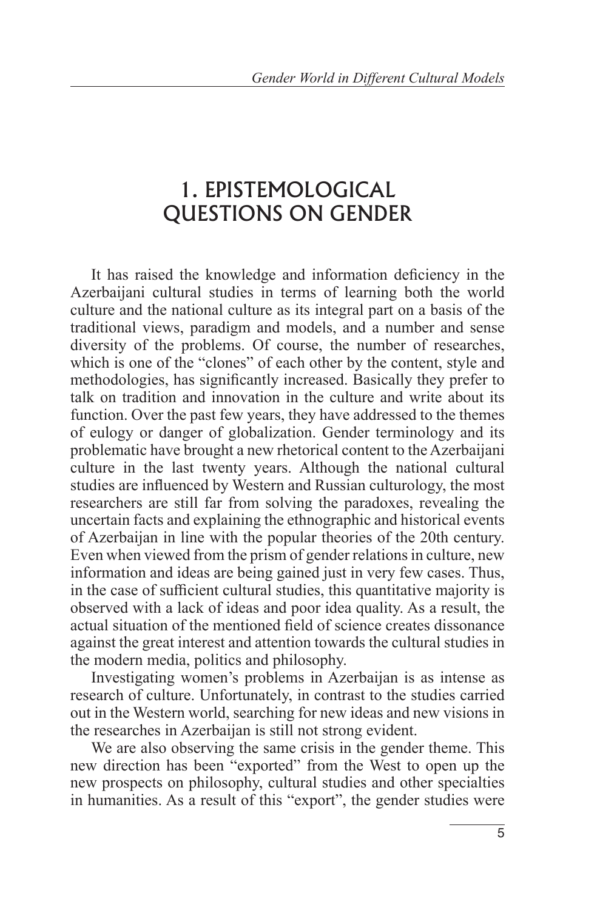# 1. EPISTEMOLOGICAL QUESTIONS ON GENDER

It has raised the knowledge and information deficiency in the Azerbaijani cultural studies in terms of learning both the world culture and the national culture as its integral part on a basis of the traditional views, paradigm and models, and a number and sense diversity of the problems. Of course, the number of researches, which is one of the "clones" of each other by the content, style and methodologies, has significantly increased. Basically they prefer to talk on tradition and innovation in the culture and write about its function. Over the past few years, they have addressed to the themes of eulogy or danger of globalization. Gender terminology and its problematic have brought a new rhetorical content to the Azerbaijani culture in the last twenty years. Although the national cultural studies are influenced by Western and Russian culturology, the most researchers are still far from solving the paradoxes, revealing the uncertain facts and explaining the ethnographic and historical events of Azerbaijan in line with the popular theories of the 20th century. Even when viewed from the prism of gender relations in culture, new information and ideas are being gained just in very few cases. Thus, in the case of sufficient cultural studies, this quantitative majority is observed with a lack of ideas and poor idea quality. As a result, the actual situation of the mentioned field of science creates dissonance against the great interest and attention towards the cultural studies in the modern media, politics and philosophy.

Investigating women's problems in Azerbaijan is as intense as research of culture. Unfortunately, in contrast to the studies carried out in the Western world, searching for new ideas and new visions in the researches in Azerbaijan is still not strong evident.

We are also observing the same crisis in the gender theme. This new direction has been "exported" from the West to open up the new prospects on philosophy, cultural studies and other specialties in humanities. As a result of this "export", the gender studies were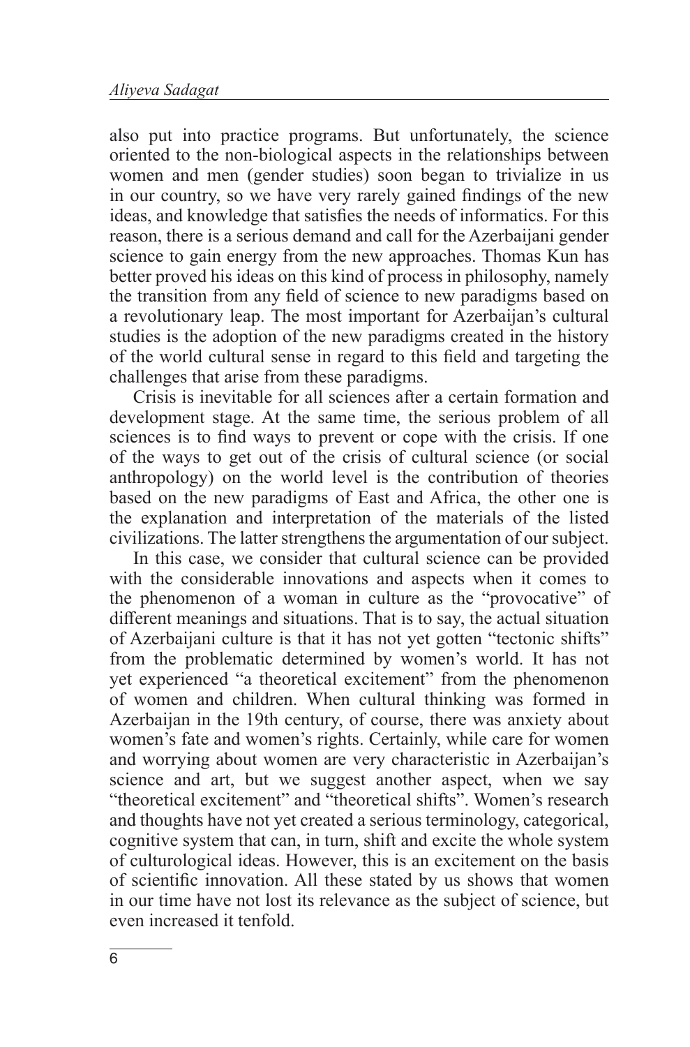also put into practice programs. But unfortunately, the science oriented to the non-biological aspects in the relationships between women and men (gender studies) soon began to trivialize in us in our country, so we have very rarely gained findings of the new ideas, and knowledge that satisfies the needs of informatics. For this reason, there is a serious demand and call for the Azerbaijani gender science to gain energy from the new approaches. Thomas Kun has better proved his ideas on this kind of process in philosophy, namely the transition from any field of science to new paradigms based on a revolutionary leap. The most important for Azerbaijan's cultural studies is the adoption of the new paradigms created in the history of the world cultural sense in regard to this field and targeting the challenges that arise from these paradigms.

Crisis is inevitable for all sciences after a certain formation and development stage. At the same time, the serious problem of all sciences is to find ways to prevent or cope with the crisis. If one of the ways to get out of the crisis of cultural science (or social anthropology) on the world level is the contribution of theories based on the new paradigms of East and Africa, the other one is the explanation and interpretation of the materials of the listed civilizations. The latter strengthens the argumentation of our subject.

In this case, we consider that cultural science can be provided with the considerable innovations and aspects when it comes to the phenomenon of a woman in culture as the "provocative" of different meanings and situations. That is to say, the actual situation of Azerbaijani culture is that it has not yet gotten "tectonic shifts" from the problematic determined by women's world. It has not yet experienced "a theoretical excitement" from the phenomenon of women and children. When cultural thinking was formed in Azerbaijan in the 19th century, of course, there was anxiety about women's fate and women's rights. Certainly, while care for women and worrying about women are very characteristic in Azerbaijan's science and art, but we suggest another aspect, when we say "theoretical excitement" and "theoretical shifts". Women's research and thoughts have not yet created a serious terminology, categorical, cognitive system that can, in turn, shift and excite the whole system of culturological ideas. However, this is an excitement on the basis of scientific innovation. All these stated by us shows that women in our time have not lost its relevance as the subject of science, but even increased it tenfold.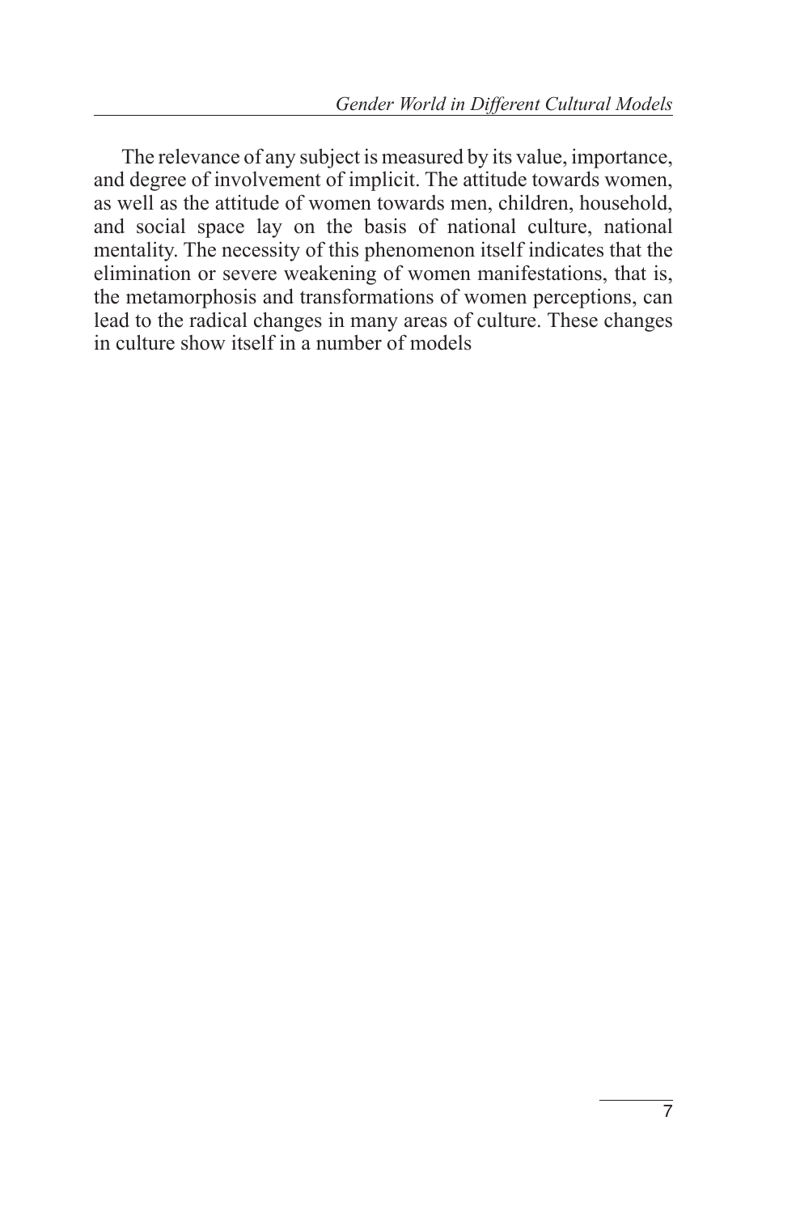The relevance of any subject is measured by its value, importance, and degree of involvement of implicit. The attitude towards women, as well as the attitude of women towards men, children, household, and social space lay on the basis of national culture, national mentality. The necessity of this phenomenon itself indicates that the elimination or severe weakening of women manifestations, that is, the metamorphosis and transformations of women perceptions, can lead to the radical changes in many areas of culture. These changes in culture show itself in a number of models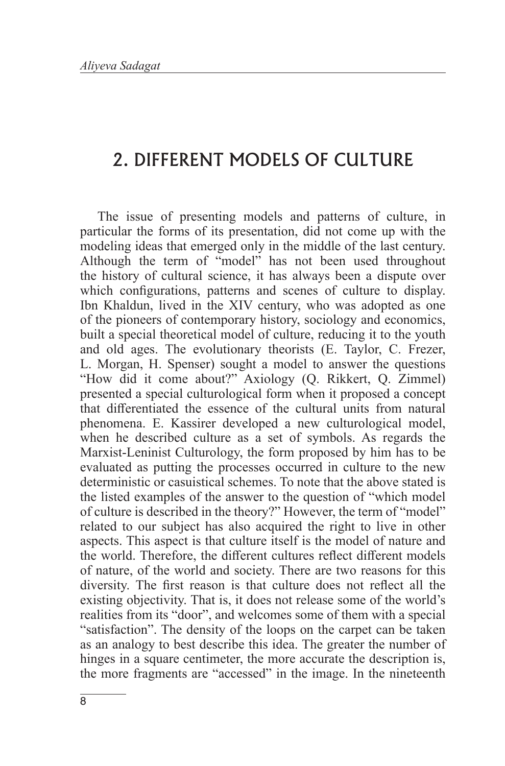# 2. DIFFERENT MODELS OF CULTURE

The issue of presenting models and patterns of culture, in particular the forms of its presentation, did not come up with the modeling ideas that emerged only in the middle of the last century. Although the term of "model" has not been used throughout the history of cultural science, it has always been a dispute over which configurations, patterns and scenes of culture to display. Ibn Khaldun, lived in the XIV century, who was adopted as one of the pioneers of contemporary history, sociology and economics, built a special theoretical model of culture, reducing it to the youth and old ages. The evolutionary theorists (E. Taylor, C. Frezer, L. Morgan, H. Spenser) sought a model to answer the questions "How did it come about?" Axiology (Q. Rikkert, Q. Zimmel) presented a special culturological form when it proposed a concept that differentiated the essence of the cultural units from natural phenomena. E. Kassirer developed a new culturological model, when he described culture as a set of symbols. As regards the Marxist-Leninist Culturology, the form proposed by him has to be evaluated as putting the processes occurred in culture to the new deterministic or casuistical schemes. To note that the above stated is the listed examples of the answer to the question of "which model of culture is described in the theory?" However, the term of "model" related to our subject has also acquired the right to live in other aspects. This aspect is that culture itself is the model of nature and the world. Therefore, the different cultures reflect different models of nature, of the world and society. There are two reasons for this diversity. The first reason is that culture does not reflect all the existing objectivity. That is, it does not release some of the world's realities from its "door", and welcomes some of them with a special "satisfaction". The density of the loops on the carpet can be taken as an analogy to best describe this idea. The greater the number of hinges in a square centimeter, the more accurate the description is, the more fragments are "accessed" in the image. In the nineteenth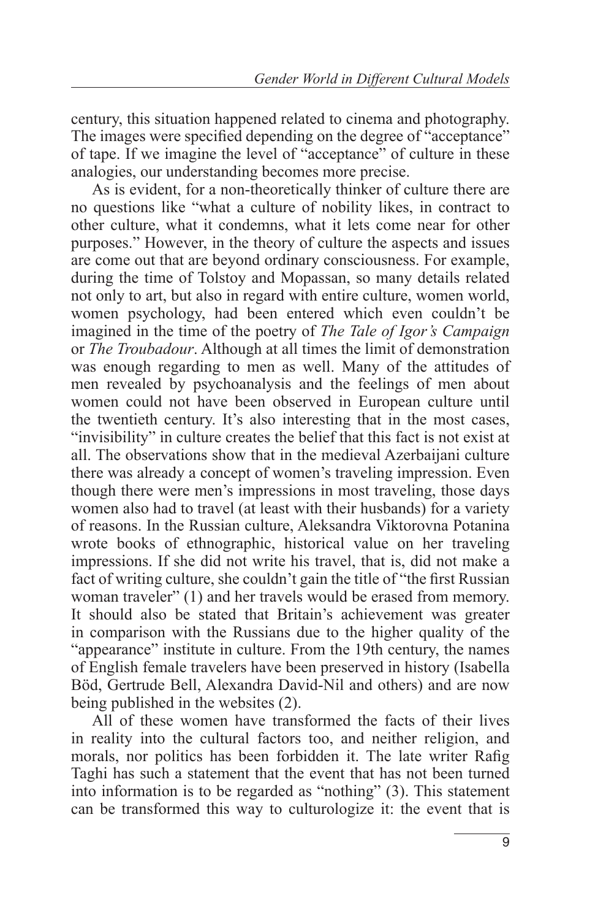century, this situation happened related to cinema and photography. The images were specified depending on the degree of "acceptance" of tape. If we imagine the level of "acceptance" of culture in these analogies, our understanding becomes more precise.

As is evident, for a non-theoretically thinker of culture there are no questions like "what a culture of nobility likes, in contract to other culture, what it condemns, what it lets come near for other purposes." However, in the theory of culture the aspects and issues are come out that are beyond ordinary consciousness. For example, during the time of Tolstoy and Mopassan, so many details related not only to art, but also in regard with entire culture, women world, women psychology, had been entered which even couldn't be imagined in the time of the poetry of *The Tale of Igor's Campaign* or *The Troubadour*. Although at all times the limit of demonstration was enough regarding to men as well. Many of the attitudes of men revealed by psychoanalysis and the feelings of men about women could not have been observed in European culture until the twentieth century. It's also interesting that in the most cases, "invisibility" in culture creates the belief that this fact is not exist at all. The observations show that in the medieval Azerbaijani culture there was already a concept of women's traveling impression. Even though there were men's impressions in most traveling, those days women also had to travel (at least with their husbands) for a variety of reasons. In the Russian culture, Aleksandra Viktorovna Potanina wrote books of ethnographic, historical value on her traveling impressions. If she did not write his travel, that is, did not make a fact of writing culture, she couldn't gain the title of "the first Russian woman traveler" (1) and her travels would be erased from memory. It should also be stated that Britain's achievement was greater in comparison with the Russians due to the higher quality of the "appearance" institute in culture. From the 19th century, the names of English female travelers have been preserved in history (Isabella Böd, Gertrude Bell, Alexandra David-Nil and others) and are now being published in the websites (2).

All of these women have transformed the facts of their lives in reality into the cultural factors too, and neither religion, and morals, nor politics has been forbidden it. The late writer Rafig Taghi has such a statement that the event that has not been turned into information is to be regarded as "nothing" (3). This statement can be transformed this way to culturologize it: the event that is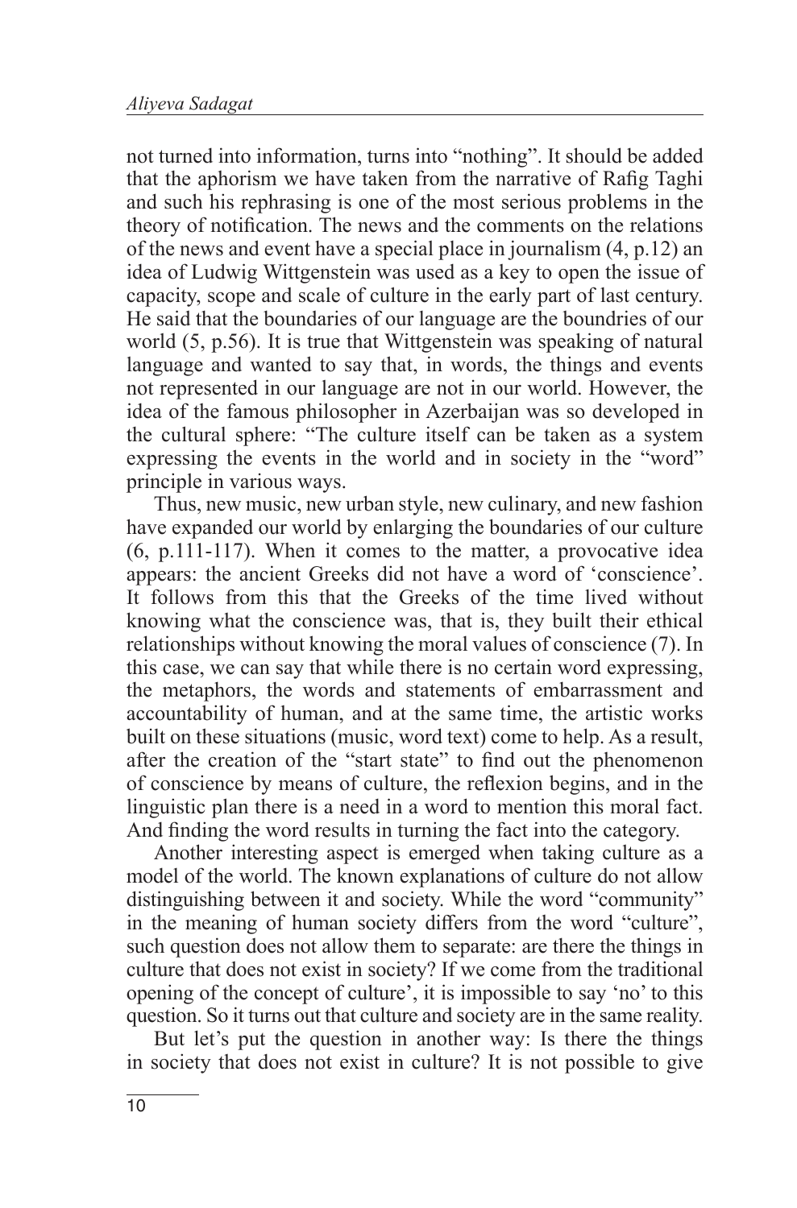not turned into information, turns into "nothing". It should be added that the aphorism we have taken from the narrative of Rafig Taghi and such his rephrasing is one of the most serious problems in the theory of notification. The news and the comments on the relations of the news and event have a special place in journalism (4, p.12) an idea of Ludwig Wittgenstein was used as a key to open the issue of capacity, scope and scale of culture in the early part of last century. He said that the boundaries of our language are the boundries of our world (5, p.56). It is true that Wittgenstein was speaking of natural language and wanted to say that, in words, the things and events not represented in our language are not in our world. However, the idea of the famous philosopher in Azerbaijan was so developed in the cultural sphere: "The culture itself can be taken as a system expressing the events in the world and in society in the "word" principle in various ways.

Thus, new music, new urban style, new culinary, and new fashion have expanded our world by enlarging the boundaries of our culture (6, p.111-117). When it comes to the matter, a provocative idea appears: the ancient Greeks did not have a word of 'conscience'. It follows from this that the Greeks of the time lived without knowing what the conscience was, that is, they built their ethical relationships without knowing the moral values of conscience (7). In this case, we can say that while there is no certain word expressing, the metaphors, the words and statements of embarrassment and accountability of human, and at the same time, the artistic works built on these situations (music, word text) come to help. As a result, after the creation of the "start state" to find out the phenomenon of conscience by means of culture, the reflexion begins, and in the linguistic plan there is a need in a word to mention this moral fact. And finding the word results in turning the fact into the category.

Another interesting aspect is emerged when taking culture as a model of the world. The known explanations of culture do not allow distinguishing between it and society. While the word "community" in the meaning of human society differs from the word "culture", such question does not allow them to separate: are there the things in culture that does not exist in society? If we come from the traditional opening of the concept of culture', it is impossible to say 'no' to this question. So it turns out that culture and society are in the same reality.

But let's put the question in another way: Is there the things in society that does not exist in culture? It is not possible to give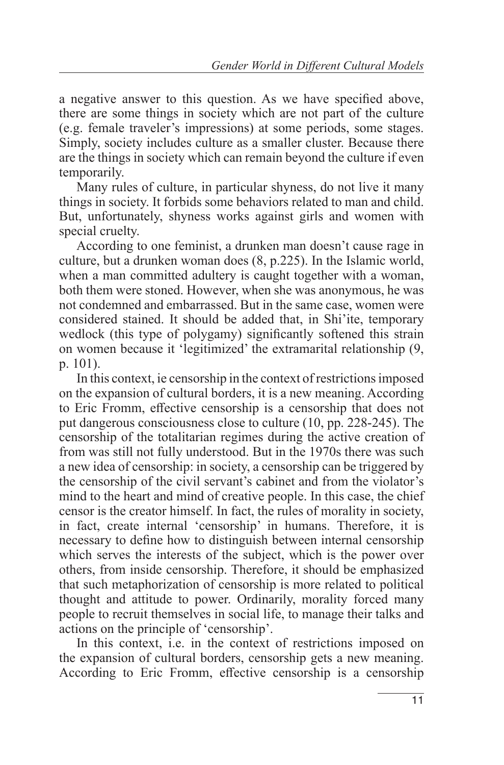a negative answer to this question. As we have specified above, there are some things in society which are not part of the culture (e.g. female traveler's impressions) at some periods, some stages. Simply, society includes culture as a smaller cluster. Because there are the things in society which can remain beyond the culture if even temporarily.

Many rules of culture, in particular shyness, do not live it many things in society. It forbids some behaviors related to man and child. But, unfortunately, shyness works against girls and women with special cruelty.

According to one feminist, a drunken man doesn't cause rage in culture, but a drunken woman does (8, p.225). In the Islamic world, when a man committed adultery is caught together with a woman, both them were stoned. However, when she was anonymous, he was not condemned and embarrassed. But in the same case, women were considered stained. It should be added that, in Shi'ite, temporary wedlock (this type of polygamy) significantly softened this strain on women because it 'legitimized' the extramarital relationship (9, p. 101).

In this context, ie censorship in the context of restrictions imposed on the expansion of cultural borders, it is a new meaning. According to Eric Fromm, effective censorship is a censorship that does not put dangerous consciousness close to culture (10, pp. 228-245). The censorship of the totalitarian regimes during the active creation of from was still not fully understood. But in the 1970s there was such a new idea of censorship: in society, a censorship can be triggered by the censorship of the civil servant's cabinet and from the violator's mind to the heart and mind of creative people. In this case, the chief censor is the creator himself. In fact, the rules of morality in society, in fact, create internal 'censorship' in humans. Therefore, it is necessary to define how to distinguish between internal censorship which serves the interests of the subject, which is the power over others, from inside censorship. Therefore, it should be emphasized that such metaphorization of censorship is more related to political thought and attitude to power. Ordinarily, morality forced many people to recruit themselves in social life, to manage their talks and actions on the principle of 'censorship'.

In this context, i.e. in the context of restrictions imposed on the expansion of cultural borders, censorship gets a new meaning. According to Eric Fromm, effective censorship is a censorship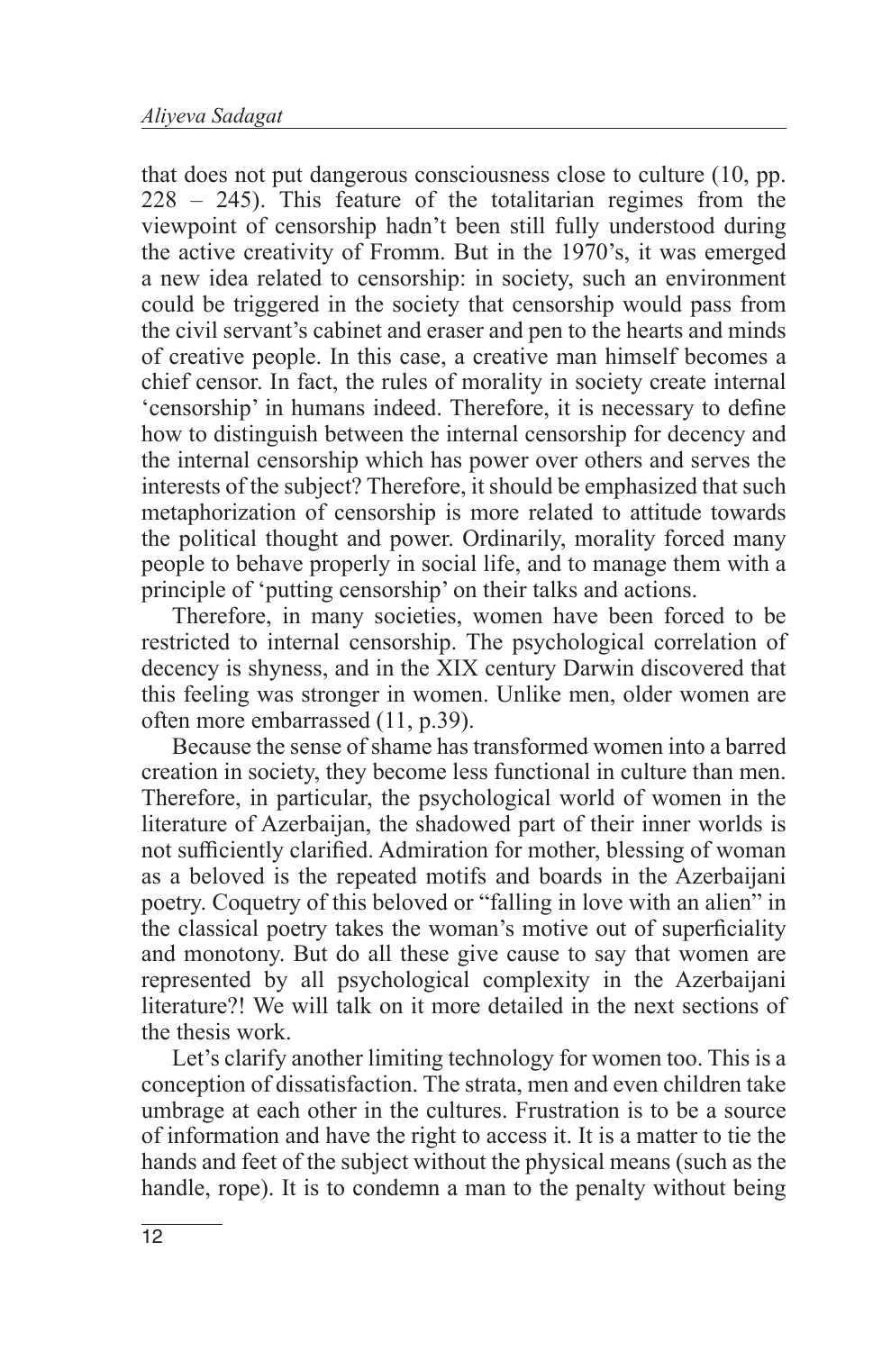that does not put dangerous consciousness close to culture (10, pp. 228 – 245). This feature of the totalitarian regimes from the viewpoint of censorship hadn't been still fully understood during the active creativity of Fromm. But in the 1970's, it was emerged a new idea related to censorship: in society, such an environment could be triggered in the society that censorship would pass from the civil servant's cabinet and eraser and pen to the hearts and minds of creative people. In this case, a creative man himself becomes a chief censor. In fact, the rules of morality in society create internal 'censorship' in humans indeed. Therefore, it is necessary to define how to distinguish between the internal censorship for decency and the internal censorship which has power over others and serves the interests of the subject? Therefore, it should be emphasized that such metaphorization of censorship is more related to attitude towards the political thought and power. Ordinarily, morality forced many people to behave properly in social life, and to manage them with a principle of 'putting censorship' on their talks and actions.

Therefore, in many societies, women have been forced to be restricted to internal censorship. The psychological correlation of decency is shyness, and in the XIX century Darwin discovered that this feeling was stronger in women. Unlike men, older women are often more embarrassed (11, p.39).

Because the sense of shame has transformed women into a barred creation in society, they become less functional in culture than men. Therefore, in particular, the psychological world of women in the literature of Azerbaijan, the shadowed part of their inner worlds is not sufficiently clarified. Admiration for mother, blessing of woman as a beloved is the repeated motifs and boards in the Azerbaijani poetry. Coquetry of this beloved or "falling in love with an alien" in the classical poetry takes the woman's motive out of superficiality and monotony. But do all these give cause to say that women are represented by all psychological complexity in the Azerbaijani literature?! We will talk on it more detailed in the next sections of the thesis work.

Let's clarify another limiting technology for women too. This is a conception of dissatisfaction. The strata, men and even children take umbrage at each other in the cultures. Frustration is to be a source of information and have the right to access it. It is a matter to tie the hands and feet of the subject without the physical means (such as the handle, rope). It is to condemn a man to the penalty without being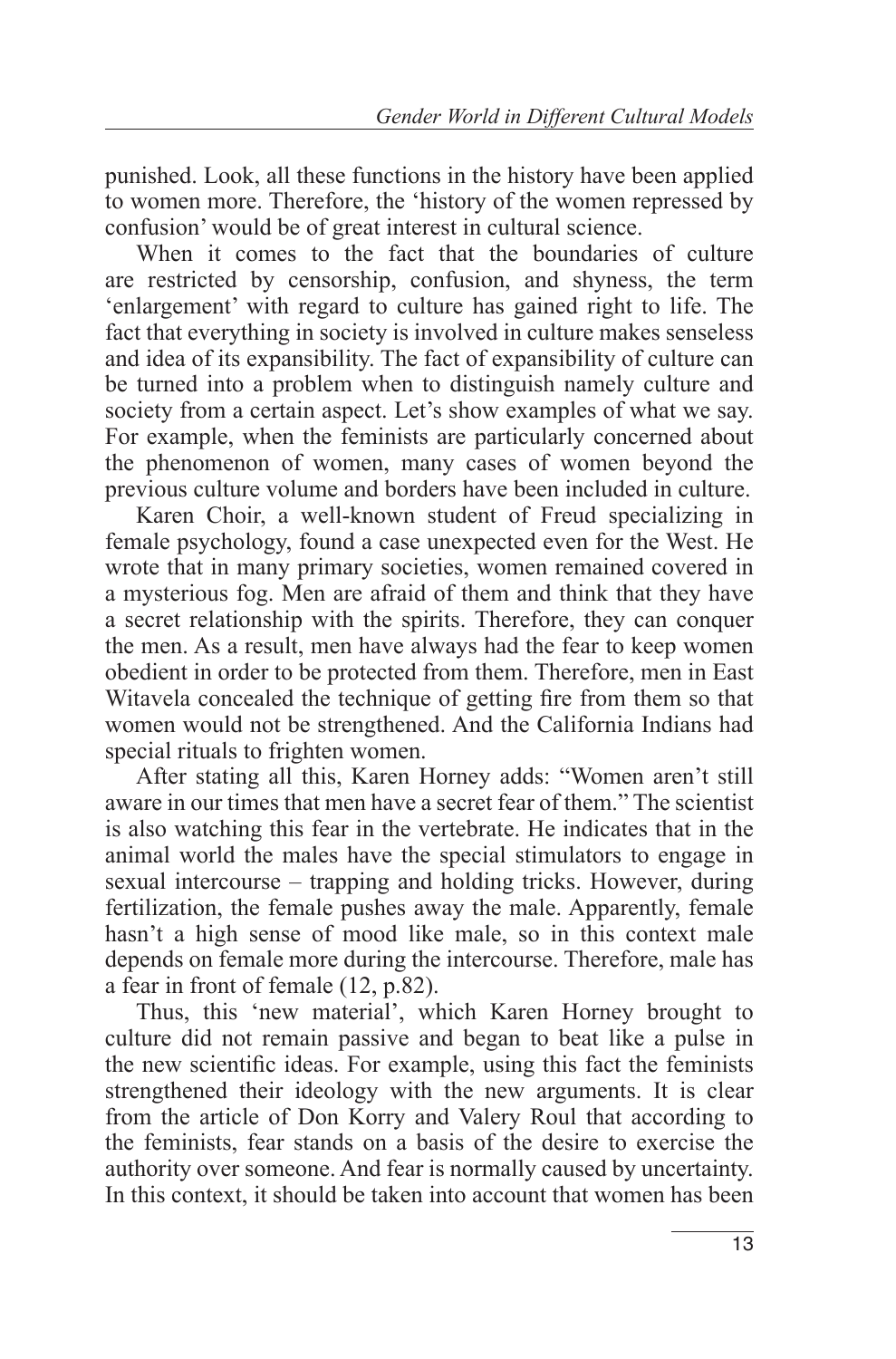punished. Look, all these functions in the history have been applied to women more. Therefore, the 'history of the women repressed by confusion' would be of great interest in cultural science.

When it comes to the fact that the boundaries of culture are restricted by censorship, confusion, and shyness, the term 'enlargement' with regard to culture has gained right to life. The fact that everything in society is involved in culture makes senseless and idea of its expansibility. The fact of expansibility of culture can be turned into a problem when to distinguish namely culture and society from a certain aspect. Let's show examples of what we say. For example, when the feminists are particularly concerned about the phenomenon of women, many cases of women beyond the previous culture volume and borders have been included in culture.

Karen Choir, a well-known student of Freud specializing in female psychology, found a case unexpected even for the West. He wrote that in many primary societies, women remained covered in a mysterious fog. Men are afraid of them and think that they have a secret relationship with the spirits. Therefore, they can conquer the men. As a result, men have always had the fear to keep women obedient in order to be protected from them. Therefore, men in East Witavela concealed the technique of getting fire from them so that women would not be strengthened. And the California Indians had special rituals to frighten women.

After stating all this, Karen Horney adds: "Women aren't still aware in our times that men have a secret fear of them." The scientist is also watching this fear in the vertebrate. He indicates that in the animal world the males have the special stimulators to engage in sexual intercourse – trapping and holding tricks. However, during fertilization, the female pushes away the male. Apparently, female hasn't a high sense of mood like male, so in this context male depends on female more during the intercourse. Therefore, male has a fear in front of female (12, p.82).

Thus, this 'new material', which Karen Horney brought to culture did not remain passive and began to beat like a pulse in the new scientific ideas. For example, using this fact the feminists strengthened their ideology with the new arguments. It is clear from the article of Don Korry and Valery Roul that according to the feminists, fear stands on a basis of the desire to exercise the authority over someone. And fear is normally caused by uncertainty. In this context, it should be taken into account that women has been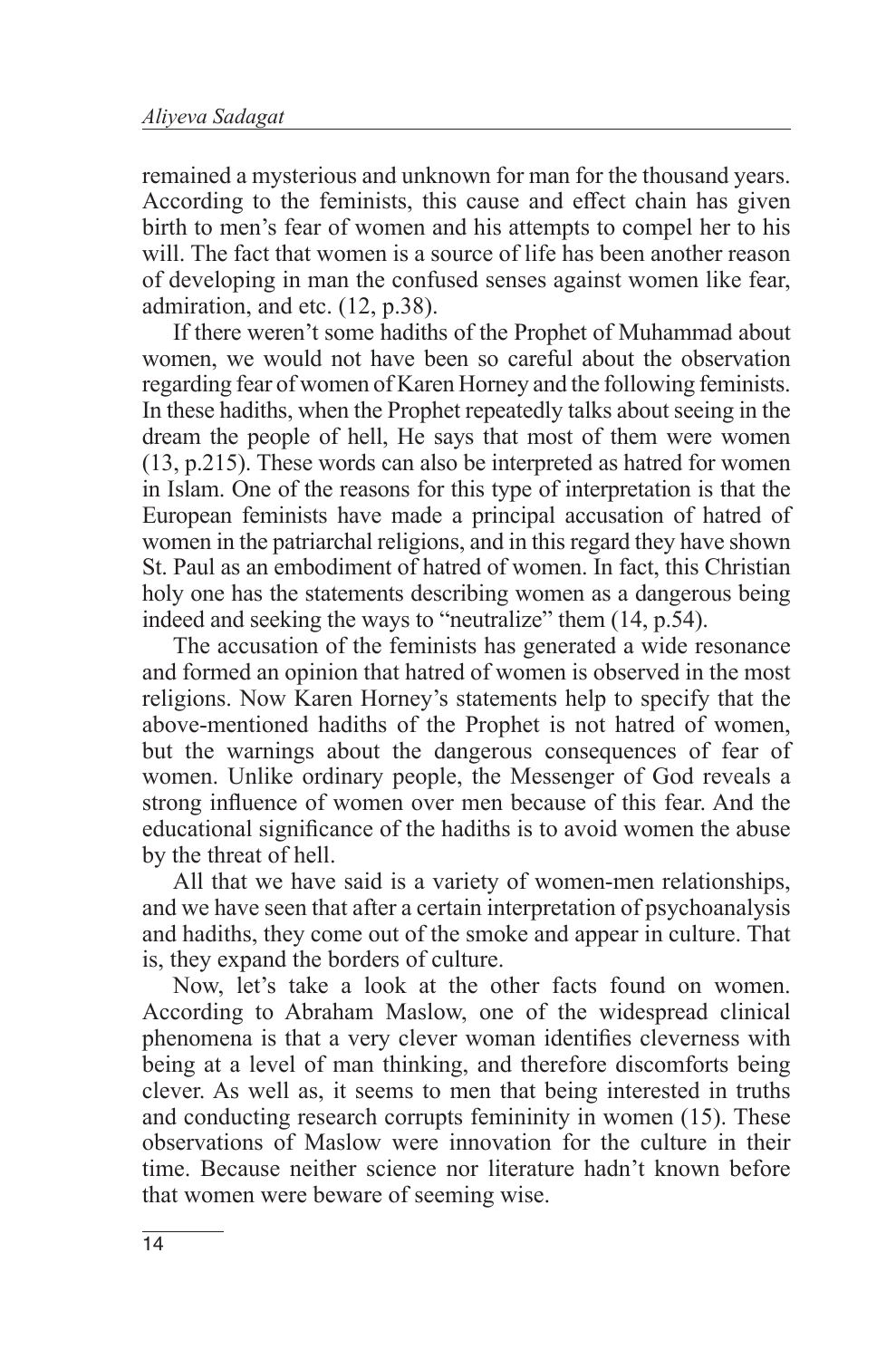remained a mysterious and unknown for man for the thousand years. According to the feminists, this cause and effect chain has given birth to men's fear of women and his attempts to compel her to his will. The fact that women is a source of life has been another reason of developing in man the confused senses against women like fear, admiration, and etc. (12, p.38).

If there weren't some hadiths of the Prophet of Muhammad about women, we would not have been so careful about the observation regarding fear of women of Karen Horney and the following feminists. In these hadiths, when the Prophet repeatedly talks about seeing in the dream the people of hell, He says that most of them were women (13, p.215). These words can also be interpreted as hatred for women in Islam. One of the reasons for this type of interpretation is that the European feminists have made a principal accusation of hatred of women in the patriarchal religions, and in this regard they have shown St. Paul as an embodiment of hatred of women. In fact, this Christian holy one has the statements describing women as a dangerous being indeed and seeking the ways to "neutralize" them (14, p.54).

The accusation of the feminists has generated a wide resonance and formed an opinion that hatred of women is observed in the most religions. Now Karen Horney's statements help to specify that the above-mentioned hadiths of the Prophet is not hatred of women, but the warnings about the dangerous consequences of fear of women. Unlike ordinary people, the Messenger of God reveals a strong influence of women over men because of this fear. And the educational significance of the hadiths is to avoid women the abuse by the threat of hell.

All that we have said is a variety of women-men relationships, and we have seen that after a certain interpretation of psychoanalysis and hadiths, they come out of the smoke and appear in culture. That is, they expand the borders of culture.

Now, let's take a look at the other facts found on women. According to Abraham Maslow, one of the widespread clinical phenomena is that a very clever woman identifies cleverness with being at a level of man thinking, and therefore discomforts being clever. As well as, it seems to men that being interested in truths and conducting research corrupts femininity in women (15). These observations of Maslow were innovation for the culture in their time. Because neither science nor literature hadn't known before that women were beware of seeming wise.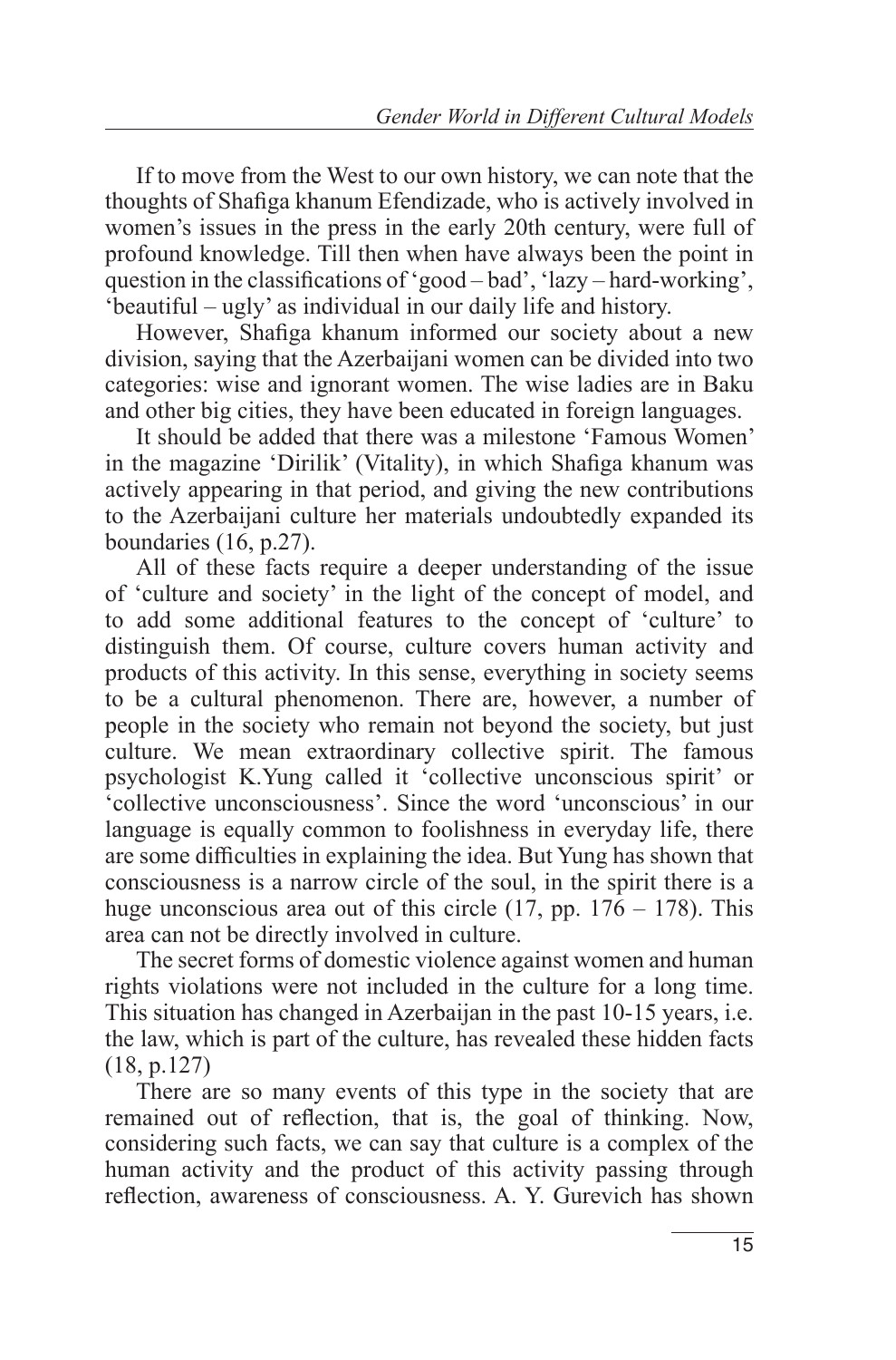If to move from the West to our own history, we can note that the thoughts of Shafiga khanum Efendizade, who is actively involved in women's issues in the press in the early 20th century, were full of profound knowledge. Till then when have always been the point in question in the classifications of 'good – bad', 'lazy – hard-working', 'beautiful – ugly' as individual in our daily life and history.

However, Shafiga khanum informed our society about a new division, saying that the Azerbaijani women can be divided into two categories: wise and ignorant women. The wise ladies are in Baku and other big cities, they have been educated in foreign languages.

It should be added that there was a milestone 'Famous Women' in the magazine 'Dirilik' (Vitality), in which Shafiga khanum was actively appearing in that period, and giving the new contributions to the Azerbaijani culture her materials undoubtedly expanded its boundaries (16, p.27).

All of these facts require a deeper understanding of the issue of 'culture and society' in the light of the concept of model, and to add some additional features to the concept of 'culture' to distinguish them. Of course, culture covers human activity and products of this activity. In this sense, everything in society seems to be a cultural phenomenon. There are, however, a number of people in the society who remain not beyond the society, but just culture. We mean extraordinary collective spirit. The famous psychologist K.Yung called it 'collective unconscious spirit' or 'collective unconsciousness'. Since the word 'unconscious' in our language is equally common to foolishness in everyday life, there are some difficulties in explaining the idea. But Yung has shown that consciousness is a narrow circle of the soul, in the spirit there is a huge unconscious area out of this circle (17, pp. 176 – 178). This area can not be directly involved in culture.

The secret forms of domestic violence against women and human rights violations were not included in the culture for a long time. This situation has changed in Azerbaijan in the past 10-15 years, i.e. the law, which is part of the culture, has revealed these hidden facts (18, p.127)

There are so many events of this type in the society that are remained out of reflection, that is, the goal of thinking. Now, considering such facts, we can say that culture is a complex of the human activity and the product of this activity passing through reflection, awareness of consciousness. A. Y. Gurevich has shown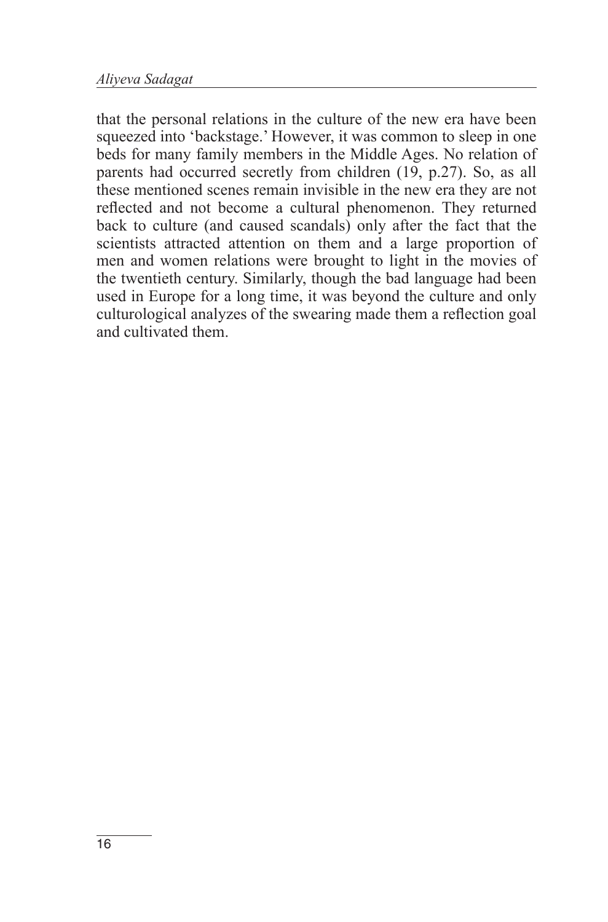that the personal relations in the culture of the new era have been squeezed into 'backstage.' However, it was common to sleep in one beds for many family members in the Middle Ages. No relation of parents had occurred secretly from children (19, p.27). So, as all these mentioned scenes remain invisible in the new era they are not reflected and not become a cultural phenomenon. They returned back to culture (and caused scandals) only after the fact that the scientists attracted attention on them and a large proportion of men and women relations were brought to light in the movies of the twentieth century. Similarly, though the bad language had been used in Europe for a long time, it was beyond the culture and only culturological analyzes of the swearing made them a reflection goal and cultivated them.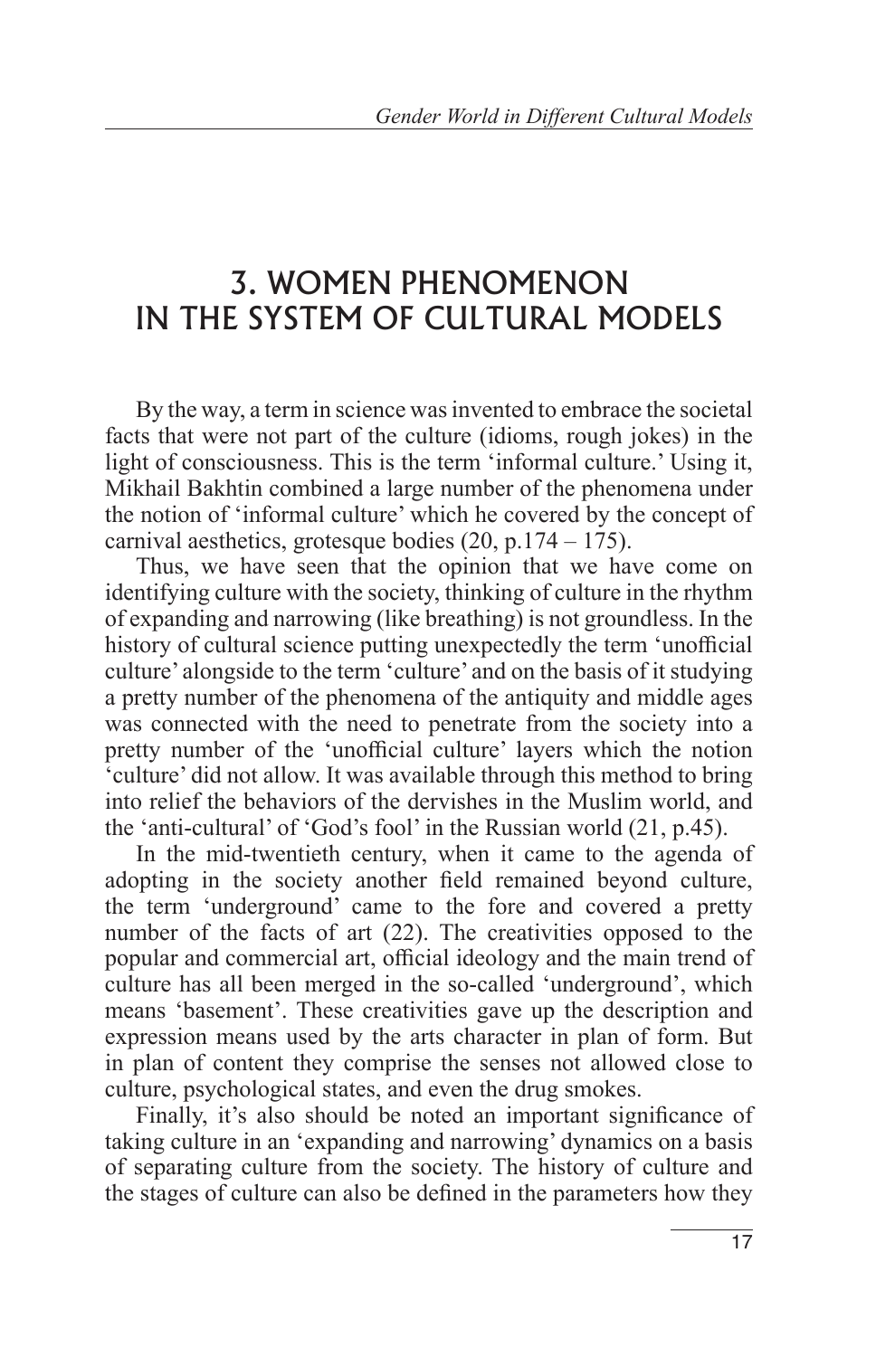# 3. WOMEN PHENOMENON IN THE SYSTEM OF CULTURAL MODELS

By the way, a term in science was invented to embrace the societal facts that were not part of the culture (idioms, rough jokes) in the light of consciousness. This is the term 'informal culture.' Using it, Mikhail Bakhtin combined a large number of the phenomena under the notion of 'informal culture' which he covered by the concept of carnival aesthetics, grotesque bodies (20, p.174 – 175).

Thus, we have seen that the opinion that we have come on identifying culture with the society, thinking of culture in the rhythm of expanding and narrowing (like breathing) is not groundless. In the history of cultural science putting unexpectedly the term 'unofficial culture' alongside to the term 'culture' and on the basis of it studying a pretty number of the phenomena of the antiquity and middle ages was connected with the need to penetrate from the society into a pretty number of the 'unofficial culture' layers which the notion 'culture' did not allow. It was available through this method to bring into relief the behaviors of the dervishes in the Muslim world, and the 'anti-cultural' of 'God's fool' in the Russian world (21, p.45).

In the mid-twentieth century, when it came to the agenda of adopting in the society another field remained beyond culture, the term 'underground' came to the fore and covered a pretty number of the facts of art (22). The creativities opposed to the popular and commercial art, official ideology and the main trend of culture has all been merged in the so-called 'underground', which means 'basement'. These creativities gave up the description and expression means used by the arts character in plan of form. But in plan of content they comprise the senses not allowed close to culture, psychological states, and even the drug smokes.

Finally, it's also should be noted an important significance of taking culture in an 'expanding and narrowing' dynamics on a basis of separating culture from the society. The history of culture and the stages of culture can also be defined in the parameters how they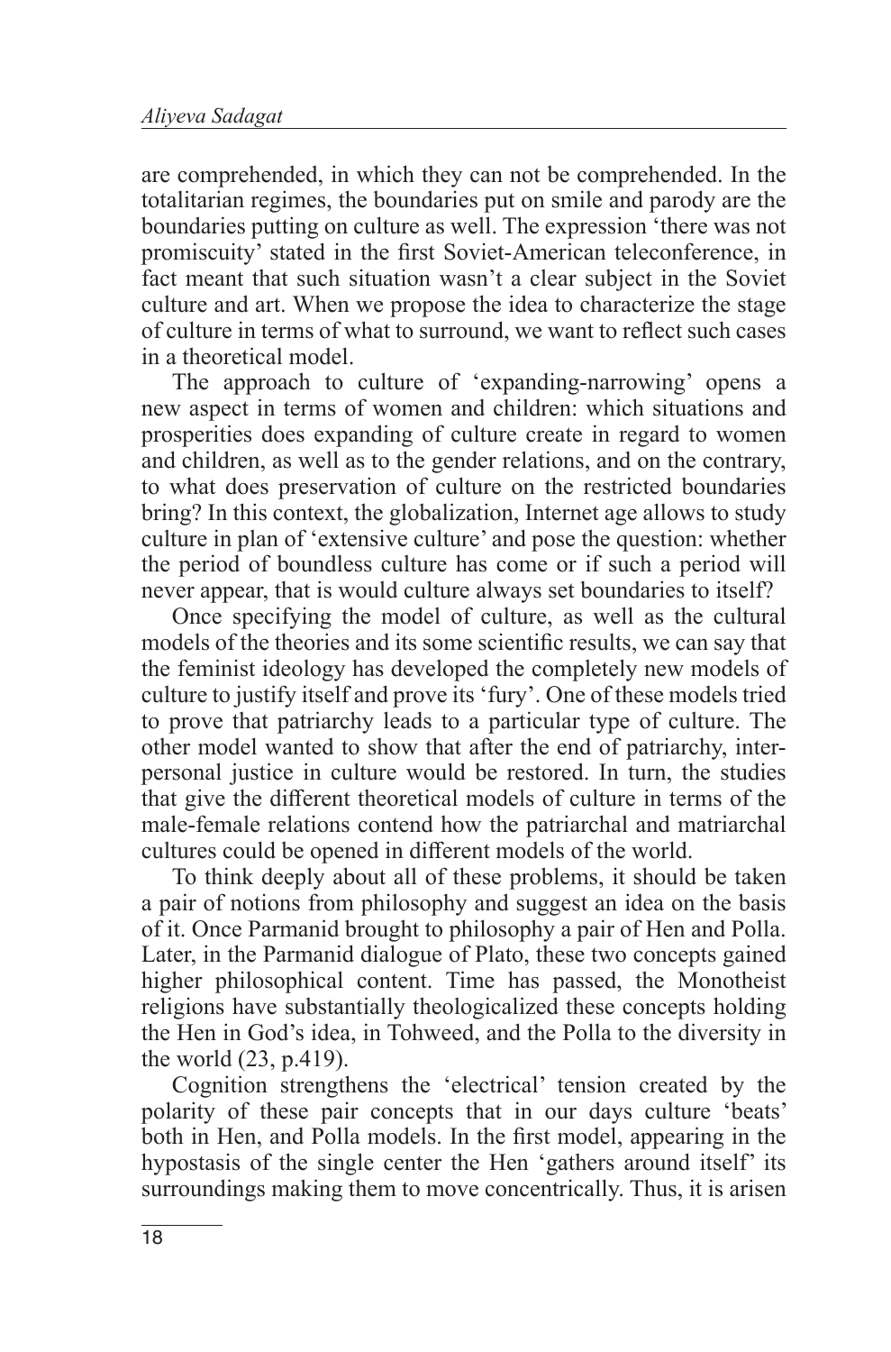are comprehended, in which they can not be comprehended. In the totalitarian regimes, the boundaries put on smile and parody are the boundaries putting on culture as well. The expression 'there was not promiscuity' stated in the first Soviet-American teleconference, in fact meant that such situation wasn't a clear subject in the Soviet culture and art. When we propose the idea to characterize the stage of culture in terms of what to surround, we want to reflect such cases in a theoretical model.

The approach to culture of 'expanding-narrowing' opens a new aspect in terms of women and children: which situations and prosperities does expanding of culture create in regard to women and children, as well as to the gender relations, and on the contrary, to what does preservation of culture on the restricted boundaries bring? In this context, the globalization, Internet age allows to study culture in plan of 'extensive culture' and pose the question: whether the period of boundless culture has come or if such a period will never appear, that is would culture always set boundaries to itself?

Once specifying the model of culture, as well as the cultural models of the theories and its some scientific results, we can say that the feminist ideology has developed the completely new models of culture to justify itself and prove its 'fury'. One of these models tried to prove that patriarchy leads to a particular type of culture. The other model wanted to show that after the end of patriarchy, inter-personal justice in culture would be restored. In turn, the studies that give the different theoretical models of culture in terms of the male-female relations contend how the patriarchal and matriarchal cultures could be opened in different models of the world.

To think deeply about all of these problems, it should be taken a pair of notions from philosophy and suggest an idea on the basis of it. Once Parmanid brought to philosophy a pair of Hen and Polla. Later, in the Parmanid dialogue of Plato, these two concepts gained higher philosophical content. Time has passed, the Monotheist religions have substantially theologicalized these concepts holding the Hen in God's idea, in Tohweed, and the Polla to the diversity in the world (23, p.419).

Cognition strengthens the 'electrical' tension created by the polarity of these pair concepts that in our days culture 'beats' both in Hen, and Polla models. In the first model, appearing in the hypostasis of the single center the Hen 'gathers around itself' its surroundings making them to move concentrically. Thus, it is arisen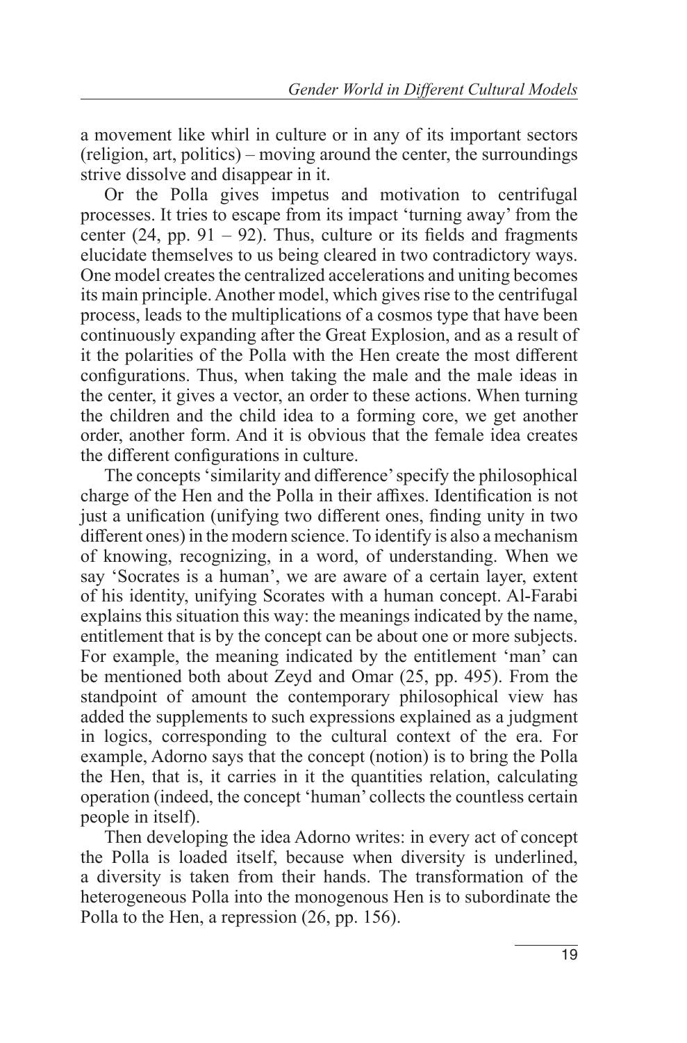a movement like whirl in culture or in any of its important sectors (religion, art, politics) – moving around the center, the surroundings strive dissolve and disappear in it.

Or the Polla gives impetus and motivation to centrifugal processes. It tries to escape from its impact 'turning away' from the center (24, pp. 91 – 92). Thus, culture or its fields and fragments elucidate themselves to us being cleared in two contradictory ways. One model creates the centralized accelerations and uniting becomes its main principle. Another model, which gives rise to the centrifugal process, leads to the multiplications of a cosmos type that have been continuously expanding after the Great Explosion, and as a result of it the polarities of the Polla with the Hen create the most different configurations. Thus, when taking the male and the male ideas in the center, it gives a vector, an order to these actions. When turning the children and the child idea to a forming core, we get another order, another form. And it is obvious that the female idea creates the different configurations in culture.

The concepts 'similarity and difference' specify the philosophical charge of the Hen and the Polla in their affixes. Identification is not just a unification (unifying two different ones, finding unity in two different ones) in the modern science. To identify is also a mechanism of knowing, recognizing, in a word, of understanding. When we say 'Socrates is a human', we are aware of a certain layer, extent of his identity, unifying Scorates with a human concept. Al-Farabi explains this situation this way: the meanings indicated by the name, entitlement that is by the concept can be about one or more subjects. For example, the meaning indicated by the entitlement 'man' can be mentioned both about Zeyd and Omar (25, pp. 495). From the standpoint of amount the contemporary philosophical view has added the supplements to such expressions explained as a judgment in logics, corresponding to the cultural context of the era. For example, Adorno says that the concept (notion) is to bring the Polla the Hen, that is, it carries in it the quantities relation, calculating operation (indeed, the concept 'human' collects the countless certain people in itself).

Then developing the idea Adorno writes: in every act of concept the Polla is loaded itself, because when diversity is underlined, a diversity is taken from their hands. The transformation of the heterogeneous Polla into the monogenous Hen is to subordinate the Polla to the Hen, a repression (26, pp. 156).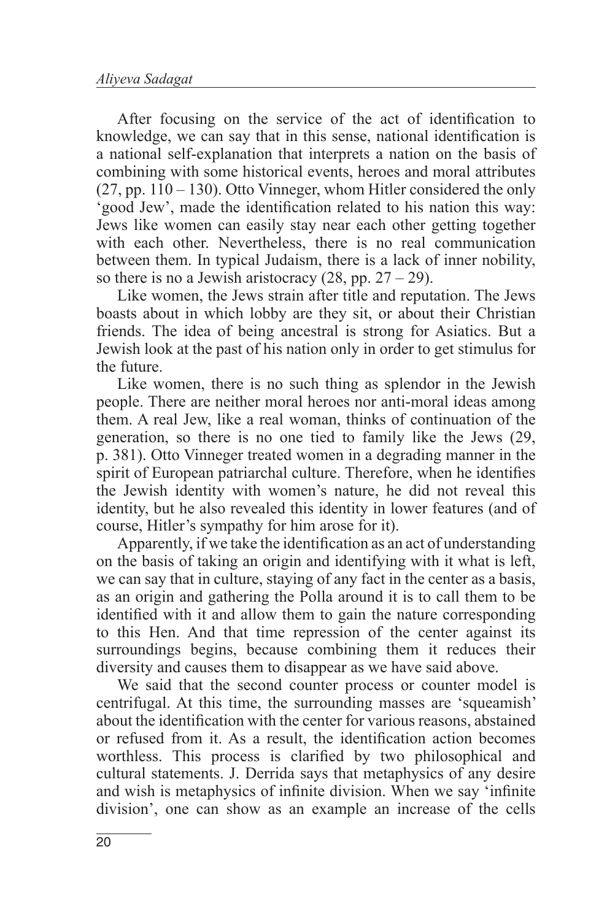After focusing on the service of the act of identification to knowledge, we can say that in this sense, national identification is a national self-explanation that interprets a nation on the basis of combining with some historical events, heroes and moral attributes (27, pp. 110 – 130). Otto Vinneger, whom Hitler considered the only 'good Jew', made the identification related to his nation this way: Jews like women can easily stay near each other getting together with each other. Nevertheless, there is no real communication between them. In typical Judaism, there is a lack of inner nobility, so there is no a Jewish aristocracy (28, pp. 27 – 29).

Like women, the Jews strain after title and reputation. The Jews boasts about in which lobby are they sit, or about their Christian friends. The idea of being ancestral is strong for Asiatics. But a Jewish look at the past of his nation only in order to get stimulus for the future.

Like women, there is no such thing as splendor in the Jewish people. There are neither moral heroes nor anti-moral ideas among them. A real Jew, like a real woman, thinks of continuation of the generation, so there is no one tied to family like the Jews (29, p. 381). Otto Vinneger treated women in a degrading manner in the spirit of European patriarchal culture. Therefore, when he identifies the Jewish identity with women's nature, he did not reveal this identity, but he also revealed this identity in lower features (and of course, Hitler's sympathy for him arose for it).

Apparently, if we take the identification as an act of understanding on the basis of taking an origin and identifying with it what is left, we can say that in culture, staying of any fact in the center as a basis, as an origin and gathering the Polla around it is to call them to be identified with it and allow them to gain the nature corresponding to this Hen. And that time repression of the center against its surroundings begins, because combining them it reduces their diversity and causes them to disappear as we have said above.

We said that the second counter process or counter model is centrifugal. At this time, the surrounding masses are 'squeamish' about the identification with the center for various reasons, abstained or refused from it. As a result, the identification action becomes worthless. This process is clarified by two philosophical and cultural statements. J. Derrida says that metaphysics of any desire and wish is metaphysics of infinite division. When we say 'infinite division', one can show as an example an increase of the cells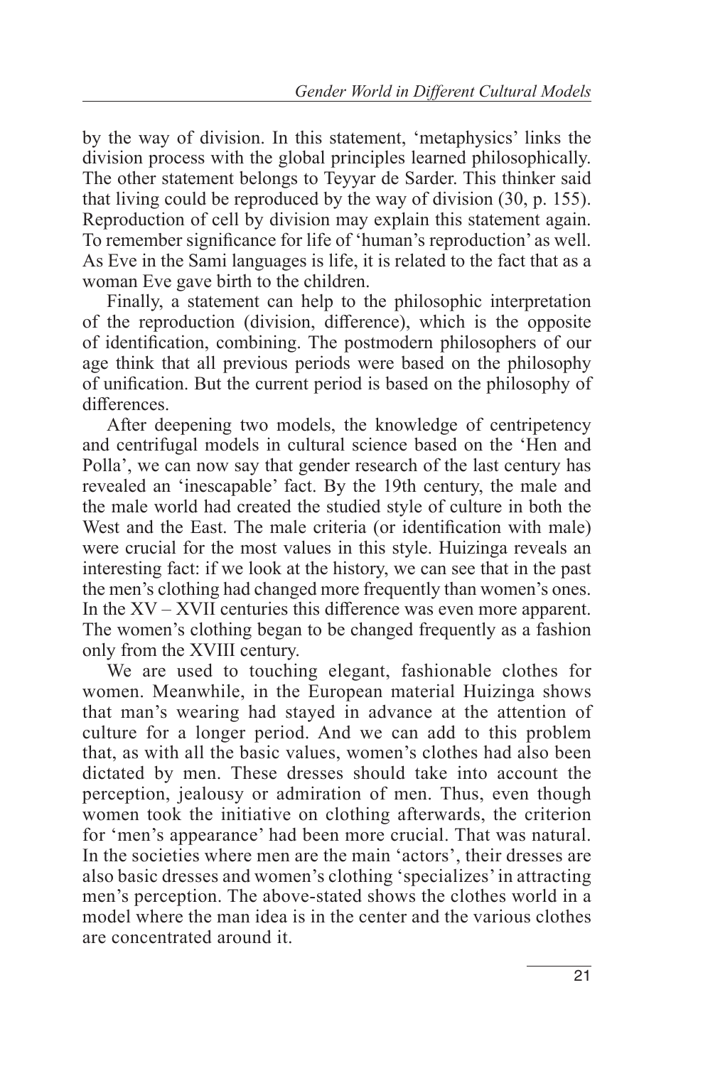by the way of division. In this statement, 'metaphysics' links the division process with the global principles learned philosophically. The other statement belongs to Teyyar de Sarder. This thinker said that living could be reproduced by the way of division (30, p. 155). Reproduction of cell by division may explain this statement again. To remember significance for life of 'human's reproduction' as well. As Eve in the Sami languages is life, it is related to the fact that as a woman Eve gave birth to the children.

Finally, a statement can help to the philosophic interpretation of the reproduction (division, difference), which is the opposite of identification, combining. The postmodern philosophers of our age think that all previous periods were based on the philosophy of unification. But the current period is based on the philosophy of differences.

After deepening two models, the knowledge of centripetency and centrifugal models in cultural science based on the 'Hen and Polla', we can now say that gender research of the last century has revealed an 'inescapable' fact. By the 19th century, the male and the male world had created the studied style of culture in both the West and the East. The male criteria (or identification with male) were crucial for the most values in this style. Huizinga reveals an interesting fact: if we look at the history, we can see that in the past the men's clothing had changed more frequently than women's ones. In the XV – XVII centuries this difference was even more apparent. The women's clothing began to be changed frequently as a fashion only from the XVIII century.

We are used to touching elegant, fashionable clothes for women. Meanwhile, in the European material Huizinga shows that man's wearing had stayed in advance at the attention of culture for a longer period. And we can add to this problem that, as with all the basic values, women's clothes had also been dictated by men. These dresses should take into account the perception, jealousy or admiration of men. Thus, even though women took the initiative on clothing afterwards, the criterion for 'men's appearance' had been more crucial. That was natural. In the societies where men are the main 'actors', their dresses are also basic dresses and women's clothing 'specializes' in attracting men's perception. The above-stated shows the clothes world in a model where the man idea is in the center and the various clothes are concentrated around it.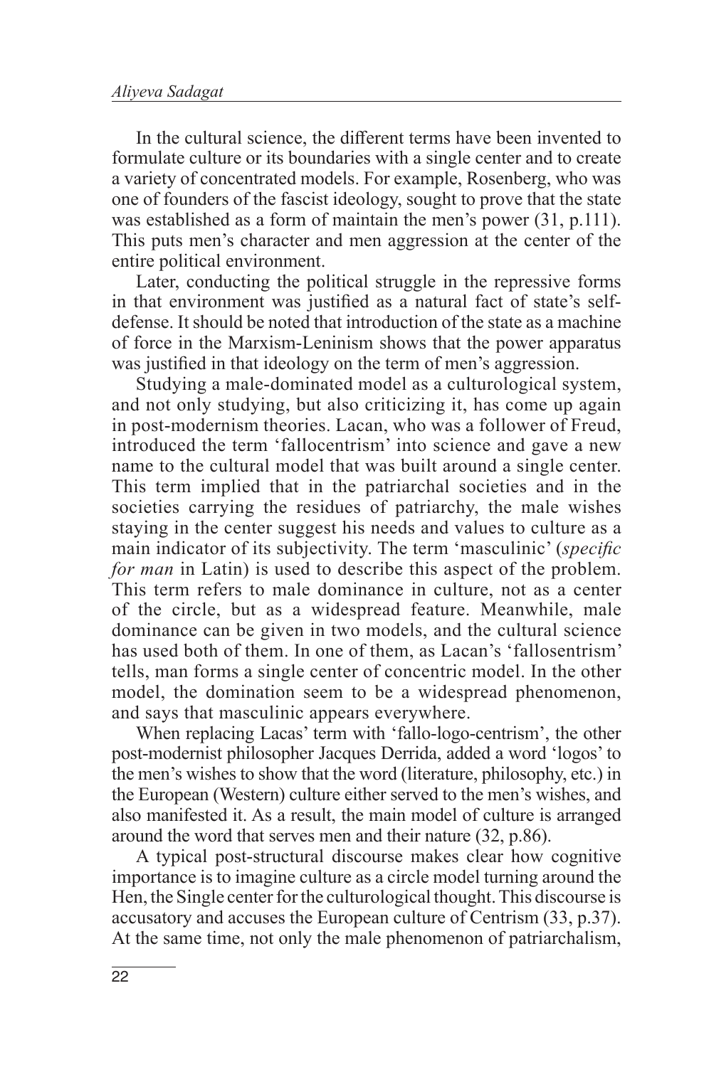In the cultural science, the different terms have been invented to formulate culture or its boundaries with a single center and to create a variety of concentrated models. For example, Rosenberg, who was one of founders of the fascist ideology, sought to prove that the state was established as a form of maintain the men's power (31, p.111). This puts men's character and men aggression at the center of the entire political environment.

Later, conducting the political struggle in the repressive forms in that environment was justified as a natural fact of state's self-defense. It should be noted that introduction of the state as a machine of force in the Marxism-Leninism shows that the power apparatus was justified in that ideology on the term of men's aggression.

Studying a male-dominated model as a culturological system, and not only studying, but also criticizing it, has come up again in post-modernism theories. Lacan, who was a follower of Freud, introduced the term 'fallocentrism' into science and gave a new name to the cultural model that was built around a single center. This term implied that in the patriarchal societies and in the societies carrying the residues of patriarchy, the male wishes staying in the center suggest his needs and values to culture as a main indicator of its subjectivity. The term 'masculinic' (*specific for man* in Latin) is used to describe this aspect of the problem. This term refers to male dominance in culture, not as a center of the circle, but as a widespread feature. Meanwhile, male dominance can be given in two models, and the cultural science has used both of them. In one of them, as Lacan's 'fallosentrism' tells, man forms a single center of concentric model. In the other model, the domination seem to be a widespread phenomenon, and says that masculinic appears everywhere.

When replacing Lacas' term with 'fallo-logo-centrism', the other post-modernist philosopher Jacques Derrida, added a word 'logos' to the men's wishes to show that the word (literature, philosophy, etc.) in the European (Western) culture either served to the men's wishes, and also manifested it. As a result, the main model of culture is arranged around the word that serves men and their nature (32, p.86).

A typical post-structural discourse makes clear how cognitive importance is to imagine culture as a circle model turning around the Hen, the Single center for the culturological thought. This discourse is accusatory and accuses the European culture of Centrism (33, p.37). At the same time, not only the male phenomenon of patriarchalism,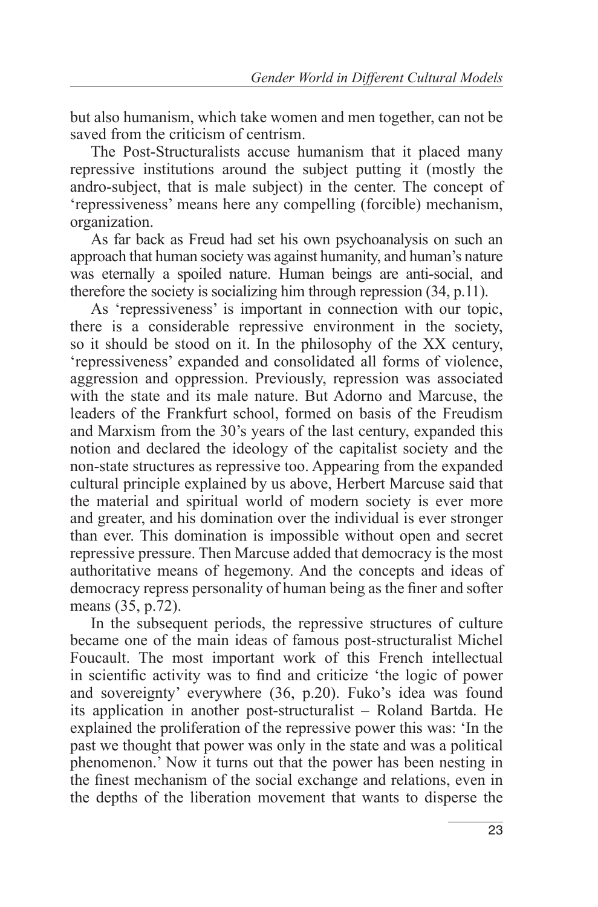but also humanism, which take women and men together, can not be saved from the criticism of centrism.

The Post-Structuralists accuse humanism that it placed many repressive institutions around the subject putting it (mostly the andro-subject, that is male subject) in the center. The concept of 'repressiveness' means here any compelling (forcible) mechanism, organization.

As far back as Freud had set his own psychoanalysis on such an approach that human society was against humanity, and human's nature was eternally a spoiled nature. Human beings are anti-social, and therefore the society is socializing him through repression (34, p.11).

As 'repressiveness' is important in connection with our topic, there is a considerable repressive environment in the society, so it should be stood on it. In the philosophy of the XX century, 'repressiveness' expanded and consolidated all forms of violence, aggression and oppression. Previously, repression was associated with the state and its male nature. But Adorno and Marcuse, the leaders of the Frankfurt school, formed on basis of the Freudism and Marxism from the 30's years of the last century, expanded this notion and declared the ideology of the capitalist society and the non-state structures as repressive too. Appearing from the expanded cultural principle explained by us above, Herbert Marcuse said that the material and spiritual world of modern society is ever more and greater, and his domination over the individual is ever stronger than ever. This domination is impossible without open and secret repressive pressure. Then Marcuse added that democracy is the most authoritative means of hegemony. And the concepts and ideas of democracy repress personality of human being as the finer and softer means (35, p.72).

In the subsequent periods, the repressive structures of culture became one of the main ideas of famous post-structuralist Michel Foucault. The most important work of this French intellectual in scientific activity was to find and criticize 'the logic of power and sovereignty' everywhere (36, p.20). Fuko's idea was found its application in another post-structuralist – Roland Bartda. He explained the proliferation of the repressive power this was: 'In the past we thought that power was only in the state and was a political phenomenon.' Now it turns out that the power has been nesting in the finest mechanism of the social exchange and relations, even in the depths of the liberation movement that wants to disperse the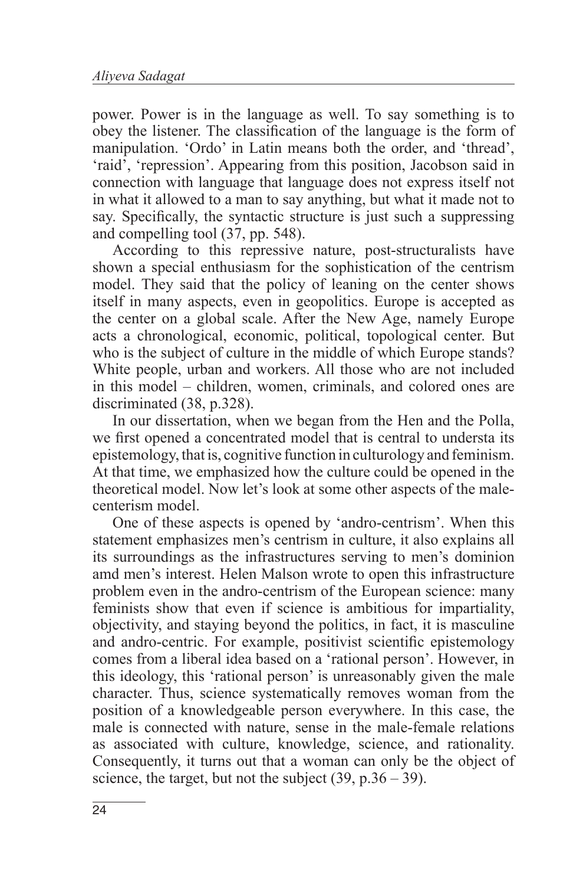power. Power is in the language as well. To say something is to obey the listener. The classification of the language is the form of manipulation. 'Ordo' in Latin means both the order, and 'thread', 'raid', 'repression'. Appearing from this position, Jacobson said in connection with language that language does not express itself not in what it allowed to a man to say anything, but what it made not to say. Specifically, the syntactic structure is just such a suppressing and compelling tool (37, pp. 548).

According to this repressive nature, post-structuralists have shown a special enthusiasm for the sophistication of the centrism model. They said that the policy of leaning on the center shows itself in many aspects, even in geopolitics. Europe is accepted as the center on a global scale. After the New Age, namely Europe acts a chronological, economic, political, topological center. But who is the subject of culture in the middle of which Europe stands? White people, urban and workers. All those who are not included in this model – children, women, criminals, and colored ones are discriminated (38, p.328).

In our dissertation, when we began from the Hen and the Polla, we first opened a concentrated model that is central to understa its epistemology, that is, cognitive function in culturology and feminism. At that time, we emphasized how the culture could be opened in the theoretical model. Now let's look at some other aspects of the male-centerism model.

One of these aspects is opened by 'andro-centrism'. When this statement emphasizes men's centrism in culture, it also explains all its surroundings as the infrastructures serving to men's dominion amd men's interest. Helen Malson wrote to open this infrastructure problem even in the andro-centrism of the European science: many feminists show that even if science is ambitious for impartiality, objectivity, and staying beyond the politics, in fact, it is masculine and andro-centric. For example, positivist scientific epistemology comes from a liberal idea based on a 'rational person'. However, in this ideology, this 'rational person' is unreasonably given the male character. Thus, science systematically removes woman from the position of a knowledgeable person everywhere. In this case, the male is connected with nature, sense in the male-female relations as associated with culture, knowledge, science, and rationality. Consequently, it turns out that a woman can only be the object of science, the target, but not the subject (39, p.36 – 39).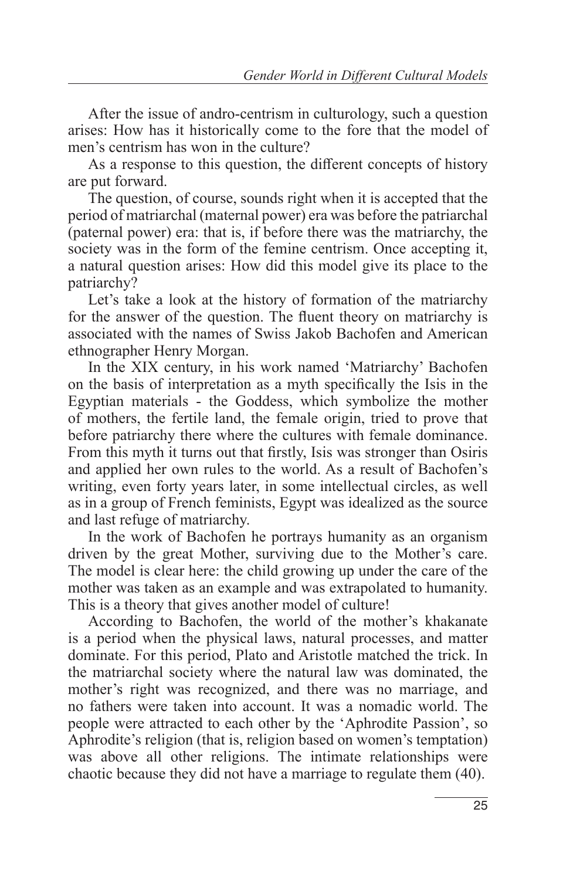After the issue of andro-centrism in culturology, such a question arises: How has it historically come to the fore that the model of men's centrism has won in the culture?

As a response to this question, the different concepts of history are put forward.

The question, of course, sounds right when it is accepted that the period of matriarchal (maternal power) era was before the patriarchal (paternal power) era: that is, if before there was the matriarchy, the society was in the form of the femine centrism. Once accepting it, a natural question arises: How did this model give its place to the patriarchy?

Let's take a look at the history of formation of the matriarchy for the answer of the question. The fluent theory on matriarchy is associated with the names of Swiss Jakob Bachofen and American ethnographer Henry Morgan.

In the XIX century, in his work named 'Matriarchy' Bachofen on the basis of interpretation as a myth specifically the Isis in the Egyptian materials - the Goddess, which symbolize the mother of mothers, the fertile land, the female origin, tried to prove that before patriarchy there where the cultures with female dominance. From this myth it turns out that firstly, Isis was stronger than Osiris and applied her own rules to the world. As a result of Bachofen's writing, even forty years later, in some intellectual circles, as well as in a group of French feminists, Egypt was idealized as the source and last refuge of matriarchy.

In the work of Bachofen he portrays humanity as an organism driven by the great Mother, surviving due to the Mother's care. The model is clear here: the child growing up under the care of the mother was taken as an example and was extrapolated to humanity. This is a theory that gives another model of culture!

According to Bachofen, the world of the mother's khakanate is a period when the physical laws, natural processes, and matter dominate. For this period, Plato and Aristotle matched the trick. In the matriarchal society where the natural law was dominated, the mother's right was recognized, and there was no marriage, and no fathers were taken into account. It was a nomadic world. The people were attracted to each other by the 'Aphrodite Passion', so Aphrodite's religion (that is, religion based on women's temptation) was above all other religions. The intimate relationships were chaotic because they did not have a marriage to regulate them (40).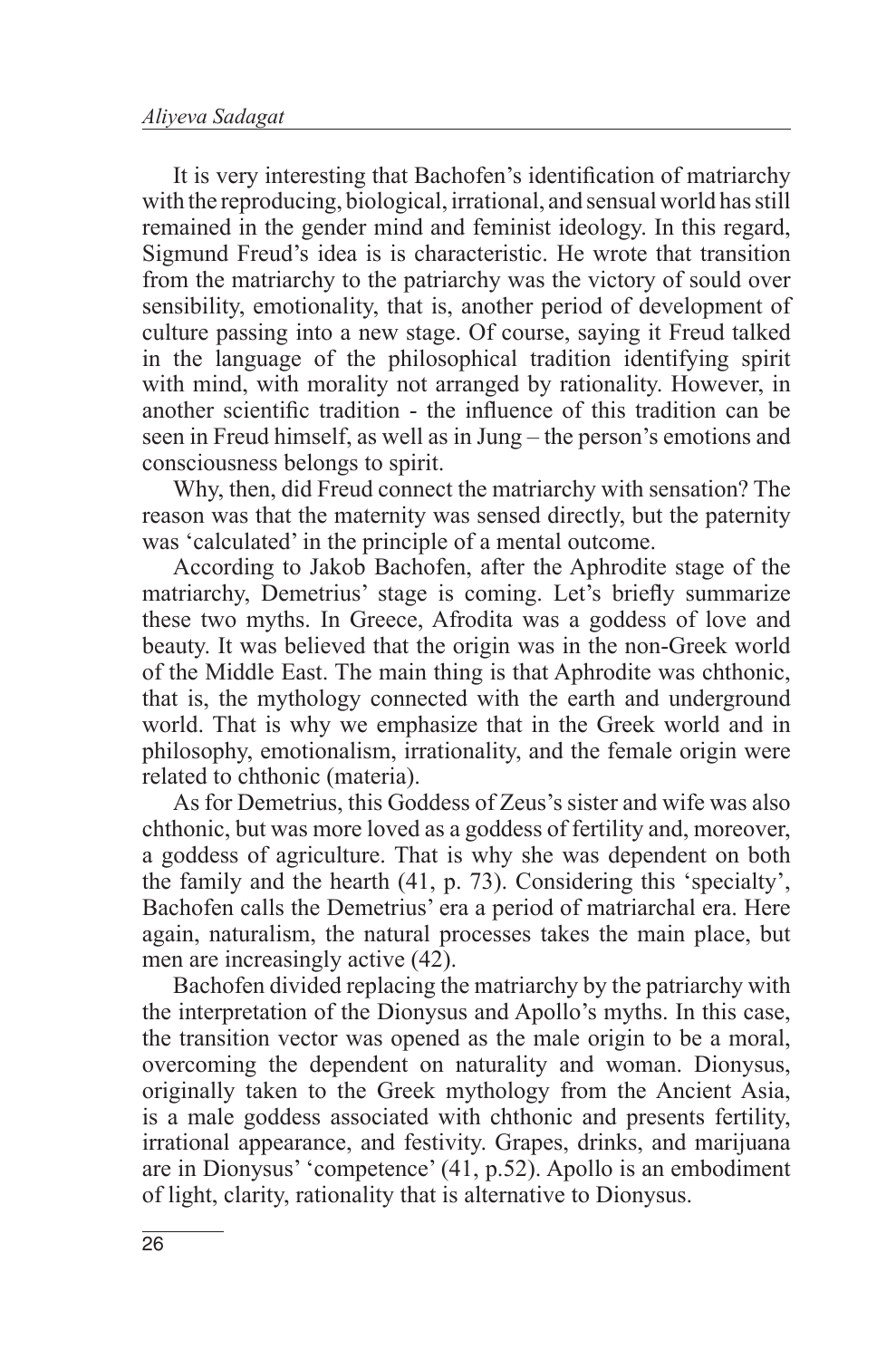It is very interesting that Bachofen's identification of matriarchy with the reproducing, biological, irrational, and sensual world has still remained in the gender mind and feminist ideology. In this regard, Sigmund Freud's idea is is characteristic. He wrote that transition from the matriarchy to the patriarchy was the victory of sould over sensibility, emotionality, that is, another period of development of culture passing into a new stage. Of course, saying it Freud talked in the language of the philosophical tradition identifying spirit with mind, with morality not arranged by rationality. However, in another scientific tradition - the influence of this tradition can be seen in Freud himself, as well as in Jung – the person's emotions and consciousness belongs to spirit.

Why, then, did Freud connect the matriarchy with sensation? The reason was that the maternity was sensed directly, but the paternity was 'calculated' in the principle of a mental outcome.

According to Jakob Bachofen, after the Aphrodite stage of the matriarchy, Demetrius' stage is coming. Let's briefly summarize these two myths. In Greece, Afrodita was a goddess of love and beauty. It was believed that the origin was in the non-Greek world of the Middle East. The main thing is that Aphrodite was chthonic, that is, the mythology connected with the earth and underground world. That is why we emphasize that in the Greek world and in philosophy, emotionalism, irrationality, and the female origin were related to chthonic (materia).

As for Demetrius, this Goddess of Zeus's sister and wife was also chthonic, but was more loved as a goddess of fertility and, moreover, a goddess of agriculture. That is why she was dependent on both the family and the hearth (41, p. 73). Considering this 'specialty', Bachofen calls the Demetrius' era a period of matriarchal era. Here again, naturalism, the natural processes takes the main place, but men are increasingly active (42).

Bachofen divided replacing the matriarchy by the patriarchy with the interpretation of the Dionysus and Apollo's myths. In this case, the transition vector was opened as the male origin to be a moral, overcoming the dependent on naturality and woman. Dionysus, originally taken to the Greek mythology from the Ancient Asia, is a male goddess associated with chthonic and presents fertility, irrational appearance, and festivity. Grapes, drinks, and marijuana are in Dionysus' 'competence' (41, p.52). Apollo is an embodiment of light, clarity, rationality that is alternative to Dionysus.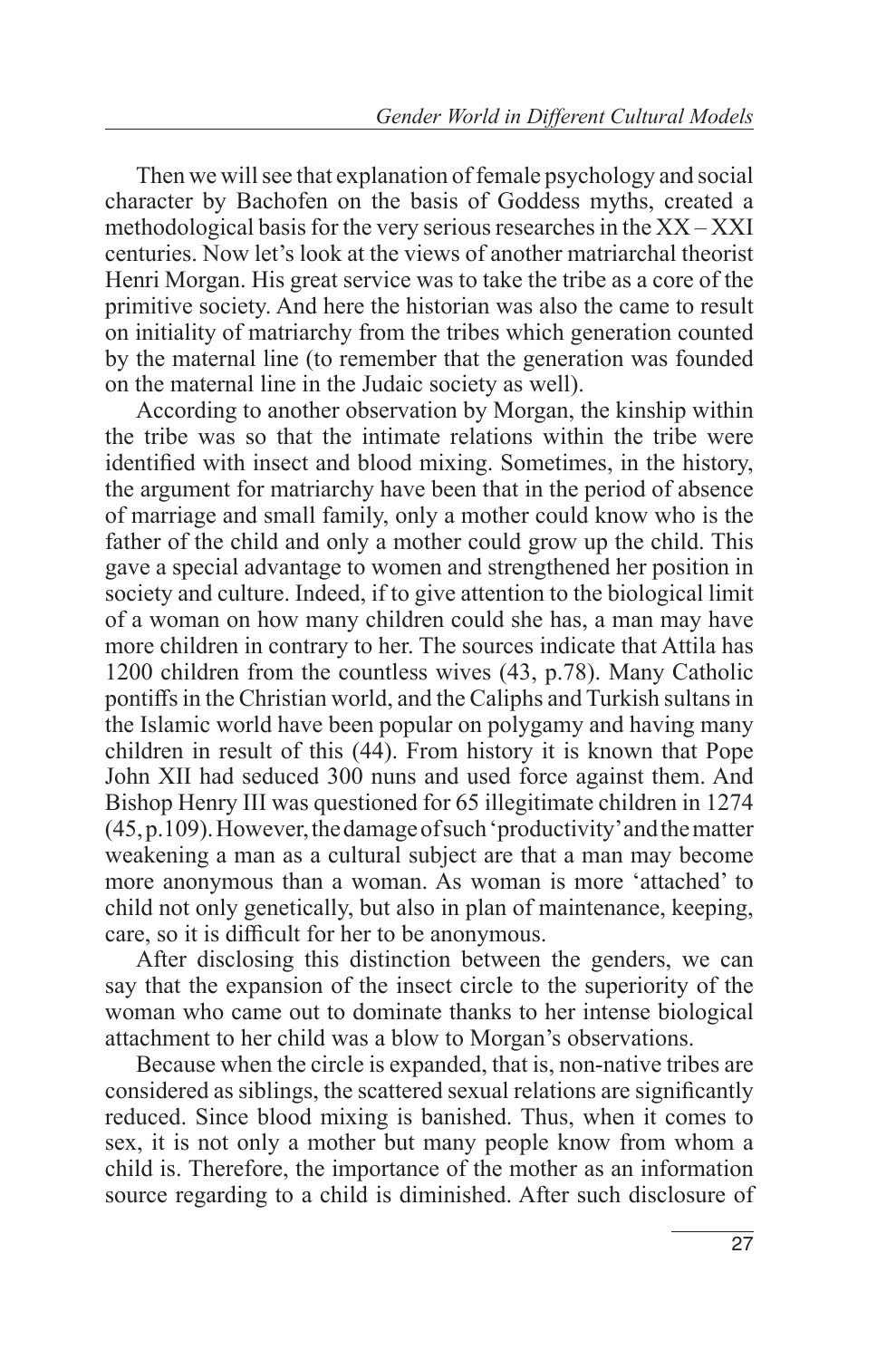Then we will see that explanation of female psychology and social character by Bachofen on the basis of Goddess myths, created a methodological basis for the very serious researches in the XX – XXI centuries. Now let's look at the views of another matriarchal theorist Henri Morgan. His great service was to take the tribe as a core of the primitive society. And here the historian was also the came to result on initiality of matriarchy from the tribes which generation counted by the maternal line (to remember that the generation was founded on the maternal line in the Judaic society as well).

According to another observation by Morgan, the kinship within the tribe was so that the intimate relations within the tribe were identified with insect and blood mixing. Sometimes, in the history, the argument for matriarchy have been that in the period of absence of marriage and small family, only a mother could know who is the father of the child and only a mother could grow up the child. This gave a special advantage to women and strengthened her position in society and culture. Indeed, if to give attention to the biological limit of a woman on how many children could she has, a man may have more children in contrary to her. The sources indicate that Attila has 1200 children from the countless wives (43, p.78). Many Catholic pontiffs in the Christian world, and the Caliphs and Turkish sultans in the Islamic world have been popular on polygamy and having many children in result of this (44). From history it is known that Pope John XII had seduced 300 nuns and used force against them. And Bishop Henry III was questioned for 65 illegitimate children in 1274 (45, p.109). However, the damage of such 'productivity' and the matter weakening a man as a cultural subject are that a man may become more anonymous than a woman. As woman is more 'attached' to child not only genetically, but also in plan of maintenance, keeping, care, so it is difficult for her to be anonymous.

After disclosing this distinction between the genders, we can say that the expansion of the insect circle to the superiority of the woman who came out to dominate thanks to her intense biological attachment to her child was a blow to Morgan's observations.

Because when the circle is expanded, that is, non-native tribes are considered as siblings, the scattered sexual relations are significantly reduced. Since blood mixing is banished. Thus, when it comes to sex, it is not only a mother but many people know from whom a child is. Therefore, the importance of the mother as an information source regarding to a child is diminished. After such disclosure of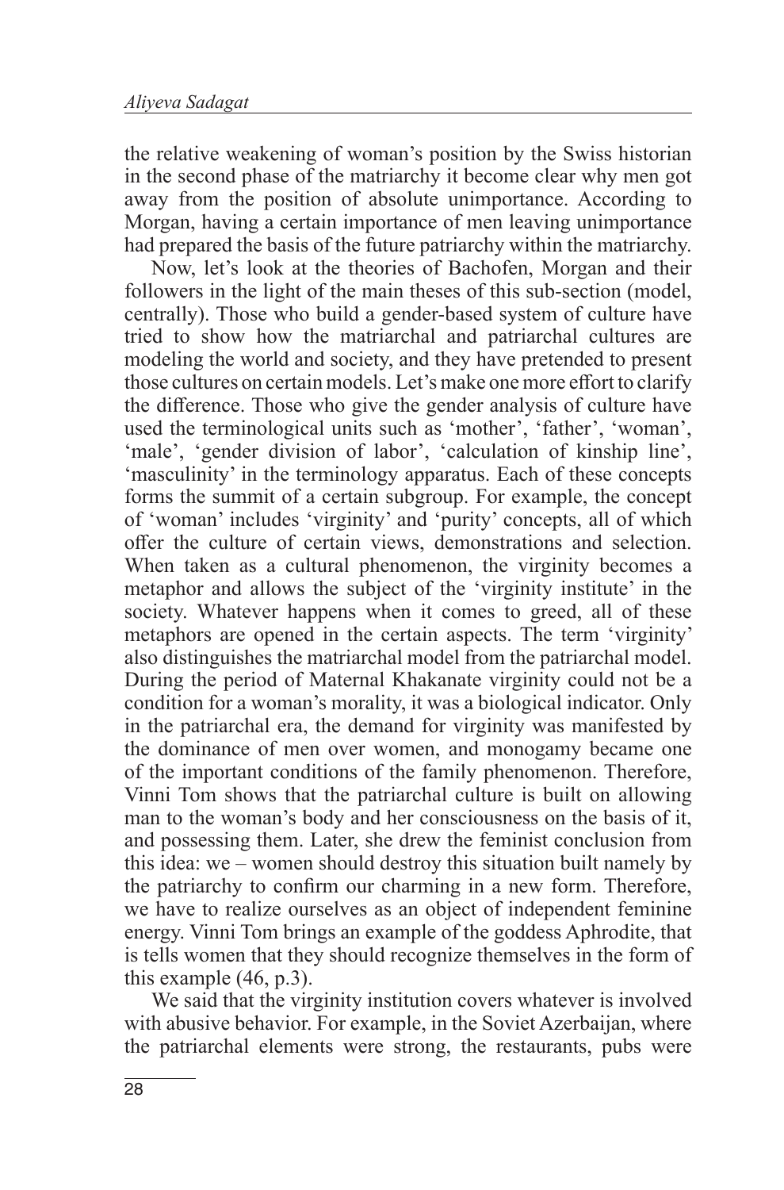the relative weakening of woman's position by the Swiss historian in the second phase of the matriarchy it become clear why men got away from the position of absolute unimportance. According to Morgan, having a certain importance of men leaving unimportance had prepared the basis of the future patriarchy within the matriarchy.

Now, let's look at the theories of Bachofen, Morgan and their followers in the light of the main theses of this sub-section (model, centrally). Those who build a gender-based system of culture have tried to show how the matriarchal and patriarchal cultures are modeling the world and society, and they have pretended to present those cultures on certain models. Let's make one more effort to clarify the difference. Those who give the gender analysis of culture have used the terminological units such as 'mother', 'father', 'woman', 'male', 'gender division of labor', 'calculation of kinship line', 'masculinity' in the terminology apparatus. Each of these concepts forms the summit of a certain subgroup. For example, the concept of 'woman' includes 'virginity' and 'purity' concepts, all of which offer the culture of certain views, demonstrations and selection. When taken as a cultural phenomenon, the virginity becomes a metaphor and allows the subject of the 'virginity institute' in the society. Whatever happens when it comes to greed, all of these metaphors are opened in the certain aspects. The term 'virginity' also distinguishes the matriarchal model from the patriarchal model. During the period of Maternal Khakanate virginity could not be a condition for a woman's morality, it was a biological indicator. Only in the patriarchal era, the demand for virginity was manifested by the dominance of men over women, and monogamy became one of the important conditions of the family phenomenon. Therefore, Vinni Tom shows that the patriarchal culture is built on allowing man to the woman's body and her consciousness on the basis of it, and possessing them. Later, she drew the feminist conclusion from this idea: we – women should destroy this situation built namely by the patriarchy to confirm our charming in a new form. Therefore, we have to realize ourselves as an object of independent feminine energy. Vinni Tom brings an example of the goddess Aphrodite, that is tells women that they should recognize themselves in the form of this example (46, p.3).

We said that the virginity institution covers whatever is involved with abusive behavior. For example, in the Soviet Azerbaijan, where the patriarchal elements were strong, the restaurants, pubs were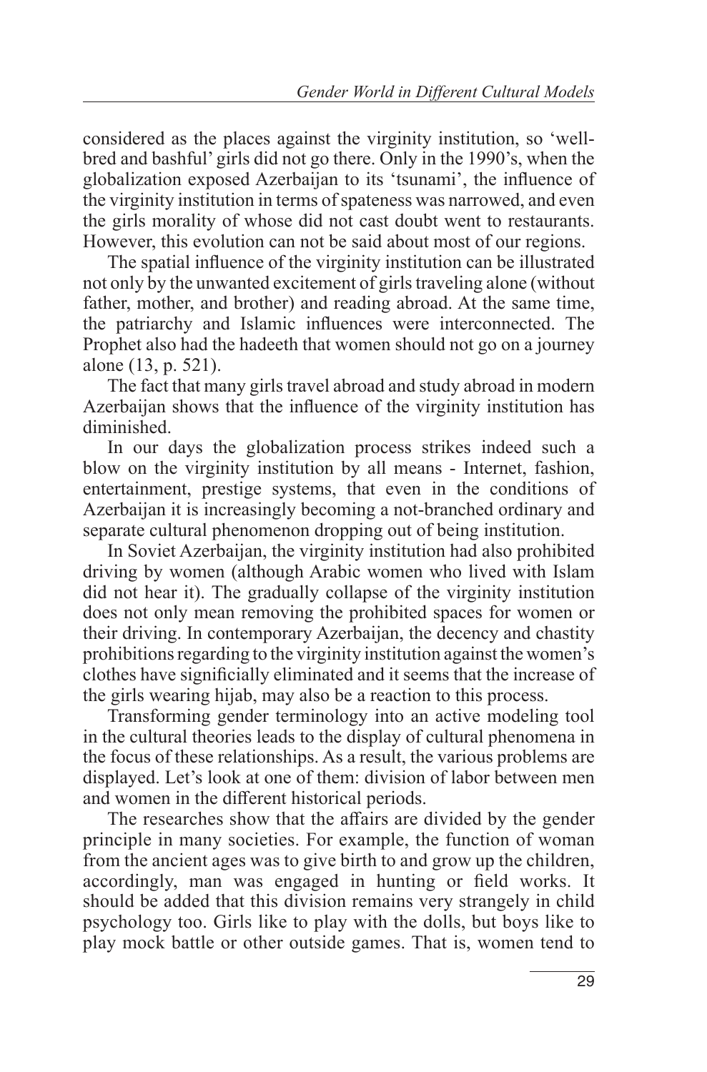considered as the places against the virginity institution, so 'well-bred and bashful' girls did not go there. Only in the 1990's, when the globalization exposed Azerbaijan to its 'tsunami', the influence of the virginity institution in terms of spateness was narrowed, and even the girls morality of whose did not cast doubt went to restaurants. However, this evolution can not be said about most of our regions.

The spatial influence of the virginity institution can be illustrated not only by the unwanted excitement of girls traveling alone (without father, mother, and brother) and reading abroad. At the same time, the patriarchy and Islamic influences were interconnected. The Prophet also had the hadeeth that women should not go on a journey alone (13, p. 521).

The fact that many girls travel abroad and study abroad in modern Azerbaijan shows that the influence of the virginity institution has diminished.

In our days the globalization process strikes indeed such a blow on the virginity institution by all means - Internet, fashion, entertainment, prestige systems, that even in the conditions of Azerbaijan it is increasingly becoming a not-branched ordinary and separate cultural phenomenon dropping out of being institution.

In Soviet Azerbaijan, the virginity institution had also prohibited driving by women (although Arabic women who lived with Islam did not hear it). The gradually collapse of the virginity institution does not only mean removing the prohibited spaces for women or their driving. In contemporary Azerbaijan, the decency and chastity prohibitions regarding to the virginity institution against the women's clothes have significially eliminated and it seems that the increase of the girls wearing hijab, may also be a reaction to this process.

Transforming gender terminology into an active modeling tool in the cultural theories leads to the display of cultural phenomena in the focus of these relationships. As a result, the various problems are displayed. Let's look at one of them: division of labor between men and women in the different historical periods.

The researches show that the affairs are divided by the gender principle in many societies. For example, the function of woman from the ancient ages was to give birth to and grow up the children, accordingly, man was engaged in hunting or field works. It should be added that this division remains very strangely in child psychology too. Girls like to play with the dolls, but boys like to play mock battle or other outside games. That is, women tend to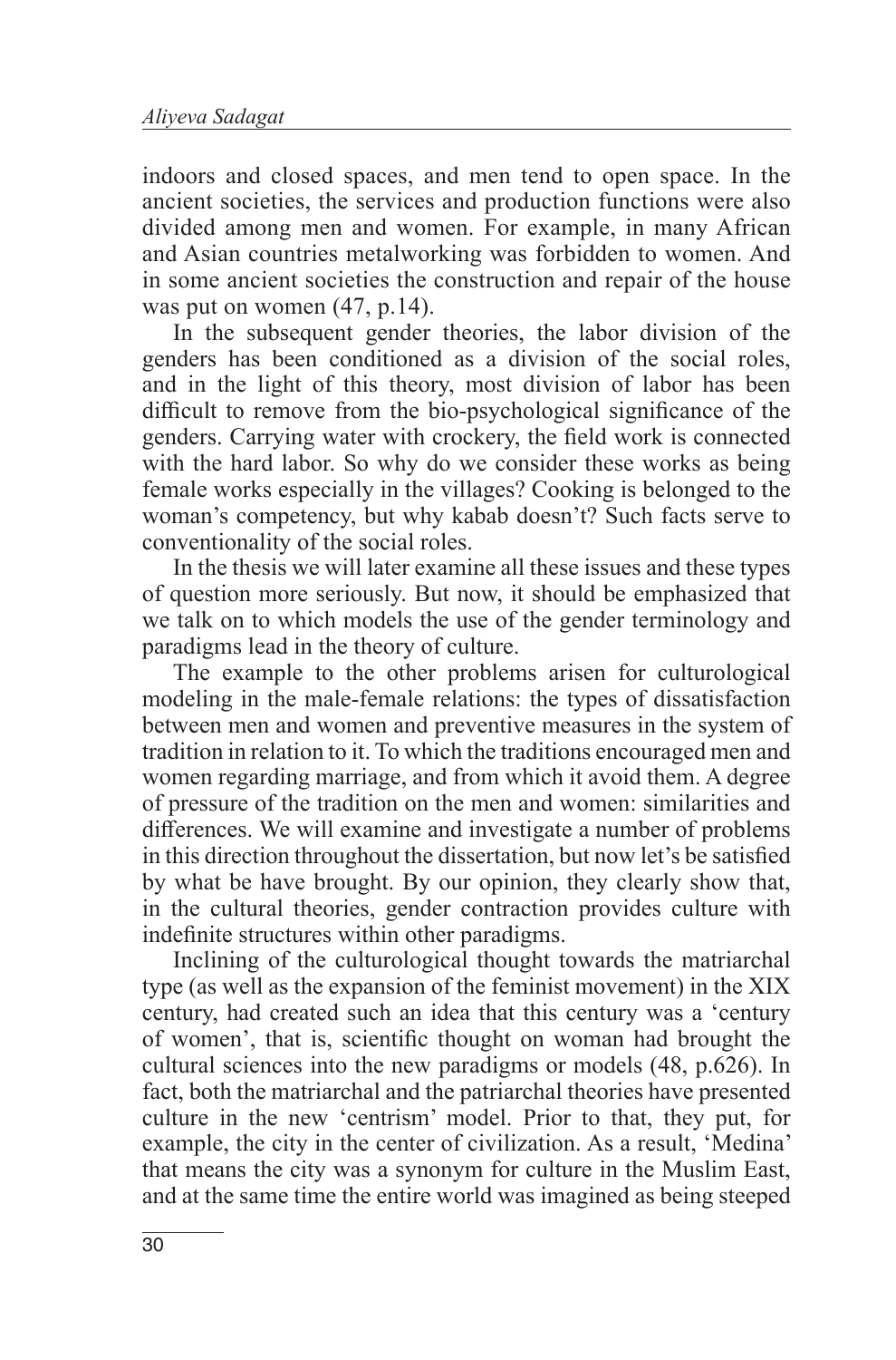indoors and closed spaces, and men tend to open space. In the ancient societies, the services and production functions were also divided among men and women. For example, in many African and Asian countries metalworking was forbidden to women. And in some ancient societies the construction and repair of the house was put on women (47, p.14).

In the subsequent gender theories, the labor division of the genders has been conditioned as a division of the social roles, and in the light of this theory, most division of labor has been difficult to remove from the bio-psychological significance of the genders. Carrying water with crockery, the field work is connected with the hard labor. So why do we consider these works as being female works especially in the villages? Cooking is belonged to the woman's competency, but why kabab doesn't? Such facts serve to conventionality of the social roles.

In the thesis we will later examine all these issues and these types of question more seriously. But now, it should be emphasized that we talk on to which models the use of the gender terminology and paradigms lead in the theory of culture.

The example to the other problems arisen for culturological modeling in the male-female relations: the types of dissatisfaction between men and women and preventive measures in the system of tradition in relation to it. To which the traditions encouraged men and women regarding marriage, and from which it avoid them. A degree of pressure of the tradition on the men and women: similarities and differences. We will examine and investigate a number of problems in this direction throughout the dissertation, but now let's be satisfied by what be have brought. By our opinion, they clearly show that, in the cultural theories, gender contraction provides culture with indefinite structures within other paradigms.

Inclining of the culturological thought towards the matriarchal type (as well as the expansion of the feminist movement) in the XIX century, had created such an idea that this century was a 'century of women', that is, scientific thought on woman had brought the cultural sciences into the new paradigms or models (48, p.626). In fact, both the matriarchal and the patriarchal theories have presented culture in the new 'centrism' model. Prior to that, they put, for example, the city in the center of civilization. As a result, 'Medina' that means the city was a synonym for culture in the Muslim East, and at the same time the entire world was imagined as being steeped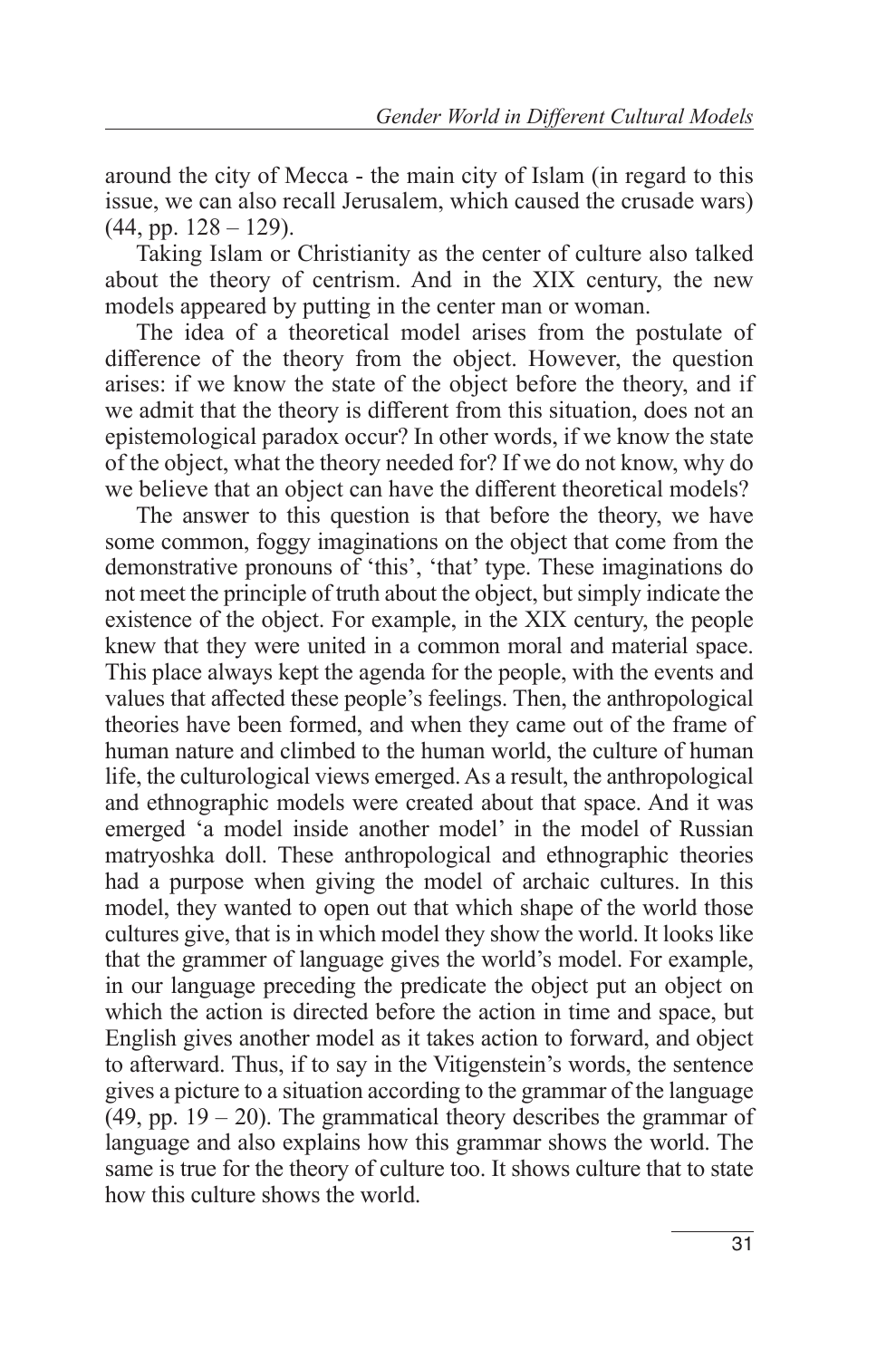around the city of Mecca - the main city of Islam (in regard to this issue, we can also recall Jerusalem, which caused the crusade wars) (44, pp. 128 – 129).

Taking Islam or Christianity as the center of culture also talked about the theory of centrism. And in the XIX century, the new models appeared by putting in the center man or woman.

The idea of a theoretical model arises from the postulate of difference of the theory from the object. However, the question arises: if we know the state of the object before the theory, and if we admit that the theory is different from this situation, does not an epistemological paradox occur? In other words, if we know the state of the object, what the theory needed for? If we do not know, why do we believe that an object can have the different theoretical models?

The answer to this question is that before the theory, we have some common, foggy imaginations on the object that come from the demonstrative pronouns of 'this', 'that' type. These imaginations do not meet the principle of truth about the object, but simply indicate the existence of the object. For example, in the XIX century, the people knew that they were united in a common moral and material space. This place always kept the agenda for the people, with the events and values that affected these people's feelings. Then, the anthropological theories have been formed, and when they came out of the frame of human nature and climbed to the human world, the culture of human life, the culturological views emerged. As a result, the anthropological and ethnographic models were created about that space. And it was emerged 'a model inside another model' in the model of Russian matryoshka doll. These anthropological and ethnographic theories had a purpose when giving the model of archaic cultures. In this model, they wanted to open out that which shape of the world those cultures give, that is in which model they show the world. It looks like that the grammer of language gives the world's model. For example, in our language preceding the predicate the object put an object on which the action is directed before the action in time and space, but English gives another model as it takes action to forward, and object to afterward. Thus, if to say in the Vitigenstein's words, the sentence gives a picture to a situation according to the grammar of the language (49, pp. 19 – 20). The grammatical theory describes the grammar of language and also explains how this grammar shows the world. The same is true for the theory of culture too. It shows culture that to state how this culture shows the world.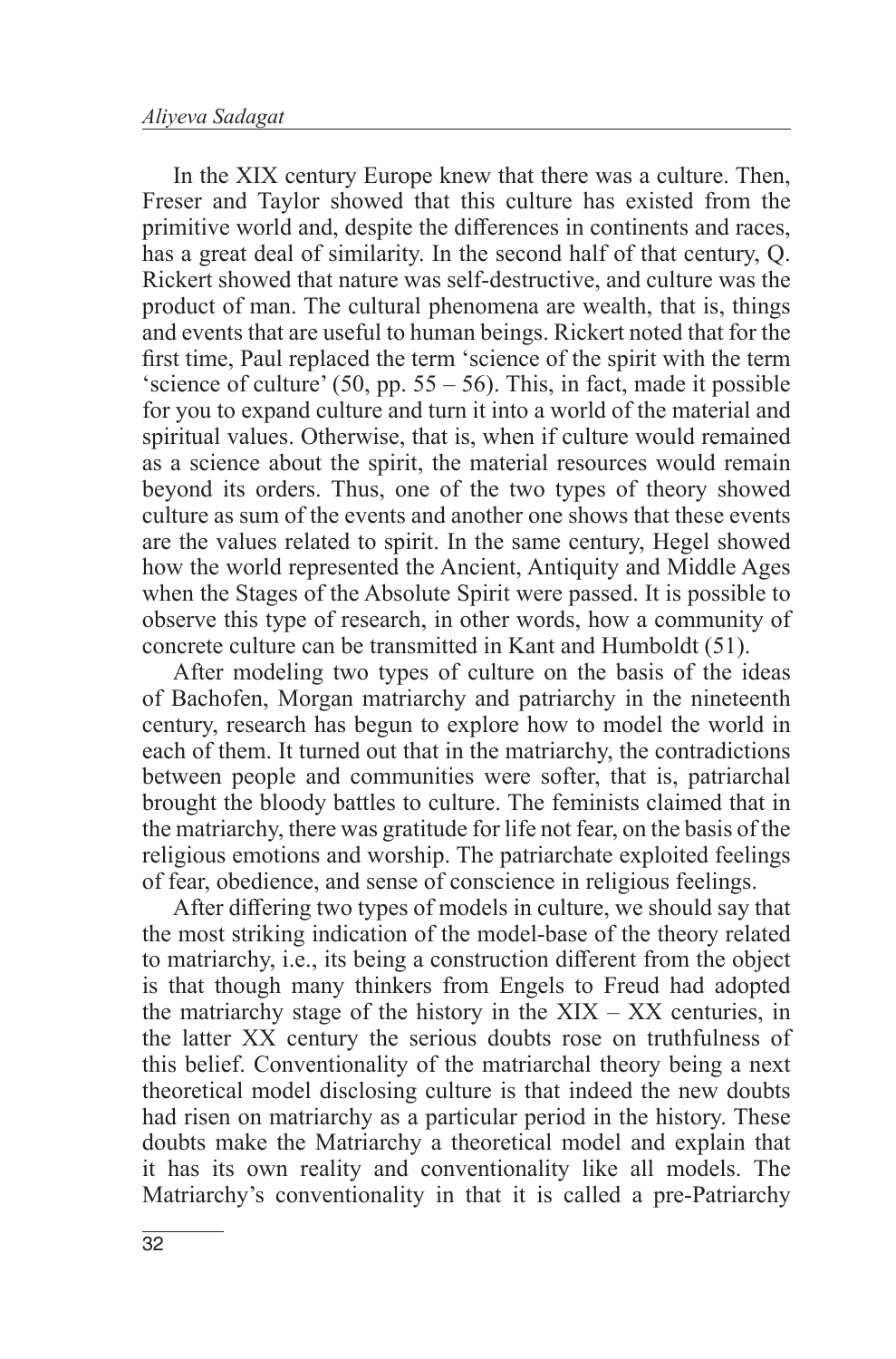In the XIX century Europe knew that there was a culture. Then, Freser and Taylor showed that this culture has existed from the primitive world and, despite the differences in continents and races, has a great deal of similarity. In the second half of that century, Q. Rickert showed that nature was self-destructive, and culture was the product of man. The cultural phenomena are wealth, that is, things and events that are useful to human beings. Rickert noted that for the first time, Paul replaced the term 'science of the spirit with the term 'science of culture' (50, pp. 55 – 56). This, in fact, made it possible for you to expand culture and turn it into a world of the material and spiritual values. Otherwise, that is, when if culture would remained as a science about the spirit, the material resources would remain beyond its orders. Thus, one of the two types of theory showed culture as sum of the events and another one shows that these events are the values related to spirit. In the same century, Hegel showed how the world represented the Ancient, Antiquity and Middle Ages when the Stages of the Absolute Spirit were passed. It is possible to observe this type of research, in other words, how a community of concrete culture can be transmitted in Kant and Humboldt (51).

After modeling two types of culture on the basis of the ideas of Bachofen, Morgan matriarchy and patriarchy in the nineteenth century, research has begun to explore how to model the world in each of them. It turned out that in the matriarchy, the contradictions between people and communities were softer, that is, patriarchal brought the bloody battles to culture. The feminists claimed that in the matriarchy, there was gratitude for life not fear, on the basis of the religious emotions and worship. The patriarchate exploited feelings of fear, obedience, and sense of conscience in religious feelings.

After differing two types of models in culture, we should say that the most striking indication of the model-base of the theory related to matriarchy, i.e., its being a construction different from the object is that though many thinkers from Engels to Freud had adopted the matriarchy stage of the history in the XIX – XX centuries, in the latter XX century the serious doubts rose on truthfulness of this belief. Conventionality of the matriarchal theory being a next theoretical model disclosing culture is that indeed the new doubts had risen on matriarchy as a particular period in the history. These doubts make the Matriarchy a theoretical model and explain that it has its own reality and conventionality like all models. The Matriarchy's conventionality in that it is called a pre-Patriarchy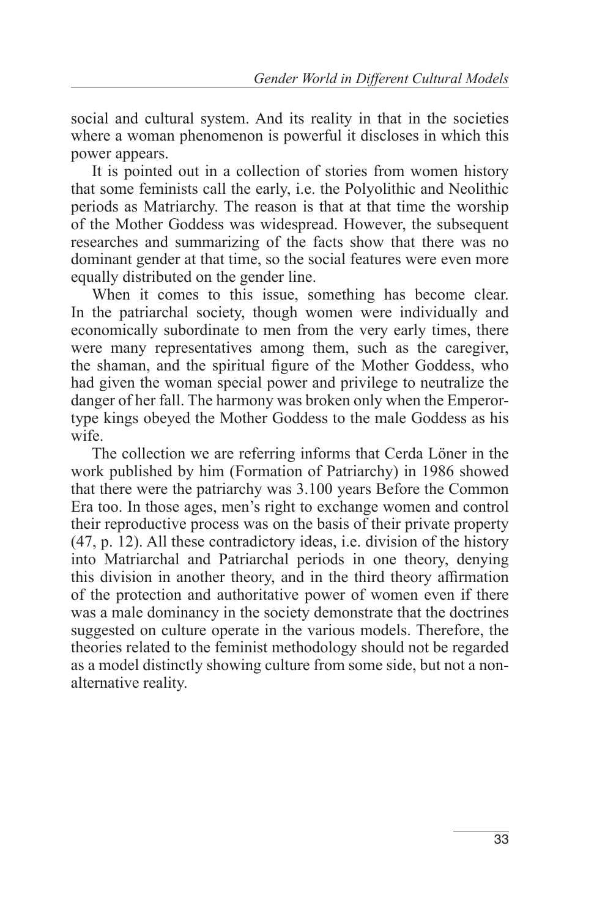social and cultural system. And its reality in that in the societies where a woman phenomenon is powerful it discloses in which this power appears.

It is pointed out in a collection of stories from women history that some feminists call the early, i.e. the Polyolithic and Neolithic periods as Matriarchy. The reason is that at that time the worship of the Mother Goddess was widespread. However, the subsequent researches and summarizing of the facts show that there was no dominant gender at that time, so the social features were even more equally distributed on the gender line.

When it comes to this issue, something has become clear. In the patriarchal society, though women were individually and economically subordinate to men from the very early times, there were many representatives among them, such as the caregiver, the shaman, and the spiritual figure of the Mother Goddess, who had given the woman special power and privilege to neutralize the danger of her fall. The harmony was broken only when the Emperor-type kings obeyed the Mother Goddess to the male Goddess as his wife.

The collection we are referring informs that Cerda Löner in the work published by him (Formation of Patriarchy) in 1986 showed that there were the patriarchy was 3.100 years Before the Common Era too. In those ages, men's right to exchange women and control their reproductive process was on the basis of their private property (47, p. 12). All these contradictory ideas, i.e. division of the history into Matriarchal and Patriarchal periods in one theory, denying this division in another theory, and in the third theory affirmation of the protection and authoritative power of women even if there was a male dominancy in the society demonstrate that the doctrines suggested on culture operate in the various models. Therefore, the theories related to the feminist methodology should not be regarded as a model distinctly showing culture from some side, but not a non-alternative reality.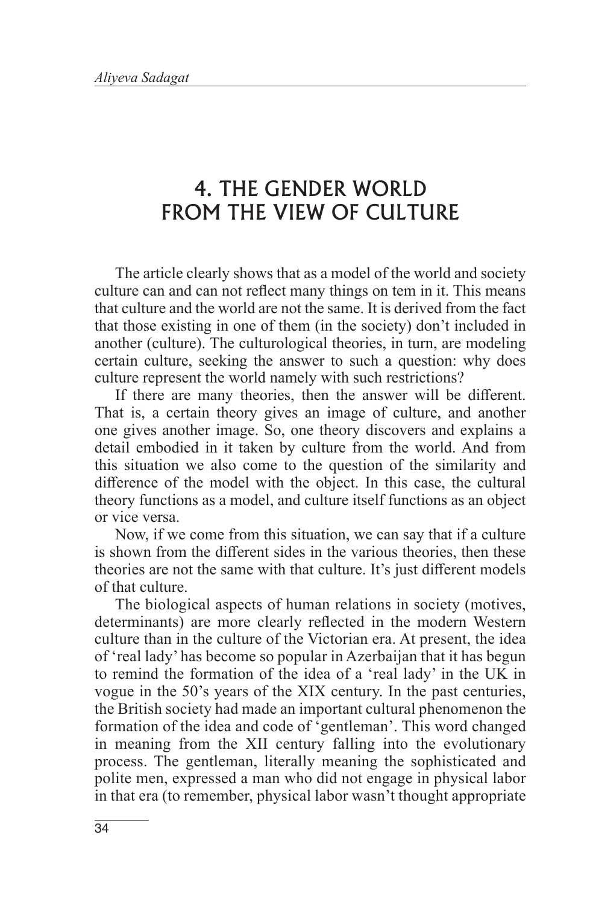# 4. THE GENDER WORLD FROM THE VIEW OF CULTURE

The article clearly shows that as a model of the world and society culture can and can not reflect many things on tem in it. This means that culture and the world are not the same. It is derived from the fact that those existing in one of them (in the society) don't included in another (culture). The culturological theories, in turn, are modeling certain culture, seeking the answer to such a question: why does culture represent the world namely with such restrictions?

If there are many theories, then the answer will be different. That is, a certain theory gives an image of culture, and another one gives another image. So, one theory discovers and explains a detail embodied in it taken by culture from the world. And from this situation we also come to the question of the similarity and difference of the model with the object. In this case, the cultural theory functions as a model, and culture itself functions as an object or vice versa.

Now, if we come from this situation, we can say that if a culture is shown from the different sides in the various theories, then these theories are not the same with that culture. It's just different models of that culture.

The biological aspects of human relations in society (motives, determinants) are more clearly reflected in the modern Western culture than in the culture of the Victorian era. At present, the idea of 'real lady' has become so popular in Azerbaijan that it has begun to remind the formation of the idea of a 'real lady' in the UK in vogue in the 50's years of the XIX century. In the past centuries, the British society had made an important cultural phenomenon the formation of the idea and code of 'gentleman'. This word changed in meaning from the XII century falling into the evolutionary process. The gentleman, literally meaning the sophisticated and polite men, expressed a man who did not engage in physical labor in that era (to remember, physical labor wasn't thought appropriate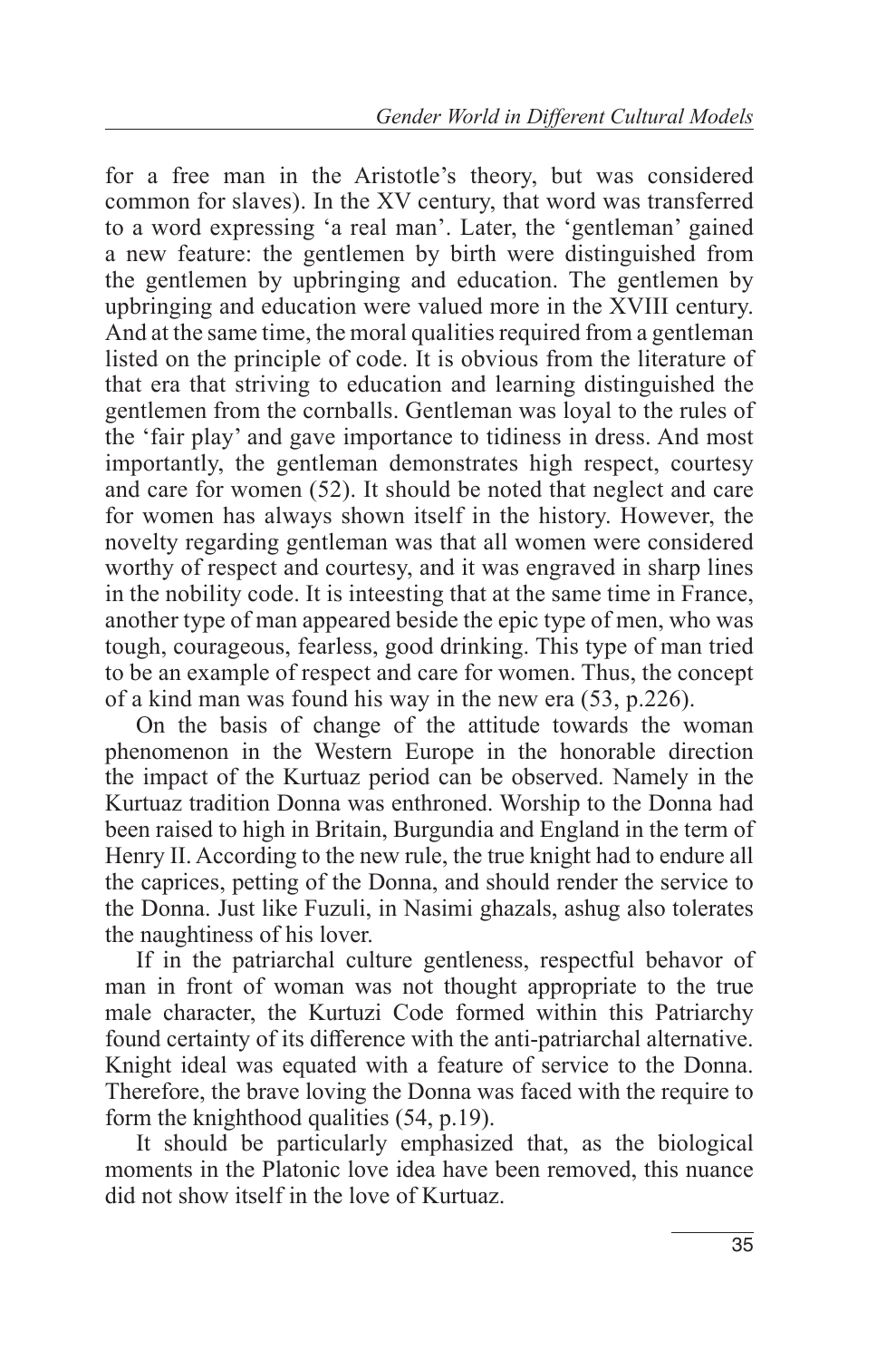for a free man in the Aristotle's theory, but was considered common for slaves). In the XV century, that word was transferred to a word expressing 'a real man'. Later, the 'gentleman' gained a new feature: the gentlemen by birth were distinguished from the gentlemen by upbringing and education. The gentlemen by upbringing and education were valued more in the XVIII century. And at the same time, the moral qualities required from a gentleman listed on the principle of code. It is obvious from the literature of that era that striving to education and learning distinguished the gentlemen from the cornballs. Gentleman was loyal to the rules of the 'fair play' and gave importance to tidiness in dress. And most importantly, the gentleman demonstrates high respect, courtesy and care for women (52). It should be noted that neglect and care for women has always shown itself in the history. However, the novelty regarding gentleman was that all women were considered worthy of respect and courtesy, and it was engraved in sharp lines in the nobility code. It is inteesting that at the same time in France, another type of man appeared beside the epic type of men, who was tough, courageous, fearless, good drinking. This type of man tried to be an example of respect and care for women. Thus, the concept of a kind man was found his way in the new era (53, p.226).

On the basis of change of the attitude towards the woman phenomenon in the Western Europe in the honorable direction the impact of the Kurtuaz period can be observed. Namely in the Kurtuaz tradition Donna was enthroned. Worship to the Donna had been raised to high in Britain, Burgundia and England in the term of Henry II. According to the new rule, the true knight had to endure all the caprices, petting of the Donna, and should render the service to the Donna. Just like Fuzuli, in Nasimi ghazals, ashug also tolerates the naughtiness of his lover.

If in the patriarchal culture gentleness, respectful behavor of man in front of woman was not thought appropriate to the true male character, the Kurtuzi Code formed within this Patriarchy found certainty of its difference with the anti-patriarchal alternative. Knight ideal was equated with a feature of service to the Donna. Therefore, the brave loving the Donna was faced with the require to form the knighthood qualities (54, p.19).

It should be particularly emphasized that, as the biological moments in the Platonic love idea have been removed, this nuance did not show itself in the love of Kurtuaz.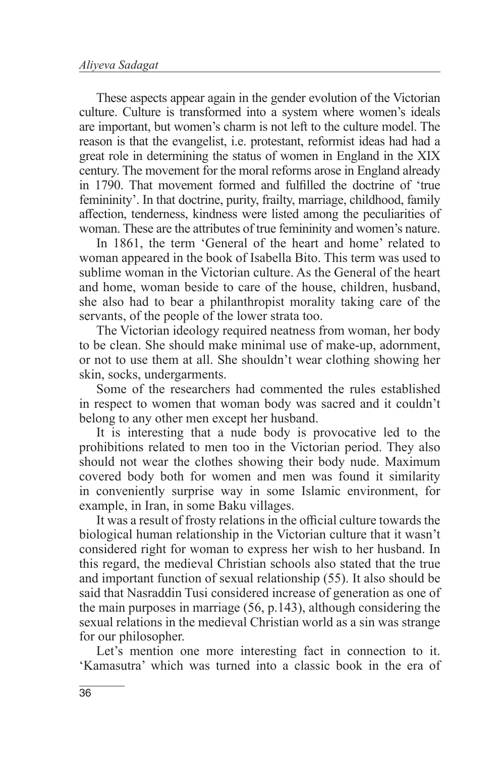These aspects appear again in the gender evolution of the Victorian culture. Culture is transformed into a system where women's ideals are important, but women's charm is not left to the culture model. The reason is that the evangelist, i.e. protestant, reformist ideas had had a great role in determining the status of women in England in the XIX century. The movement for the moral reforms arose in England already in 1790. That movement formed and fulfilled the doctrine of 'true femininity'. In that doctrine, purity, frailty, marriage, childhood, family affection, tenderness, kindness were listed among the peculiarities of woman. These are the attributes of true femininity and women's nature.

In 1861, the term 'General of the heart and home' related to woman appeared in the book of Isabella Bito. This term was used to sublime woman in the Victorian culture. As the General of the heart and home, woman beside to care of the house, children, husband, she also had to bear a philanthropist morality taking care of the servants, of the people of the lower strata too.

The Victorian ideology required neatness from woman, her body to be clean. She should make minimal use of make-up, adornment, or not to use them at all. She shouldn't wear clothing showing her skin, socks, undergarments.

Some of the researchers had commented the rules established in respect to women that woman body was sacred and it couldn't belong to any other men except her husband.

It is interesting that a nude body is provocative led to the prohibitions related to men too in the Victorian period. They also should not wear the clothes showing their body nude. Maximum covered body both for women and men was found it similarity in conveniently surprise way in some Islamic environment, for example, in Iran, in some Baku villages.

It was a result of frosty relations in the official culture towards the biological human relationship in the Victorian culture that it wasn't considered right for woman to express her wish to her husband. In this regard, the medieval Christian schools also stated that the true and important function of sexual relationship (55). It also should be said that Nasraddin Tusi considered increase of generation as one of the main purposes in marriage (56, p.143), although considering the sexual relations in the medieval Christian world as a sin was strange for our philosopher.

Let's mention one more interesting fact in connection to it. 'Kamasutra' which was turned into a classic book in the era of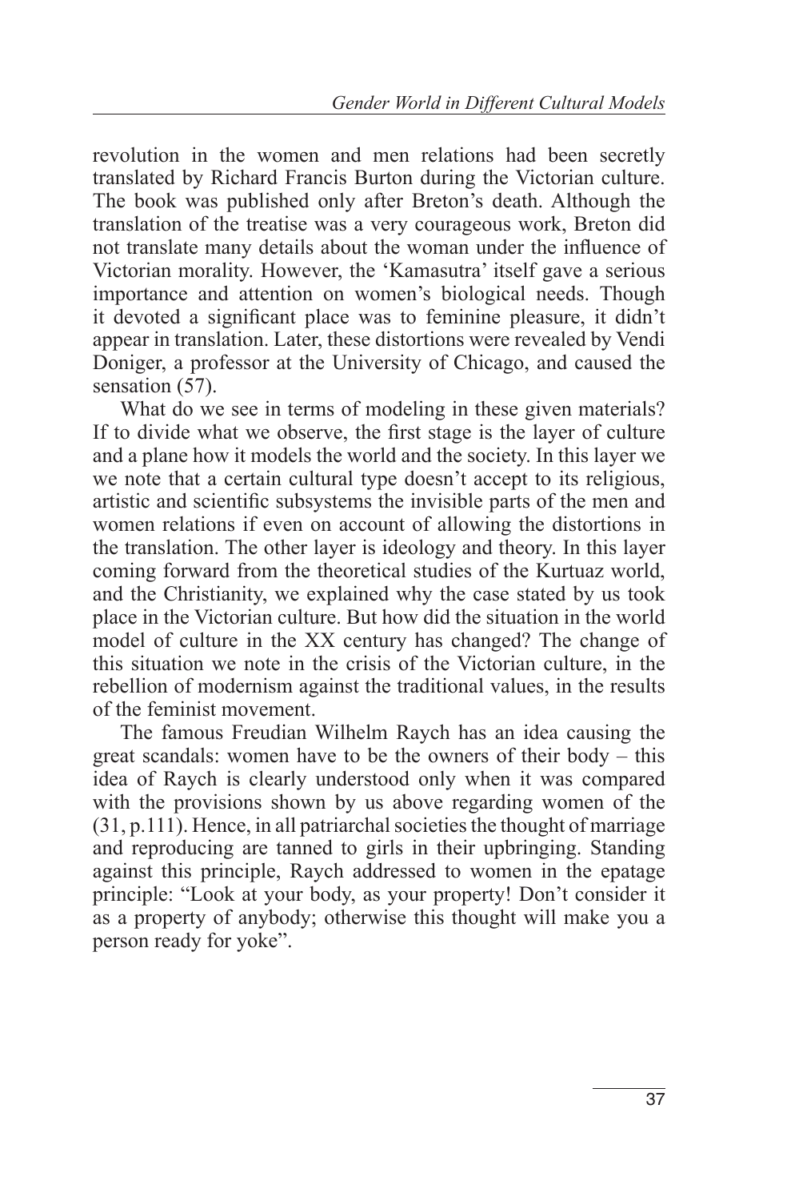revolution in the women and men relations had been secretly translated by Richard Francis Burton during the Victorian culture. The book was published only after Breton's death. Although the translation of the treatise was a very courageous work, Breton did not translate many details about the woman under the influence of Victorian morality. However, the 'Kamasutra' itself gave a serious importance and attention on women's biological needs. Though it devoted a significant place was to feminine pleasure, it didn't appear in translation. Later, these distortions were revealed by Vendi Doniger, a professor at the University of Chicago, and caused the sensation (57).

What do we see in terms of modeling in these given materials? If to divide what we observe, the first stage is the layer of culture and a plane how it models the world and the society. In this layer we we note that a certain cultural type doesn't accept to its religious, artistic and scientific subsystems the invisible parts of the men and women relations if even on account of allowing the distortions in the translation. The other layer is ideology and theory. In this layer coming forward from the theoretical studies of the Kurtuaz world, and the Christianity, we explained why the case stated by us took place in the Victorian culture. But how did the situation in the world model of culture in the XX century has changed? The change of this situation we note in the crisis of the Victorian culture, in the rebellion of modernism against the traditional values, in the results of the feminist movement.

The famous Freudian Wilhelm Raych has an idea causing the great scandals: women have to be the owners of their body – this idea of Raych is clearly understood only when it was compared with the provisions shown by us above regarding women of the (31, p.111). Hence, in all patriarchal societies the thought of marriage and reproducing are tanned to girls in their upbringing. Standing against this principle, Raych addressed to women in the epatage principle: "Look at your body, as your property! Don't consider it as a property of anybody; otherwise this thought will make you a person ready for yoke".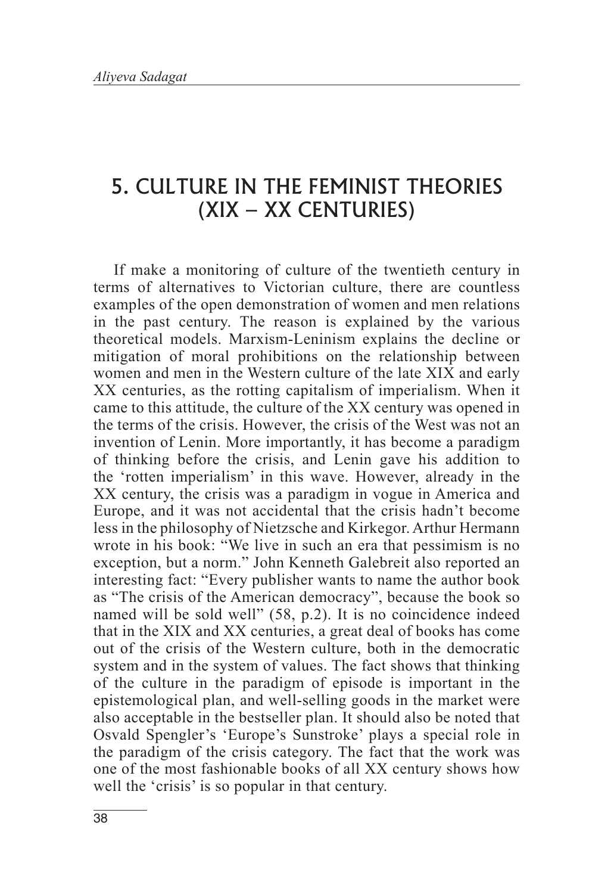# 5. CULTURE IN THE FEMINIST THEORIES (XIX – XX CENTURIES)

If make a monitoring of culture of the twentieth century in terms of alternatives to Victorian culture, there are countless examples of the open demonstration of women and men relations in the past century. The reason is explained by the various theoretical models. Marxism-Leninism explains the decline or mitigation of moral prohibitions on the relationship between women and men in the Western culture of the late XIX and early XX centuries, as the rotting capitalism of imperialism. When it came to this attitude, the culture of the XX century was opened in the terms of the crisis. However, the crisis of the West was not an invention of Lenin. More importantly, it has become a paradigm of thinking before the crisis, and Lenin gave his addition to the 'rotten imperialism' in this wave. However, already in the XX century, the crisis was a paradigm in vogue in America and Europe, and it was not accidental that the crisis hadn't become less in the philosophy of Nietzsche and Kirkegor. Arthur Hermann wrote in his book: "We live in such an era that pessimism is no exception, but a norm." John Kenneth Galebreit also reported an interesting fact: "Every publisher wants to name the author book as "The crisis of the American democracy", because the book so named will be sold well" (58, p.2). It is no coincidence indeed that in the XIX and XX centuries, a great deal of books has come out of the crisis of the Western culture, both in the democratic system and in the system of values. The fact shows that thinking of the culture in the paradigm of episode is important in the epistemological plan, and well-selling goods in the market were also acceptable in the bestseller plan. It should also be noted that Osvald Spengler's 'Europe's Sunstroke' plays a special role in the paradigm of the crisis category. The fact that the work was one of the most fashionable books of all XX century shows how well the 'crisis' is so popular in that century.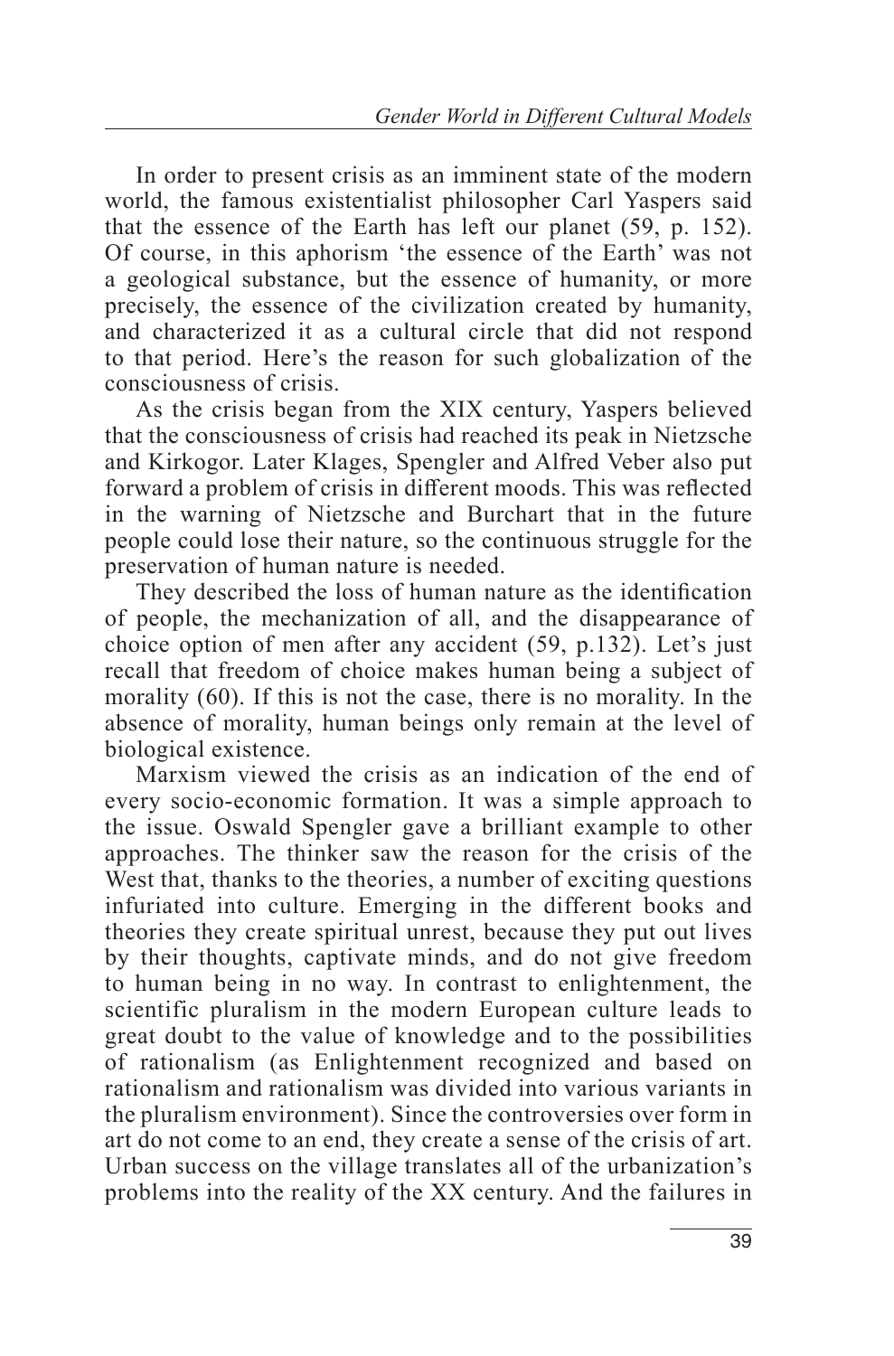In order to present crisis as an imminent state of the modern world, the famous existentialist philosopher Carl Yaspers said that the essence of the Earth has left our planet (59, p. 152). Of course, in this aphorism 'the essence of the Earth' was not a geological substance, but the essence of humanity, or more precisely, the essence of the civilization created by humanity, and characterized it as a cultural circle that did not respond to that period. Here's the reason for such globalization of the consciousness of crisis.

As the crisis began from the XIX century, Yaspers believed that the consciousness of crisis had reached its peak in Nietzsche and Kirkogor. Later Klages, Spengler and Alfred Veber also put forward a problem of crisis in different moods. This was reflected in the warning of Nietzsche and Burchart that in the future people could lose their nature, so the continuous struggle for the preservation of human nature is needed.

They described the loss of human nature as the identification of people, the mechanization of all, and the disappearance of choice option of men after any accident (59, p.132). Let's just recall that freedom of choice makes human being a subject of morality (60). If this is not the case, there is no morality. In the absence of morality, human beings only remain at the level of biological existence.

Marxism viewed the crisis as an indication of the end of every socio-economic formation. It was a simple approach to the issue. Oswald Spengler gave a brilliant example to other approaches. The thinker saw the reason for the crisis of the West that, thanks to the theories, a number of exciting questions infuriated into culture. Emerging in the different books and theories they create spiritual unrest, because they put out lives by their thoughts, captivate minds, and do not give freedom to human being in no way. In contrast to enlightenment, the scientific pluralism in the modern European culture leads to great doubt to the value of knowledge and to the possibilities of rationalism (as Enlightenment recognized and based on rationalism and rationalism was divided into various variants in the pluralism environment). Since the controversies over form in art do not come to an end, they create a sense of the crisis of art. Urban success on the village translates all of the urbanization's problems into the reality of the XX century. And the failures in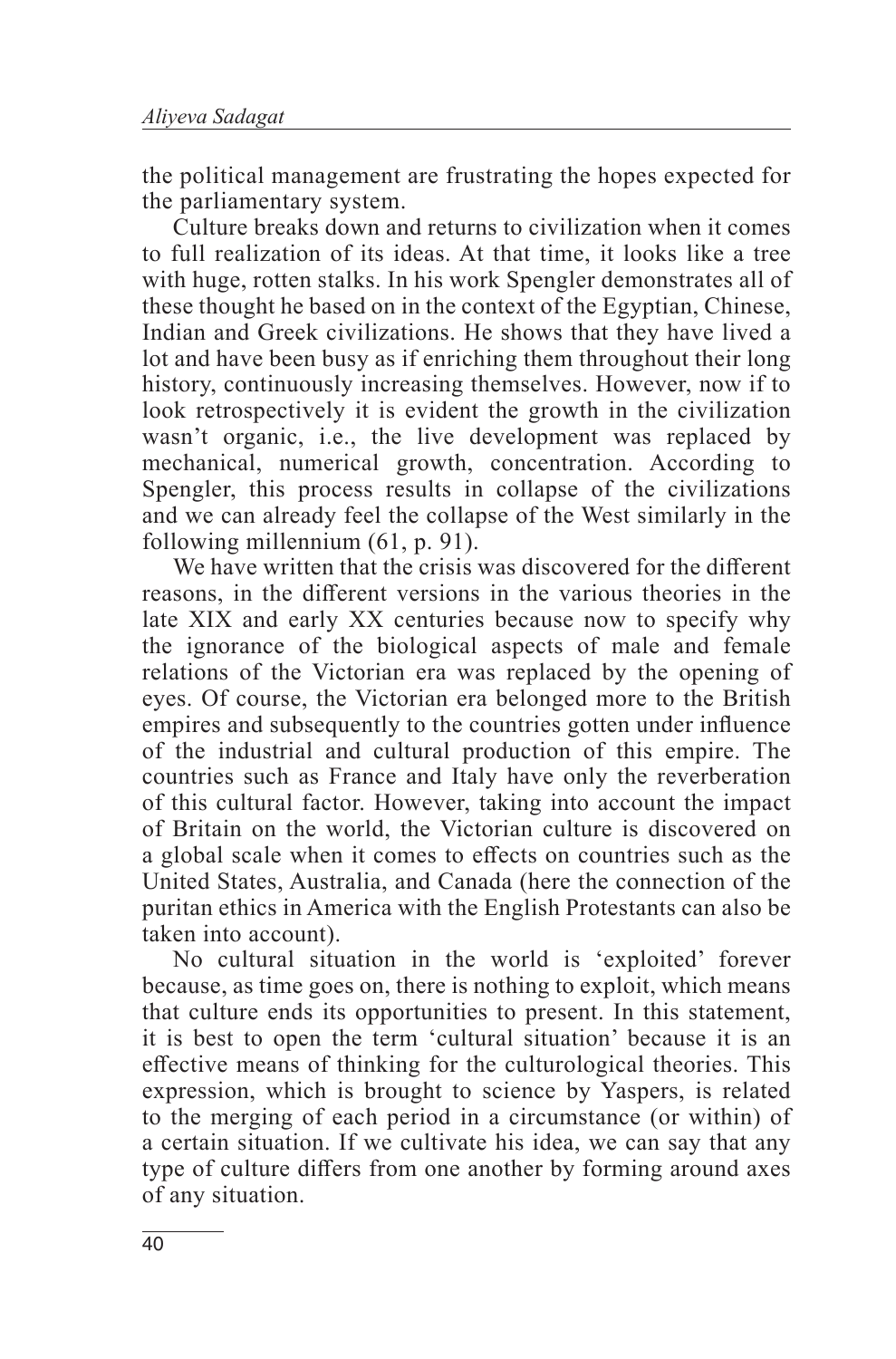the political management are frustrating the hopes expected for the parliamentary system.

Culture breaks down and returns to civilization when it comes to full realization of its ideas. At that time, it looks like a tree with huge, rotten stalks. In his work Spengler demonstrates all of these thought he based on in the context of the Egyptian, Chinese, Indian and Greek civilizations. He shows that they have lived a lot and have been busy as if enriching them throughout their long history, continuously increasing themselves. However, now if to look retrospectively it is evident the growth in the civilization wasn't organic, i.e., the live development was replaced by mechanical, numerical growth, concentration. According to Spengler, this process results in collapse of the civilizations and we can already feel the collapse of the West similarly in the following millennium (61, p. 91).

We have written that the crisis was discovered for the different reasons, in the different versions in the various theories in the late XIX and early XX centuries because now to specify why the ignorance of the biological aspects of male and female relations of the Victorian era was replaced by the opening of eyes. Of course, the Victorian era belonged more to the British empires and subsequently to the countries gotten under influence of the industrial and cultural production of this empire. The countries such as France and Italy have only the reverberation of this cultural factor. However, taking into account the impact of Britain on the world, the Victorian culture is discovered on a global scale when it comes to effects on countries such as the United States, Australia, and Canada (here the connection of the puritan ethics in America with the English Protestants can also be taken into account).

No cultural situation in the world is 'exploited' forever because, as time goes on, there is nothing to exploit, which means that culture ends its opportunities to present. In this statement, it is best to open the term 'cultural situation' because it is an effective means of thinking for the culturological theories. This expression, which is brought to science by Yaspers, is related to the merging of each period in a circumstance (or within) of a certain situation. If we cultivate his idea, we can say that any type of culture differs from one another by forming around axes of any situation.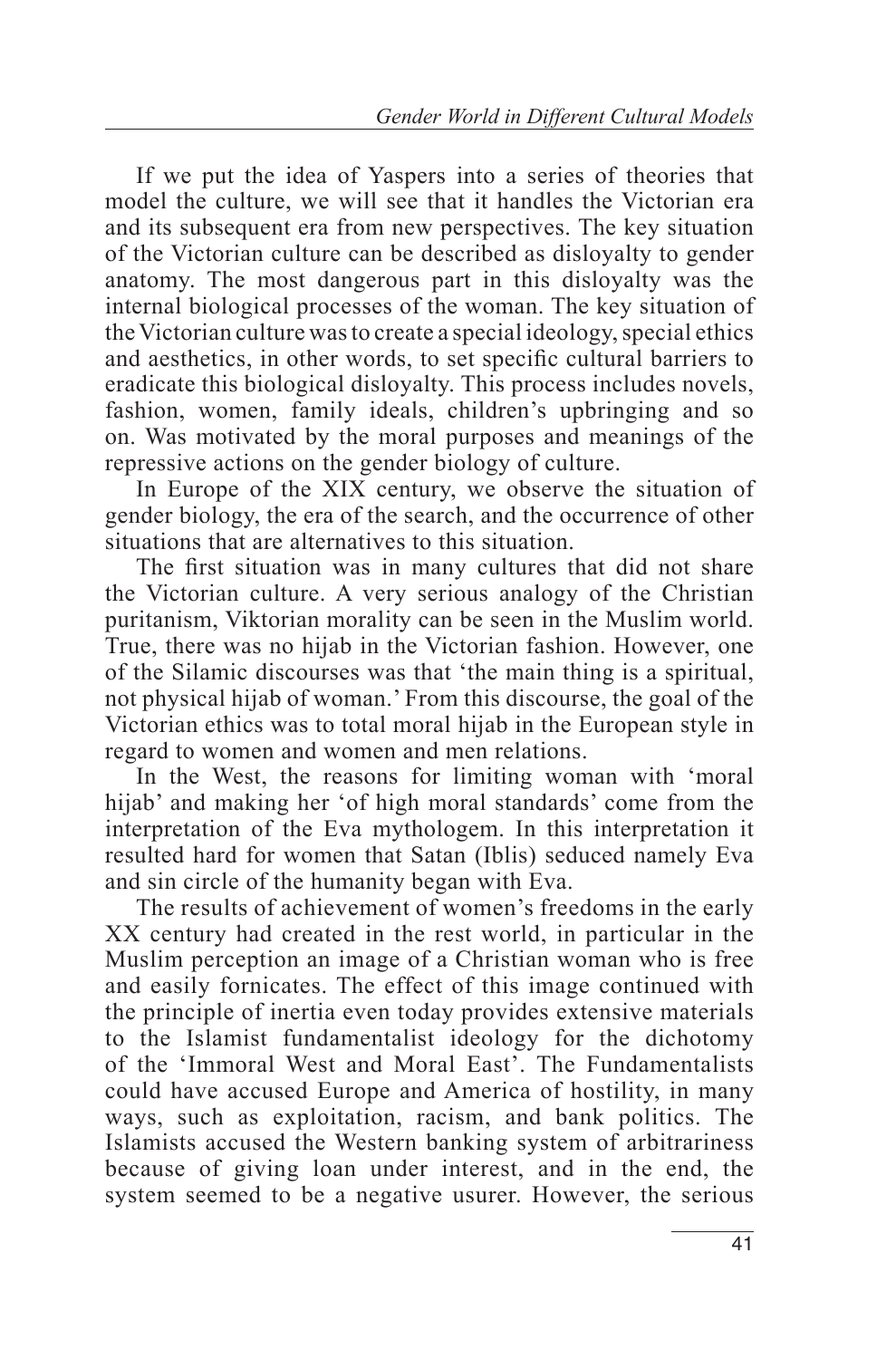If we put the idea of Yaspers into a series of theories that model the culture, we will see that it handles the Victorian era and its subsequent era from new perspectives. The key situation of the Victorian culture can be described as disloyalty to gender anatomy. The most dangerous part in this disloyalty was the internal biological processes of the woman. The key situation of the Victorian culture was to create a special ideology, special ethics and aesthetics, in other words, to set specific cultural barriers to eradicate this biological disloyalty. This process includes novels, fashion, women, family ideals, children's upbringing and so on. Was motivated by the moral purposes and meanings of the repressive actions on the gender biology of culture.

In Europe of the XIX century, we observe the situation of gender biology, the era of the search, and the occurrence of other situations that are alternatives to this situation.

The first situation was in many cultures that did not share the Victorian culture. A very serious analogy of the Christian puritanism, Viktorian morality can be seen in the Muslim world. True, there was no hijab in the Victorian fashion. However, one of the Silamic discourses was that 'the main thing is a spiritual, not physical hijab of woman.' From this discourse, the goal of the Victorian ethics was to total moral hijab in the European style in regard to women and women and men relations.

In the West, the reasons for limiting woman with 'moral hijab' and making her 'of high moral standards' come from the interpretation of the Eva mythologem. In this interpretation it resulted hard for women that Satan (Iblis) seduced namely Eva and sin circle of the humanity began with Eva.

The results of achievement of women's freedoms in the early XX century had created in the rest world, in particular in the Muslim perception an image of a Christian woman who is free and easily fornicates. The effect of this image continued with the principle of inertia even today provides extensive materials to the Islamist fundamentalist ideology for the dichotomy of the 'Immoral West and Moral East'. The Fundamentalists could have accused Europe and America of hostility, in many ways, such as exploitation, racism, and bank politics. The Islamists accused the Western banking system of arbitrariness because of giving loan under interest, and in the end, the system seemed to be a negative usurer. However, the serious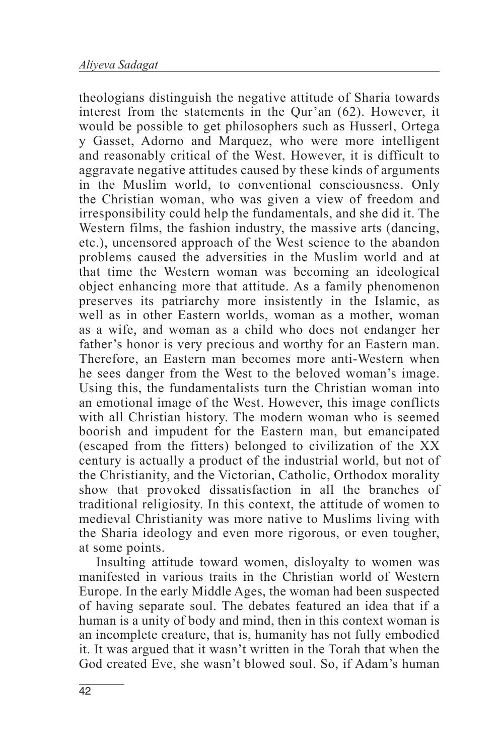theologians distinguish the negative attitude of Sharia towards interest from the statements in the Qur'an (62). However, it would be possible to get philosophers such as Husserl, Ortega y Gasset, Adorno and Marquez, who were more intelligent and reasonably critical of the West. However, it is difficult to aggravate negative attitudes caused by these kinds of arguments in the Muslim world, to conventional consciousness. Only the Christian woman, who was given a view of freedom and irresponsibility could help the fundamentals, and she did it. The Western films, the fashion industry, the massive arts (dancing, etc.), uncensored approach of the West science to the abandon problems caused the adversities in the Muslim world and at that time the Western woman was becoming an ideological object enhancing more that attitude. As a family phenomenon preserves its patriarchy more insistently in the Islamic, as well as in other Eastern worlds, woman as a mother, woman as a wife, and woman as a child who does not endanger her father's honor is very precious and worthy for an Eastern man. Therefore, an Eastern man becomes more anti-Western when he sees danger from the West to the beloved woman's image. Using this, the fundamentalists turn the Christian woman into an emotional image of the West. However, this image conflicts with all Christian history. The modern woman who is seemed boorish and impudent for the Eastern man, but emancipated (escaped from the fitters) belonged to civilization of the XX century is actually a product of the industrial world, but not of the Christianity, and the Victorian, Catholic, Orthodox morality show that provoked dissatisfaction in all the branches of traditional religiosity. In this context, the attitude of women to medieval Christianity was more native to Muslims living with the Sharia ideology and even more rigorous, or even tougher, at some points.

Insulting attitude toward women, disloyalty to women was manifested in various traits in the Christian world of Western Europe. In the early Middle Ages, the woman had been suspected of having separate soul. The debates featured an idea that if a human is a unity of body and mind, then in this context woman is an incomplete creature, that is, humanity has not fully embodied it. It was argued that it wasn't written in the Torah that when the God created Eve, she wasn't blowed soul. So, if Adam's human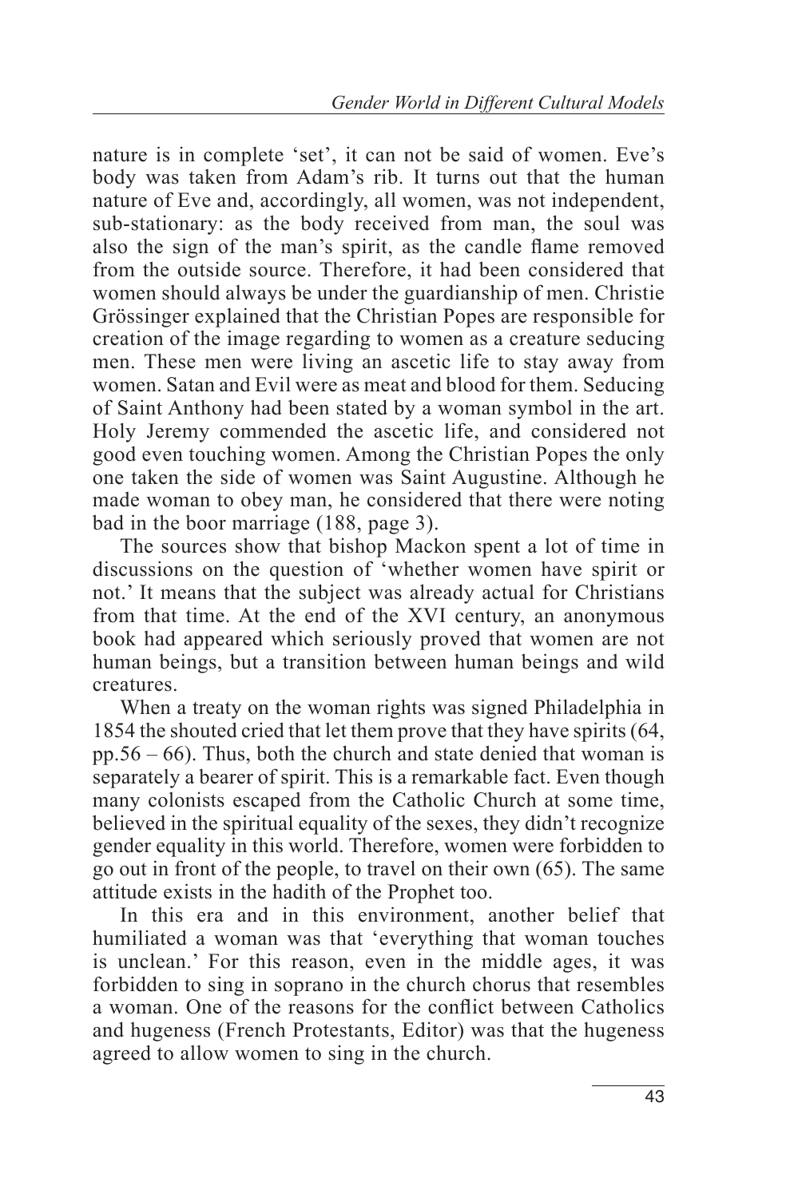nature is in complete 'set', it can not be said of women. Eve's body was taken from Adam's rib. It turns out that the human nature of Eve and, accordingly, all women, was not independent, sub-stationary: as the body received from man, the soul was also the sign of the man's spirit, as the candle flame removed from the outside source. Therefore, it had been considered that women should always be under the guardianship of men. Christie Grössinger explained that the Christian Popes are responsible for creation of the image regarding to women as a creature seducing men. These men were living an ascetic life to stay away from women. Satan and Evil were as meat and blood for them. Seducing of Saint Anthony had been stated by a woman symbol in the art. Holy Jeremy commended the ascetic life, and considered not good even touching women. Among the Christian Popes the only one taken the side of women was Saint Augustine. Although he made woman to obey man, he considered that there were noting bad in the boor marriage (188, page 3).

The sources show that bishop Mackon spent a lot of time in discussions on the question of 'whether women have spirit or not.' It means that the subject was already actual for Christians from that time. At the end of the XVI century, an anonymous book had appeared which seriously proved that women are not human beings, but a transition between human beings and wild creatures.

When a treaty on the woman rights was signed Philadelphia in 1854 the shouted cried that let them prove that they have spirits (64, pp.56 – 66). Thus, both the church and state denied that woman is separately a bearer of spirit. This is a remarkable fact. Even though many colonists escaped from the Catholic Church at some time, believed in the spiritual equality of the sexes, they didn't recognize gender equality in this world. Therefore, women were forbidden to go out in front of the people, to travel on their own (65). The same attitude exists in the hadith of the Prophet too.

In this era and in this environment, another belief that humiliated a woman was that 'everything that woman touches is unclean.' For this reason, even in the middle ages, it was forbidden to sing in soprano in the church chorus that resembles a woman. One of the reasons for the conflict between Catholics and hugeness (French Protestants, Editor) was that the hugeness agreed to allow women to sing in the church.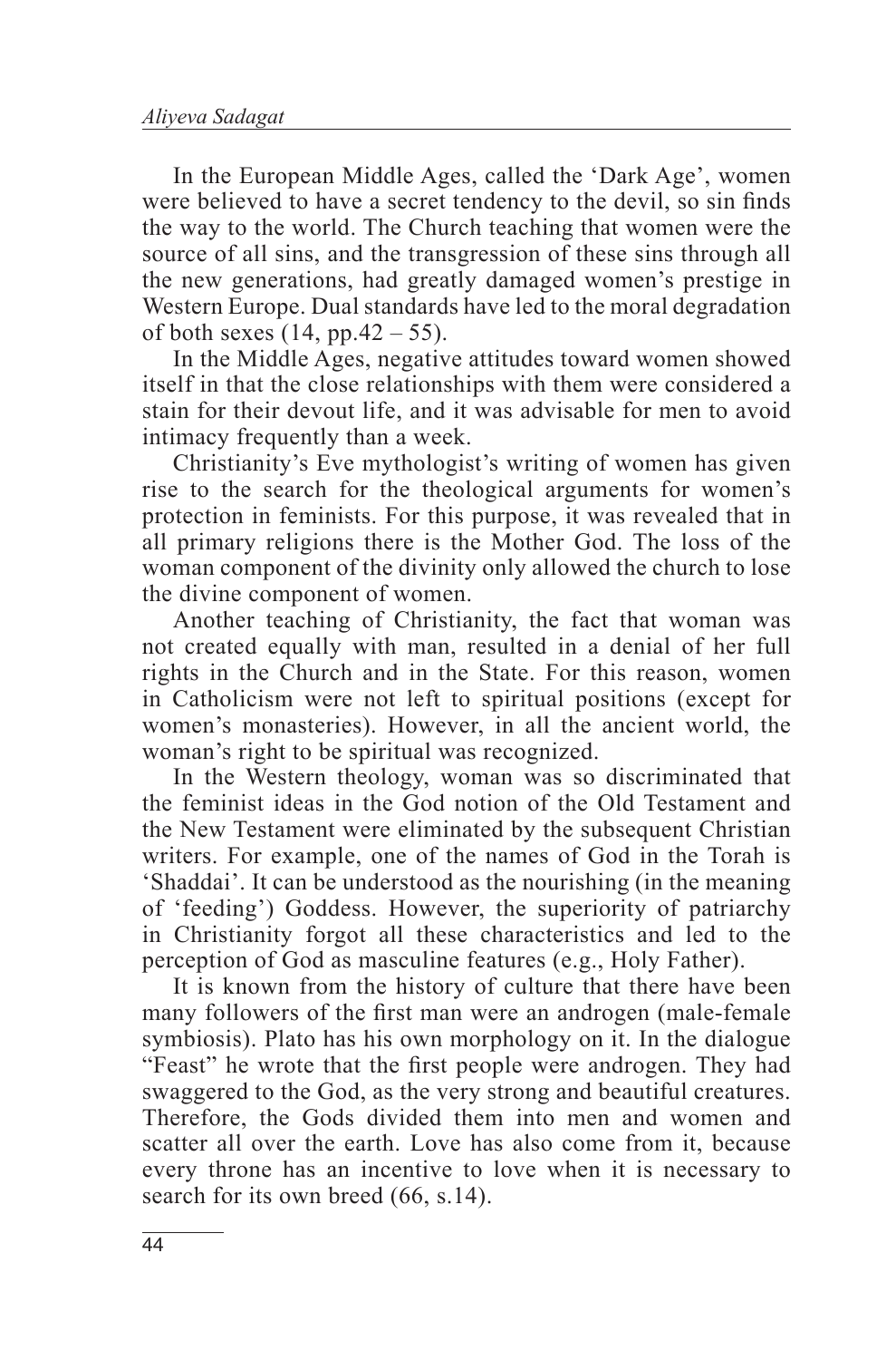In the European Middle Ages, called the 'Dark Age', women were believed to have a secret tendency to the devil, so sin finds the way to the world. The Church teaching that women were the source of all sins, and the transgression of these sins through all the new generations, had greatly damaged women's prestige in Western Europe. Dual standards have led to the moral degradation of both sexes (14, pp.42 – 55).

In the Middle Ages, negative attitudes toward women showed itself in that the close relationships with them were considered a stain for their devout life, and it was advisable for men to avoid intimacy frequently than a week.

Christianity's Eve mythologist's writing of women has given rise to the search for the theological arguments for women's protection in feminists. For this purpose, it was revealed that in all primary religions there is the Mother God. The loss of the woman component of the divinity only allowed the church to lose the divine component of women.

Another teaching of Christianity, the fact that woman was not created equally with man, resulted in a denial of her full rights in the Church and in the State. For this reason, women in Catholicism were not left to spiritual positions (except for women's monasteries). However, in all the ancient world, the woman's right to be spiritual was recognized.

In the Western theology, woman was so discriminated that the feminist ideas in the God notion of the Old Testament and the New Testament were eliminated by the subsequent Christian writers. For example, one of the names of God in the Torah is 'Shaddai'. It can be understood as the nourishing (in the meaning of 'feeding') Goddess. However, the superiority of patriarchy in Christianity forgot all these characteristics and led to the perception of God as masculine features (e.g., Holy Father).

It is known from the history of culture that there have been many followers of the first man were an androgen (male-female symbiosis). Plato has his own morphology on it. In the dialogue "Feast" he wrote that the first people were androgen. They had swaggered to the God, as the very strong and beautiful creatures. Therefore, the Gods divided them into men and women and scatter all over the earth. Love has also come from it, because every throne has an incentive to love when it is necessary to search for its own breed (66, s.14).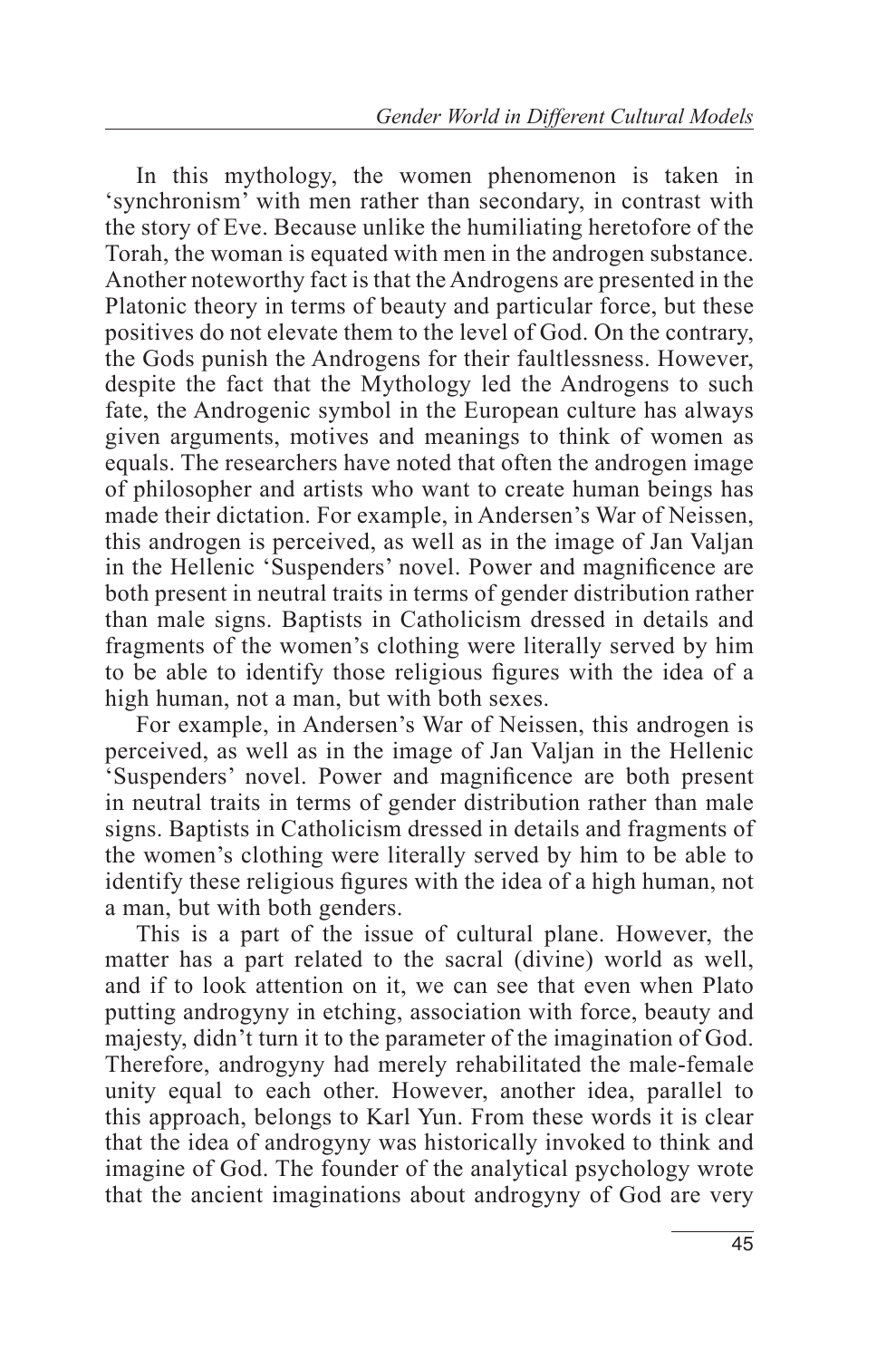In this mythology, the women phenomenon is taken in 'synchronism' with men rather than secondary, in contrast with the story of Eve. Because unlike the humiliating heretofore of the Torah, the woman is equated with men in the androgen substance. Another noteworthy fact is that the Androgens are presented in the Platonic theory in terms of beauty and particular force, but these positives do not elevate them to the level of God. On the contrary, the Gods punish the Androgens for their faultlessness. However, despite the fact that the Mythology led the Androgens to such fate, the Androgenic symbol in the European culture has always given arguments, motives and meanings to think of women as equals. The researchers have noted that often the androgen image of philosopher and artists who want to create human beings has made their dictation. For example, in Andersen's War of Neissen, this androgen is perceived, as well as in the image of Jan Valjan in the Hellenic 'Suspenders' novel. Power and magnificence are both present in neutral traits in terms of gender distribution rather than male signs. Baptists in Catholicism dressed in details and fragments of the women's clothing were literally served by him to be able to identify those religious figures with the idea of a high human, not a man, but with both sexes.

For example, in Andersen's War of Neissen, this androgen is perceived, as well as in the image of Jan Valjan in the Hellenic 'Suspenders' novel. Power and magnificence are both present in neutral traits in terms of gender distribution rather than male signs. Baptists in Catholicism dressed in details and fragments of the women's clothing were literally served by him to be able to identify these religious figures with the idea of a high human, not a man, but with both genders.

This is a part of the issue of cultural plane. However, the matter has a part related to the sacral (divine) world as well, and if to look attention on it, we can see that even when Plato putting androgyny in etching, association with force, beauty and majesty, didn't turn it to the parameter of the imagination of God. Therefore, androgyny had merely rehabilitated the male-female unity equal to each other. However, another idea, parallel to this approach, belongs to Karl Yun. From these words it is clear that the idea of androgyny was historically invoked to think and imagine of God. The founder of the analytical psychology wrote that the ancient imaginations about androgyny of God are very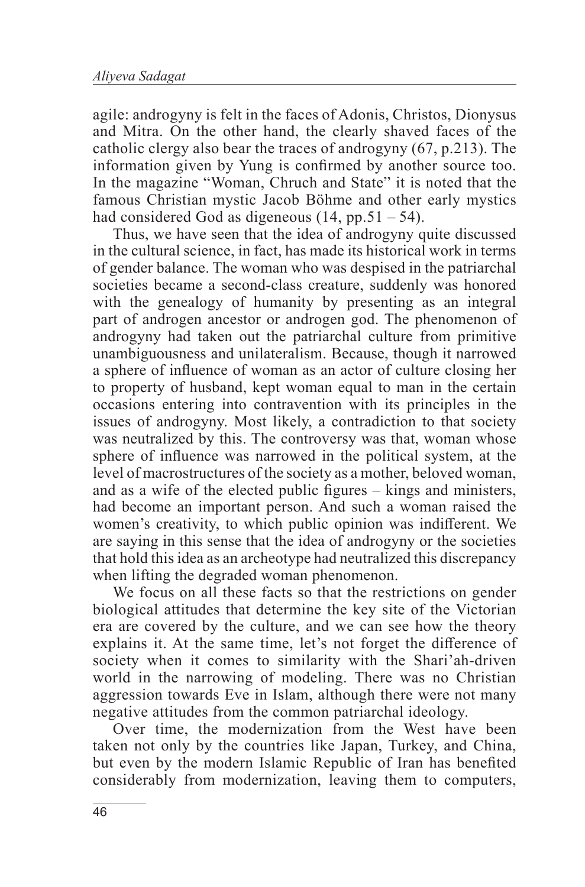agile: androgyny is felt in the faces of Adonis, Christos, Dionysus and Mitra. On the other hand, the clearly shaved faces of the catholic clergy also bear the traces of androgyny (67, p.213). The information given by Yung is confirmed by another source too. In the magazine "Woman, Chruch and State" it is noted that the famous Christian mystic Jacob Böhme and other early mystics had considered God as digeneous (14, pp.51 – 54).

Thus, we have seen that the idea of androgyny quite discussed in the cultural science, in fact, has made its historical work in terms of gender balance. The woman who was despised in the patriarchal societies became a second-class creature, suddenly was honored with the genealogy of humanity by presenting as an integral part of androgen ancestor or androgen god. The phenomenon of androgyny had taken out the patriarchal culture from primitive unambiguousness and unilateralism. Because, though it narrowed a sphere of influence of woman as an actor of culture closing her to property of husband, kept woman equal to man in the certain occasions entering into contravention with its principles in the issues of androgyny. Most likely, a contradiction to that society was neutralized by this. The controversy was that, woman whose sphere of influence was narrowed in the political system, at the level of macrostructures of the society as a mother, beloved woman, and as a wife of the elected public figures – kings and ministers, had become an important person. And such a woman raised the women's creativity, to which public opinion was indifferent. We are saying in this sense that the idea of androgyny or the societies that hold this idea as an archeotype had neutralized this discrepancy when lifting the degraded woman phenomenon.

We focus on all these facts so that the restrictions on gender biological attitudes that determine the key site of the Victorian era are covered by the culture, and we can see how the theory explains it. At the same time, let's not forget the difference of society when it comes to similarity with the Shari'ah-driven world in the narrowing of modeling. There was no Christian aggression towards Eve in Islam, although there were not many negative attitudes from the common patriarchal ideology.

Over time, the modernization from the West have been taken not only by the countries like Japan, Turkey, and China, but even by the modern Islamic Republic of Iran has benefited considerably from modernization, leaving them to computers,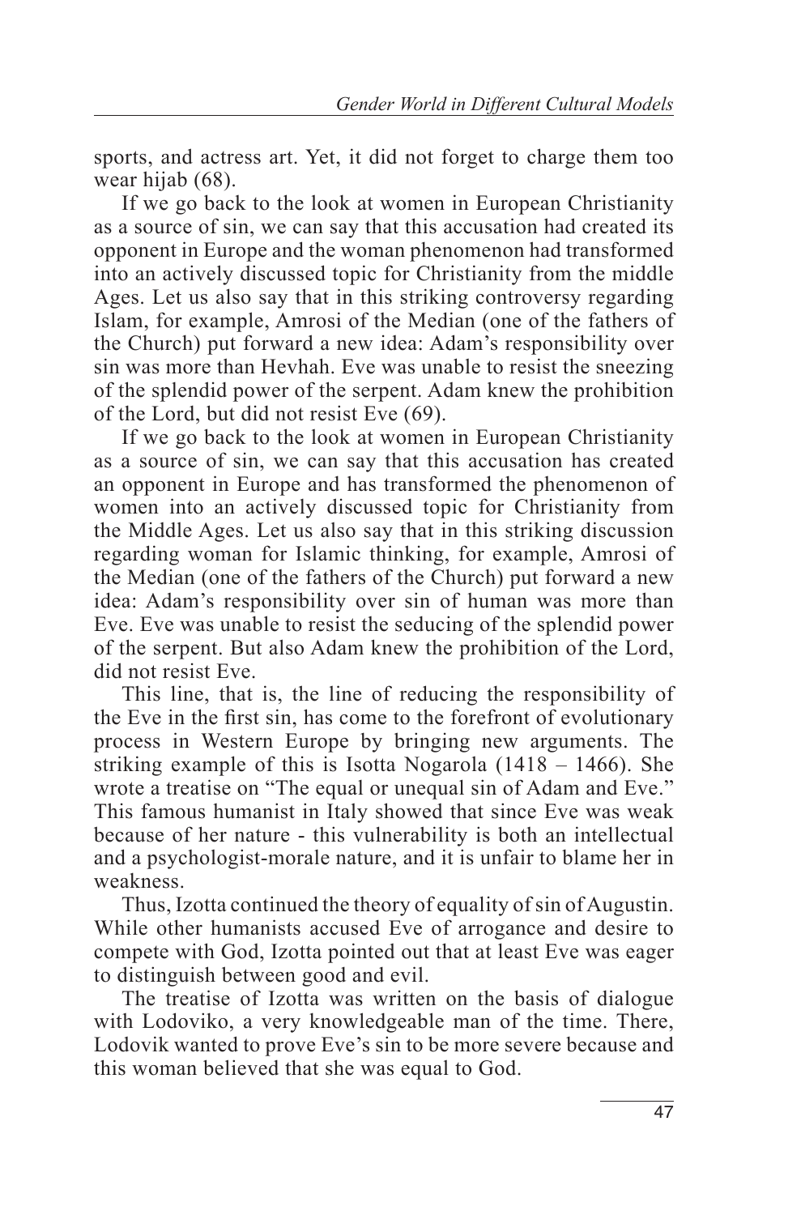sports, and actress art. Yet, it did not forget to charge them too wear hijab (68).

If we go back to the look at women in European Christianity as a source of sin, we can say that this accusation had created its opponent in Europe and the woman phenomenon had transformed into an actively discussed topic for Christianity from the middle Ages. Let us also say that in this striking controversy regarding Islam, for example, Amrosi of the Median (one of the fathers of the Church) put forward a new idea: Adam's responsibility over sin was more than Hevhah. Eve was unable to resist the sneezing of the splendid power of the serpent. Adam knew the prohibition of the Lord, but did not resist Eve (69).

If we go back to the look at women in European Christianity as a source of sin, we can say that this accusation has created an opponent in Europe and has transformed the phenomenon of women into an actively discussed topic for Christianity from the Middle Ages. Let us also say that in this striking discussion regarding woman for Islamic thinking, for example, Amrosi of the Median (one of the fathers of the Church) put forward a new idea: Adam's responsibility over sin of human was more than Eve. Eve was unable to resist the seducing of the splendid power of the serpent. But also Adam knew the prohibition of the Lord, did not resist Eve.

This line, that is, the line of reducing the responsibility of the Eve in the first sin, has come to the forefront of evolutionary process in Western Europe by bringing new arguments. The striking example of this is Isotta Nogarola (1418 – 1466). She wrote a treatise on "The equal or unequal sin of Adam and Eve." This famous humanist in Italy showed that since Eve was weak because of her nature - this vulnerability is both an intellectual and a psychologist-morale nature, and it is unfair to blame her in weakness.

Thus, Izotta continued the theory of equality of sin of Augustin. While other humanists accused Eve of arrogance and desire to compete with God, Izotta pointed out that at least Eve was eager to distinguish between good and evil.

The treatise of Izotta was written on the basis of dialogue with Lodoviko, a very knowledgeable man of the time. There, Lodovik wanted to prove Eve's sin to be more severe because and this woman believed that she was equal to God.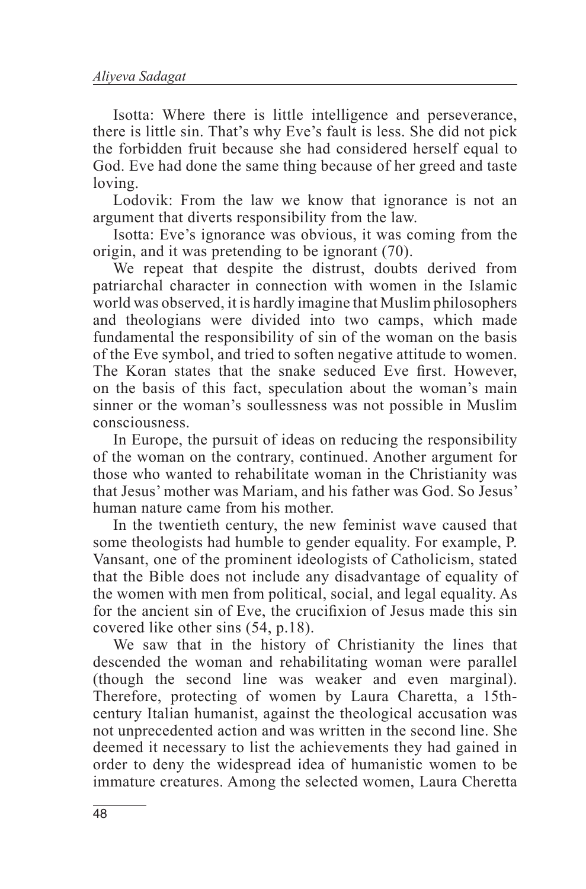Isotta: Where there is little intelligence and perseverance, there is little sin. That's why Eve's fault is less. She did not pick the forbidden fruit because she had considered herself equal to God. Eve had done the same thing because of her greed and taste loving.

Lodovik: From the law we know that ignorance is not an argument that diverts responsibility from the law.

Isotta: Eve's ignorance was obvious, it was coming from the origin, and it was pretending to be ignorant (70).

We repeat that despite the distrust, doubts derived from patriarchal character in connection with women in the Islamic world was observed, it is hardly imagine that Muslim philosophers and theologians were divided into two camps, which made fundamental the responsibility of sin of the woman on the basis of the Eve symbol, and tried to soften negative attitude to women. The Koran states that the snake seduced Eve first. However, on the basis of this fact, speculation about the woman's main sinner or the woman's soullessness was not possible in Muslim consciousness.

In Europe, the pursuit of ideas on reducing the responsibility of the woman on the contrary, continued. Another argument for those who wanted to rehabilitate woman in the Christianity was that Jesus' mother was Mariam, and his father was God. So Jesus' human nature came from his mother.

In the twentieth century, the new feminist wave caused that some theologists had humble to gender equality. For example, P. Vansant, one of the prominent ideologists of Catholicism, stated that the Bible does not include any disadvantage of equality of the women with men from political, social, and legal equality. As for the ancient sin of Eve, the crucifixion of Jesus made this sin covered like other sins (54, p.18).

We saw that in the history of Christianity the lines that descended the woman and rehabilitating woman were parallel (though the second line was weaker and even marginal). Therefore, protecting of women by Laura Charetta, a 15th-century Italian humanist, against the theological accusation was not unprecedented action and was written in the second line. She deemed it necessary to list the achievements they had gained in order to deny the widespread idea of humanistic women to be immature creatures. Among the selected women, Laura Cheretta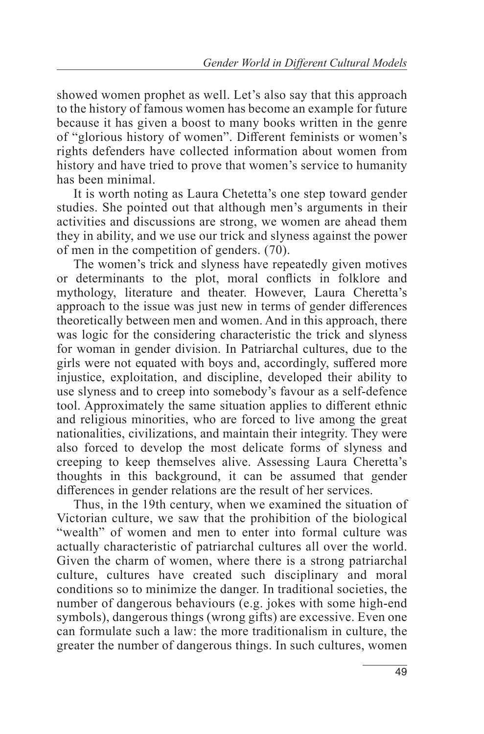showed women prophet as well. Let's also say that this approach to the history of famous women has become an example for future because it has given a boost to many books written in the genre of "glorious history of women". Different feminists or women's rights defenders have collected information about women from history and have tried to prove that women's service to humanity has been minimal.

It is worth noting as Laura Chetetta's one step toward gender studies. She pointed out that although men's arguments in their activities and discussions are strong, we women are ahead them they in ability, and we use our trick and slyness against the power of men in the competition of genders. (70).

The women's trick and slyness have repeatedly given motives or determinants to the plot, moral conflicts in folklore and mythology, literature and theater. However, Laura Cheretta's approach to the issue was just new in terms of gender differences theoretically between men and women. And in this approach, there was logic for the considering characteristic the trick and slyness for woman in gender division. In Patriarchal cultures, due to the girls were not equated with boys and, accordingly, suffered more injustice, exploitation, and discipline, developed their ability to use slyness and to creep into somebody's favour as a self-defence tool. Approximately the same situation applies to different ethnic and religious minorities, who are forced to live among the great nationalities, civilizations, and maintain their integrity. They were also forced to develop the most delicate forms of slyness and creeping to keep themselves alive. Assessing Laura Cheretta's thoughts in this background, it can be assumed that gender differences in gender relations are the result of her services.

Thus, in the 19th century, when we examined the situation of Victorian culture, we saw that the prohibition of the biological "wealth" of women and men to enter into formal culture was actually characteristic of patriarchal cultures all over the world. Given the charm of women, where there is a strong patriarchal culture, cultures have created such disciplinary and moral conditions so to minimize the danger. In traditional societies, the number of dangerous behaviours (e.g. jokes with some high-end symbols), dangerous things (wrong gifts) are excessive. Even one can formulate such a law: the more traditionalism in culture, the greater the number of dangerous things. In such cultures, women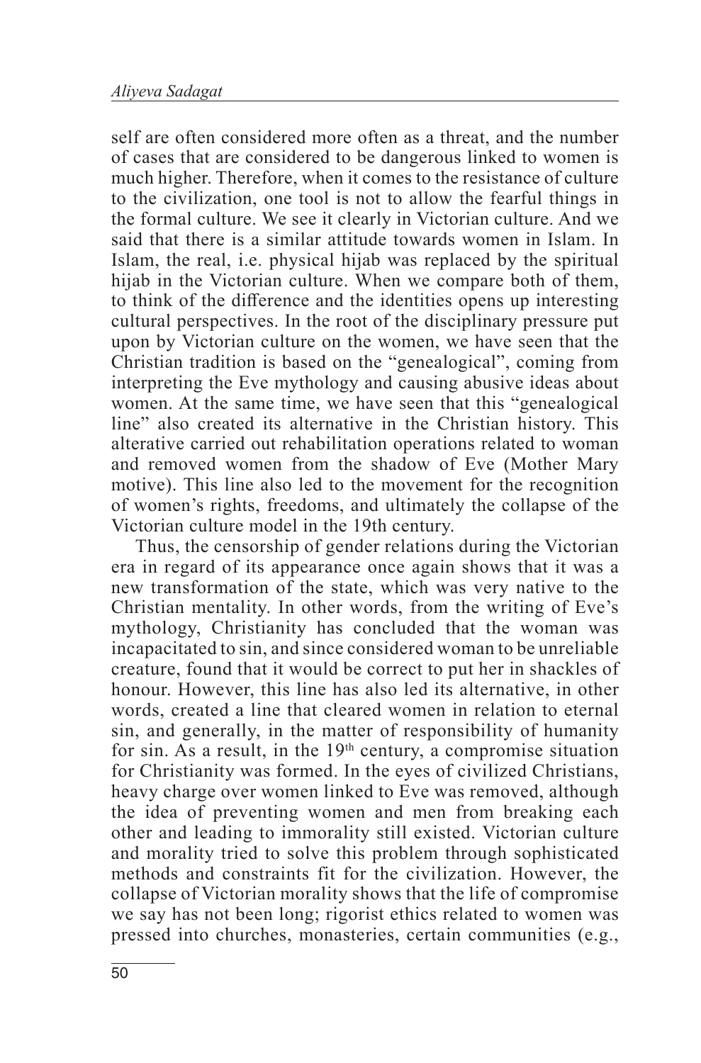self are often considered more often as a threat, and the number of cases that are considered to be dangerous linked to women is much higher. Therefore, when it comes to the resistance of culture to the civilization, one tool is not to allow the fearful things in the formal culture. We see it clearly in Victorian culture. And we said that there is a similar attitude towards women in Islam. In Islam, the real, i.e. physical hijab was replaced by the spiritual hijab in the Victorian culture. When we compare both of them, to think of the difference and the identities opens up interesting cultural perspectives. In the root of the disciplinary pressure put upon by Victorian culture on the women, we have seen that the Christian tradition is based on the "genealogical", coming from interpreting the Eve mythology and causing abusive ideas about women. At the same time, we have seen that this "genealogical line" also created its alternative in the Christian history. This alterative carried out rehabilitation operations related to woman and removed women from the shadow of Eve (Mother Mary motive). This line also led to the movement for the recognition of women's rights, freedoms, and ultimately the collapse of the Victorian culture model in the 19th century.

Thus, the censorship of gender relations during the Victorian era in regard of its appearance once again shows that it was a new transformation of the state, which was very native to the Christian mentality. In other words, from the writing of Eve's mythology, Christianity has concluded that the woman was incapacitated to sin, and since considered woman to be unreliable creature, found that it would be correct to put her in shackles of honour. However, this line has also led its alternative, in other words, created a line that cleared women in relation to eternal sin, and generally, in the matter of responsibility of humanity for sin. As a result, in the 19th century, a compromise situation for Christianity was formed. In the eyes of civilized Christians, heavy charge over women linked to Eve was removed, although the idea of preventing women and men from breaking each other and leading to immorality still existed. Victorian culture and morality tried to solve this problem through sophisticated methods and constraints fit for the civilization. However, the collapse of Victorian morality shows that the life of compromise we say has not been long; rigorist ethics related to women was pressed into churches, monasteries, certain communities (e.g.,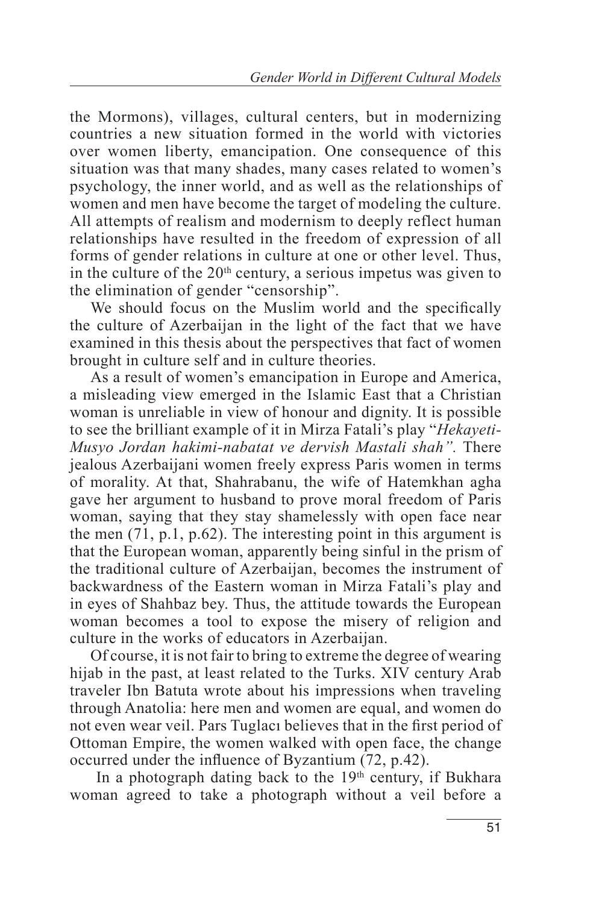the Mormons), villages, cultural centers, but in modernizing countries a new situation formed in the world with victories over women liberty, emancipation. One consequence of this situation was that many shades, many cases related to women's psychology, the inner world, and as well as the relationships of women and men have become the target of modeling the culture. All attempts of realism and modernism to deeply reflect human relationships have resulted in the freedom of expression of all forms of gender relations in culture at one or other level. Thus, in the culture of the 20th century, a serious impetus was given to the elimination of gender "censorship".

We should focus on the Muslim world and the specifically the culture of Azerbaijan in the light of the fact that we have examined in this thesis about the perspectives that fact of women brought in culture self and in culture theories.

As a result of women's emancipation in Europe and America, a misleading view emerged in the Islamic East that a Christian woman is unreliable in view of honour and dignity. It is possible to see the brilliant example of it in Mirza Fatali's play "*Hekayeti-Musyo Jordan hakimi-nabatat ve dervish Mastali shah".* There jealous Azerbaijani women freely express Paris women in terms of morality. At that, Shahrabanu, the wife of Hatemkhan agha gave her argument to husband to prove moral freedom of Paris woman, saying that they stay shamelessly with open face near the men (71, p.1, p.62). The interesting point in this argument is that the European woman, apparently being sinful in the prism of the traditional culture of Azerbaijan, becomes the instrument of backwardness of the Eastern woman in Mirza Fatali's play and in eyes of Shahbaz bey. Thus, the attitude towards the European woman becomes a tool to expose the misery of religion and culture in the works of educators in Azerbaijan.

Of course, it is not fair to bring to extreme the degree of wearing hijab in the past, at least related to the Turks. XIV century Arab traveler Ibn Batuta wrote about his impressions when traveling through Anatolia: here men and women are equal, and women do not even wear veil. Pars Tuglacı believes that in the first period of Ottoman Empire, the women walked with open face, the change occurred under the influence of Byzantium (72, p.42).

In a photograph dating back to the 19th century, if Bukhara woman agreed to take a photograph without a veil before a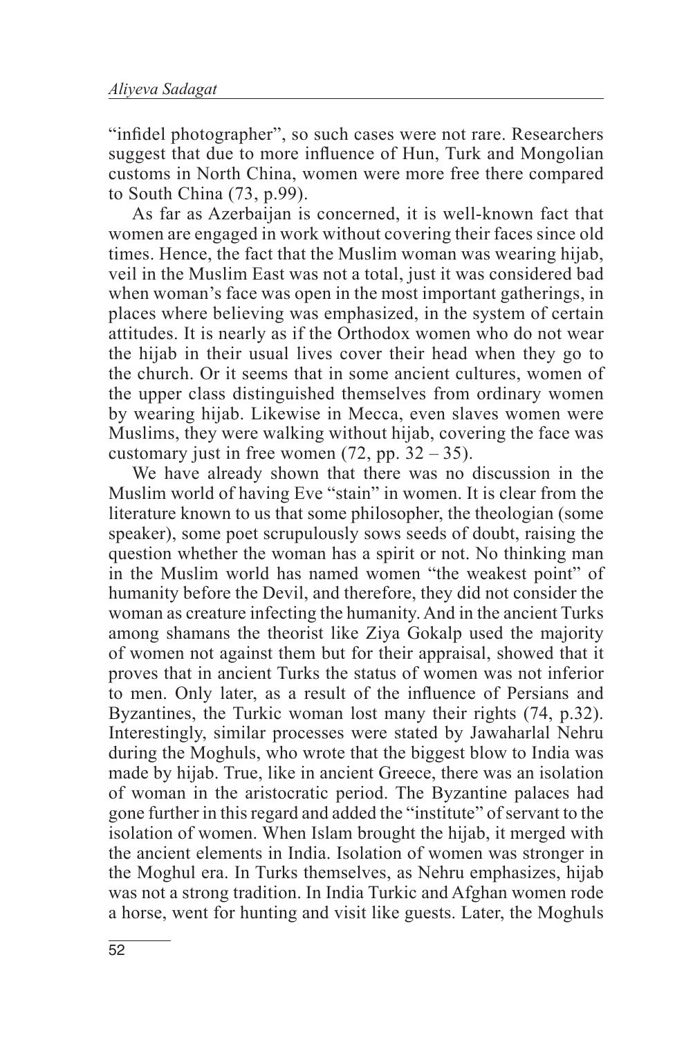"infidel photographer", so such cases were not rare. Researchers suggest that due to more influence of Hun, Turk and Mongolian customs in North China, women were more free there compared to South China (73, p.99).

As far as Azerbaijan is concerned, it is well-known fact that women are engaged in work without covering their faces since old times. Hence, the fact that the Muslim woman was wearing hijab, veil in the Muslim East was not a total, just it was considered bad when woman's face was open in the most important gatherings, in places where believing was emphasized, in the system of certain attitudes. It is nearly as if the Orthodox women who do not wear the hijab in their usual lives cover their head when they go to the church. Or it seems that in some ancient cultures, women of the upper class distinguished themselves from ordinary women by wearing hijab. Likewise in Mecca, even slaves women were Muslims, they were walking without hijab, covering the face was customary just in free women (72, pp. 32 – 35).

We have already shown that there was no discussion in the Muslim world of having Eve "stain" in women. It is clear from the literature known to us that some philosopher, the theologian (some speaker), some poet scrupulously sows seeds of doubt, raising the question whether the woman has a spirit or not. No thinking man in the Muslim world has named women "the weakest point" of humanity before the Devil, and therefore, they did not consider the woman as creature infecting the humanity. And in the ancient Turks among shamans the theorist like Ziya Gokalp used the majority of women not against them but for their appraisal, showed that it proves that in ancient Turks the status of women was not inferior to men. Only later, as a result of the influence of Persians and Byzantines, the Turkic woman lost many their rights (74, p.32). Interestingly, similar processes were stated by Jawaharlal Nehru during the Moghuls, who wrote that the biggest blow to India was made by hijab. True, like in ancient Greece, there was an isolation of woman in the aristocratic period. The Byzantine palaces had gone further in this regard and added the "institute" of servant to the isolation of women. When Islam brought the hijab, it merged with the ancient elements in India. Isolation of women was stronger in the Moghul era. In Turks themselves, as Nehru emphasizes, hijab was not a strong tradition. In India Turkic and Afghan women rode a horse, went for hunting and visit like guests. Later, the Moghuls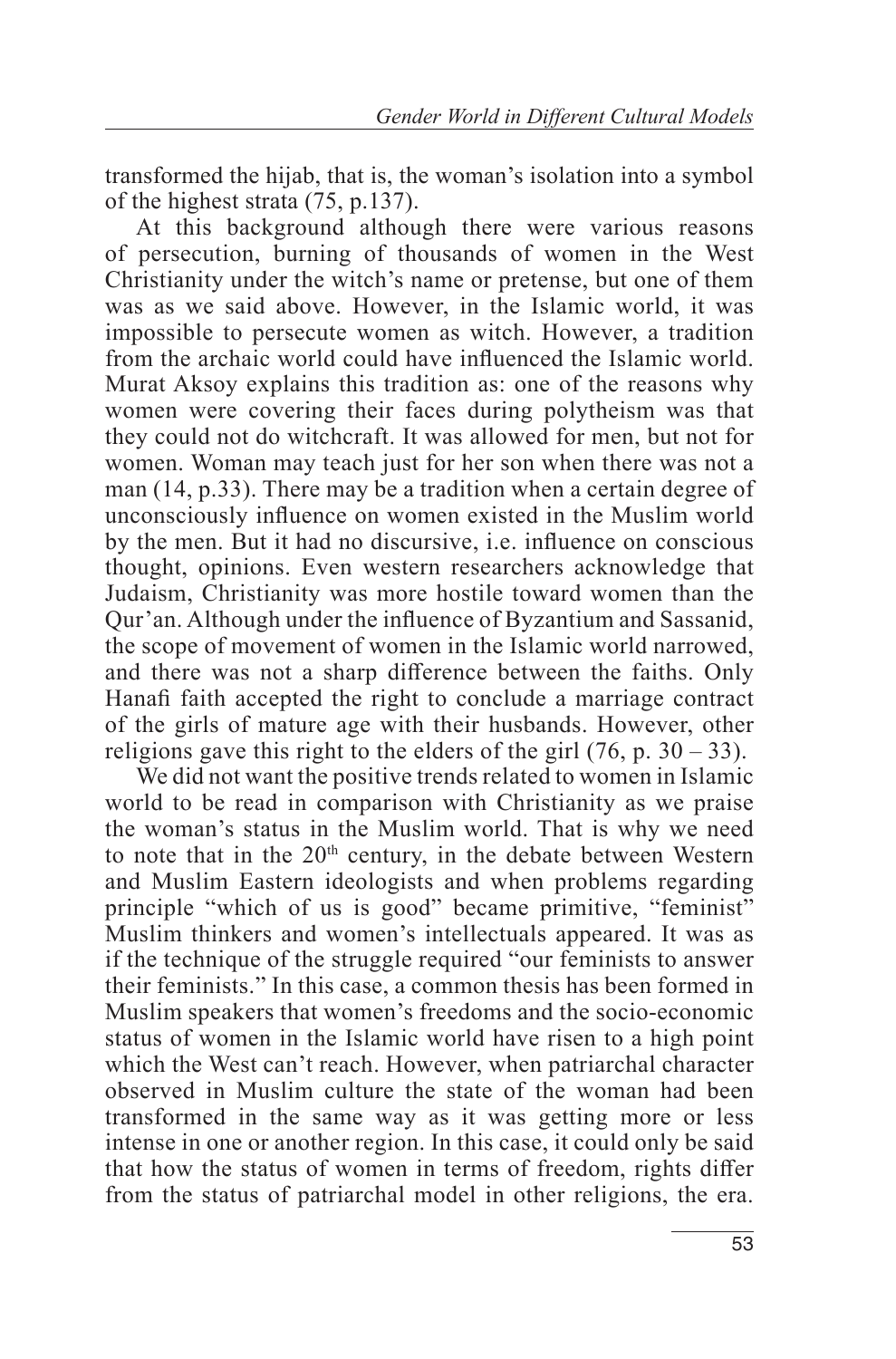transformed the hijab, that is, the woman's isolation into a symbol of the highest strata (75, p.137).

At this background although there were various reasons of persecution, burning of thousands of women in the West Christianity under the witch's name or pretense, but one of them was as we said above. However, in the Islamic world, it was impossible to persecute women as witch. However, a tradition from the archaic world could have influenced the Islamic world. Murat Aksoy explains this tradition as: one of the reasons why women were covering their faces during polytheism was that they could not do witchcraft. It was allowed for men, but not for women. Woman may teach just for her son when there was not a man (14, p.33). There may be a tradition when a certain degree of unconsciously influence on women existed in the Muslim world by the men. But it had no discursive, i.e. influence on conscious thought, opinions. Even western researchers acknowledge that Judaism, Christianity was more hostile toward women than the Qur'an. Although under the influence of Byzantium and Sassanid, the scope of movement of women in the Islamic world narrowed, and there was not a sharp difference between the faiths. Only Hanafi faith accepted the right to conclude a marriage contract of the girls of mature age with their husbands. However, other religions gave this right to the elders of the girl (76, p. 30 – 33).

We did not want the positive trends related to women in Islamic world to be read in comparison with Christianity as we praise the woman's status in the Muslim world. That is why we need to note that in the 20th century, in the debate between Western and Muslim Eastern ideologists and when problems regarding principle "which of us is good" became primitive, "feminist" Muslim thinkers and women's intellectuals appeared. It was as if the technique of the struggle required "our feminists to answer their feminists." In this case, a common thesis has been formed in Muslim speakers that women's freedoms and the socio-economic status of women in the Islamic world have risen to a high point which the West can't reach. However, when patriarchal character observed in Muslim culture the state of the woman had been transformed in the same way as it was getting more or less intense in one or another region. In this case, it could only be said that how the status of women in terms of freedom, rights differ from the status of patriarchal model in other religions, the era.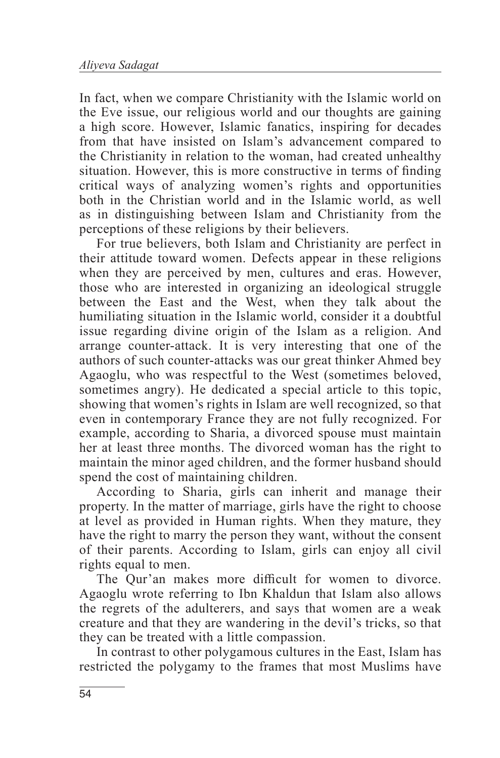In fact, when we compare Christianity with the Islamic world on the Eve issue, our religious world and our thoughts are gaining a high score. However, Islamic fanatics, inspiring for decades from that have insisted on Islam's advancement compared to the Christianity in relation to the woman, had created unhealthy situation. However, this is more constructive in terms of finding critical ways of analyzing women's rights and opportunities both in the Christian world and in the Islamic world, as well as in distinguishing between Islam and Christianity from the perceptions of these religions by their believers.

For true believers, both Islam and Christianity are perfect in their attitude toward women. Defects appear in these religions when they are perceived by men, cultures and eras. However, those who are interested in organizing an ideological struggle between the East and the West, when they talk about the humiliating situation in the Islamic world, consider it a doubtful issue regarding divine origin of the Islam as a religion. And arrange counter-attack. It is very interesting that one of the authors of such counter-attacks was our great thinker Ahmed bey Agaoglu, who was respectful to the West (sometimes beloved, sometimes angry). He dedicated a special article to this topic, showing that women's rights in Islam are well recognized, so that even in contemporary France they are not fully recognized. For example, according to Sharia, a divorced spouse must maintain her at least three months. The divorced woman has the right to maintain the minor aged children, and the former husband should spend the cost of maintaining children.

According to Sharia, girls can inherit and manage their property. In the matter of marriage, girls have the right to choose at level as provided in Human rights. When they mature, they have the right to marry the person they want, without the consent of their parents. According to Islam, girls can enjoy all civil rights equal to men.

The Qur'an makes more difficult for women to divorce. Agaoglu wrote referring to Ibn Khaldun that Islam also allows the regrets of the adulterers, and says that women are a weak creature and that they are wandering in the devil's tricks, so that they can be treated with a little compassion.

In contrast to other polygamous cultures in the East, Islam has restricted the polygamy to the frames that most Muslims have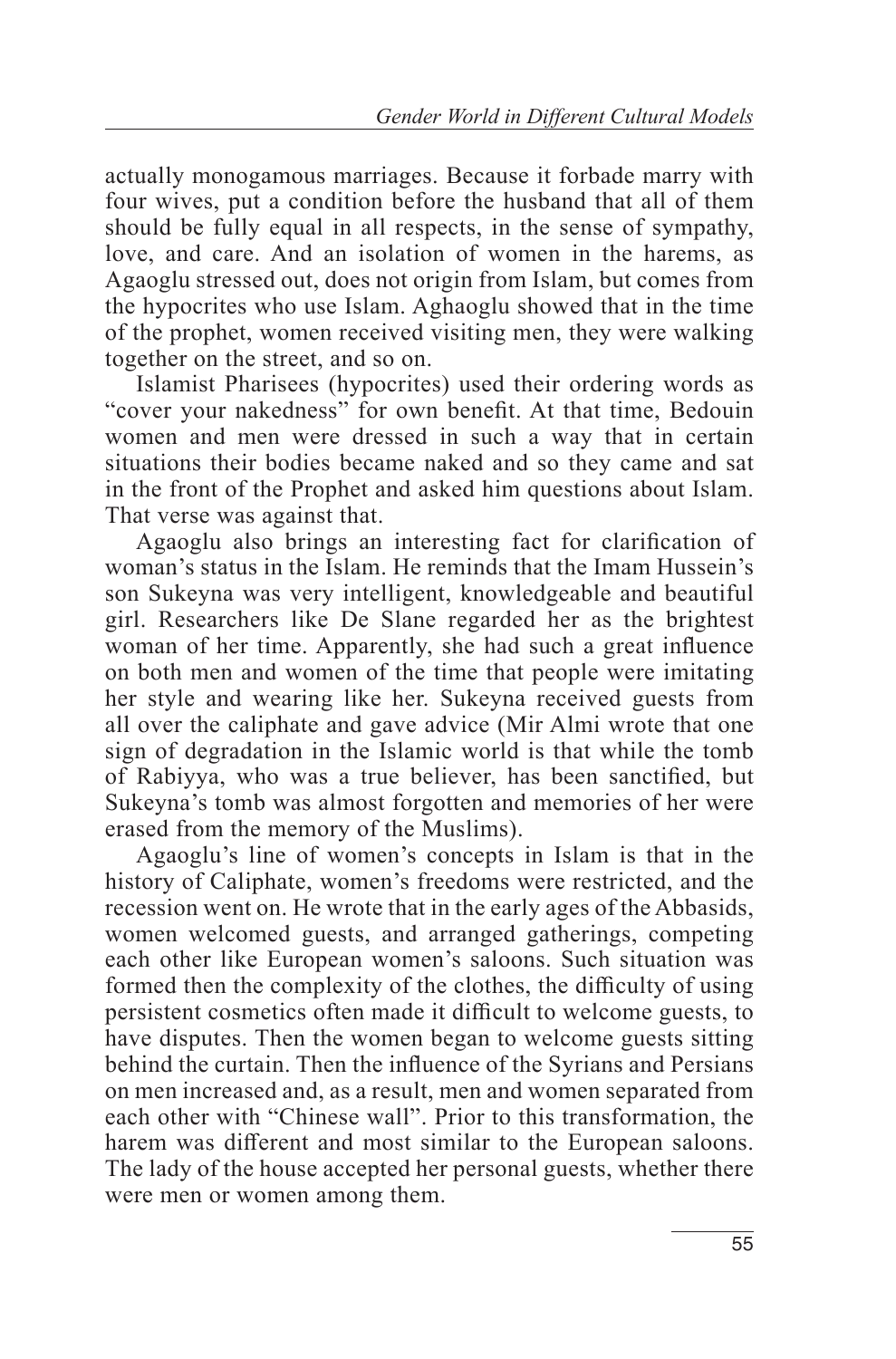actually monogamous marriages. Because it forbade marry with four wives, put a condition before the husband that all of them should be fully equal in all respects, in the sense of sympathy, love, and care. And an isolation of women in the harems, as Agaoglu stressed out, does not origin from Islam, but comes from the hypocrites who use Islam. Aghaoglu showed that in the time of the prophet, women received visiting men, they were walking together on the street, and so on.

Islamist Pharisees (hypocrites) used their ordering words as "cover your nakedness" for own benefit. At that time, Bedouin women and men were dressed in such a way that in certain situations their bodies became naked and so they came and sat in the front of the Prophet and asked him questions about Islam. That verse was against that.

Agaoglu also brings an interesting fact for clarification of woman's status in the Islam. He reminds that the Imam Hussein's son Sukeyna was very intelligent, knowledgeable and beautiful girl. Researchers like De Slane regarded her as the brightest woman of her time. Apparently, she had such a great influence on both men and women of the time that people were imitating her style and wearing like her. Sukeyna received guests from all over the caliphate and gave advice (Mir Almi wrote that one sign of degradation in the Islamic world is that while the tomb of Rabiyya, who was a true believer, has been sanctified, but Sukeyna's tomb was almost forgotten and memories of her were erased from the memory of the Muslims).

Agaoglu's line of women's concepts in Islam is that in the history of Caliphate, women's freedoms were restricted, and the recession went on. He wrote that in the early ages of the Abbasids, women welcomed guests, and arranged gatherings, competing each other like European women's saloons. Such situation was formed then the complexity of the clothes, the difficulty of using persistent cosmetics often made it difficult to welcome guests, to have disputes. Then the women began to welcome guests sitting behind the curtain. Then the influence of the Syrians and Persians on men increased and, as a result, men and women separated from each other with "Chinese wall". Prior to this transformation, the harem was different and most similar to the European saloons. The lady of the house accepted her personal guests, whether there were men or women among them.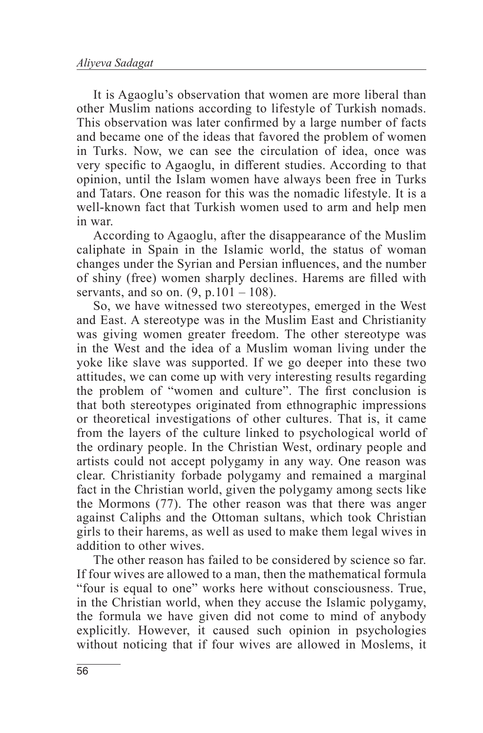It is Agaoglu's observation that women are more liberal than other Muslim nations according to lifestyle of Turkish nomads. This observation was later confirmed by a large number of facts and became one of the ideas that favored the problem of women in Turks. Now, we can see the circulation of idea, once was very specific to Agaoglu, in different studies. According to that opinion, until the Islam women have always been free in Turks and Tatars. One reason for this was the nomadic lifestyle. It is a well-known fact that Turkish women used to arm and help men in war.

According to Agaoglu, after the disappearance of the Muslim caliphate in Spain in the Islamic world, the status of woman changes under the Syrian and Persian influences, and the number of shiny (free) women sharply declines. Harems are filled with servants, and so on. (9, p.101 – 108).

So, we have witnessed two stereotypes, emerged in the West and East. A stereotype was in the Muslim East and Christianity was giving women greater freedom. The other stereotype was in the West and the idea of a Muslim woman living under the yoke like slave was supported. If we go deeper into these two attitudes, we can come up with very interesting results regarding the problem of "women and culture". The first conclusion is that both stereotypes originated from ethnographic impressions or theoretical investigations of other cultures. That is, it came from the layers of the culture linked to psychological world of the ordinary people. In the Christian West, ordinary people and artists could not accept polygamy in any way. One reason was clear. Christianity forbade polygamy and remained a marginal fact in the Christian world, given the polygamy among sects like the Mormons (77). The other reason was that there was anger against Caliphs and the Ottoman sultans, which took Christian girls to their harems, as well as used to make them legal wives in addition to other wives.

The other reason has failed to be considered by science so far. If four wives are allowed to a man, then the mathematical formula "four is equal to one" works here without consciousness. True, in the Christian world, when they accuse the Islamic polygamy, the formula we have given did not come to mind of anybody explicitly. However, it caused such opinion in psychologies without noticing that if four wives are allowed in Moslems, it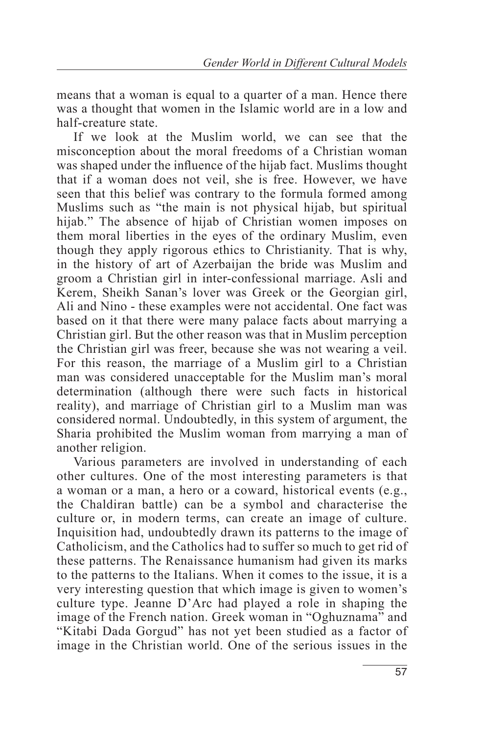means that a woman is equal to a quarter of a man. Hence there was a thought that women in the Islamic world are in a low and half-creature state.

If we look at the Muslim world, we can see that the misconception about the moral freedoms of a Christian woman was shaped under the influence of the hijab fact. Muslims thought that if a woman does not veil, she is free. However, we have seen that this belief was contrary to the formula formed among Muslims such as "the main is not physical hijab, but spiritual hijab." The absence of hijab of Christian women imposes on them moral liberties in the eyes of the ordinary Muslim, even though they apply rigorous ethics to Christianity. That is why, in the history of art of Azerbaijan the bride was Muslim and groom a Christian girl in inter-confessional marriage. Asli and Kerem, Sheikh Sanan's lover was Greek or the Georgian girl, Ali and Nino - these examples were not accidental. One fact was based on it that there were many palace facts about marrying a Christian girl. But the other reason was that in Muslim perception the Christian girl was freer, because she was not wearing a veil. For this reason, the marriage of a Muslim girl to a Christian man was considered unacceptable for the Muslim man's moral determination (although there were such facts in historical reality), and marriage of Christian girl to a Muslim man was considered normal. Undoubtedly, in this system of argument, the Sharia prohibited the Muslim woman from marrying a man of another religion.

Various parameters are involved in understanding of each other cultures. One of the most interesting parameters is that a woman or a man, a hero or a coward, historical events (e.g., the Chaldiran battle) can be a symbol and characterise the culture or, in modern terms, can create an image of culture. Inquisition had, undoubtedly drawn its patterns to the image of Catholicism, and the Catholics had to suffer so much to get rid of these patterns. The Renaissance humanism had given its marks to the patterns to the Italians. When it comes to the issue, it is a very interesting question that which image is given to women's culture type. Jeanne D'Arc had played a role in shaping the image of the French nation. Greek woman in "Oghuznama" and "Kitabi Dada Gorgud" has not yet been studied as a factor of image in the Christian world. One of the serious issues in the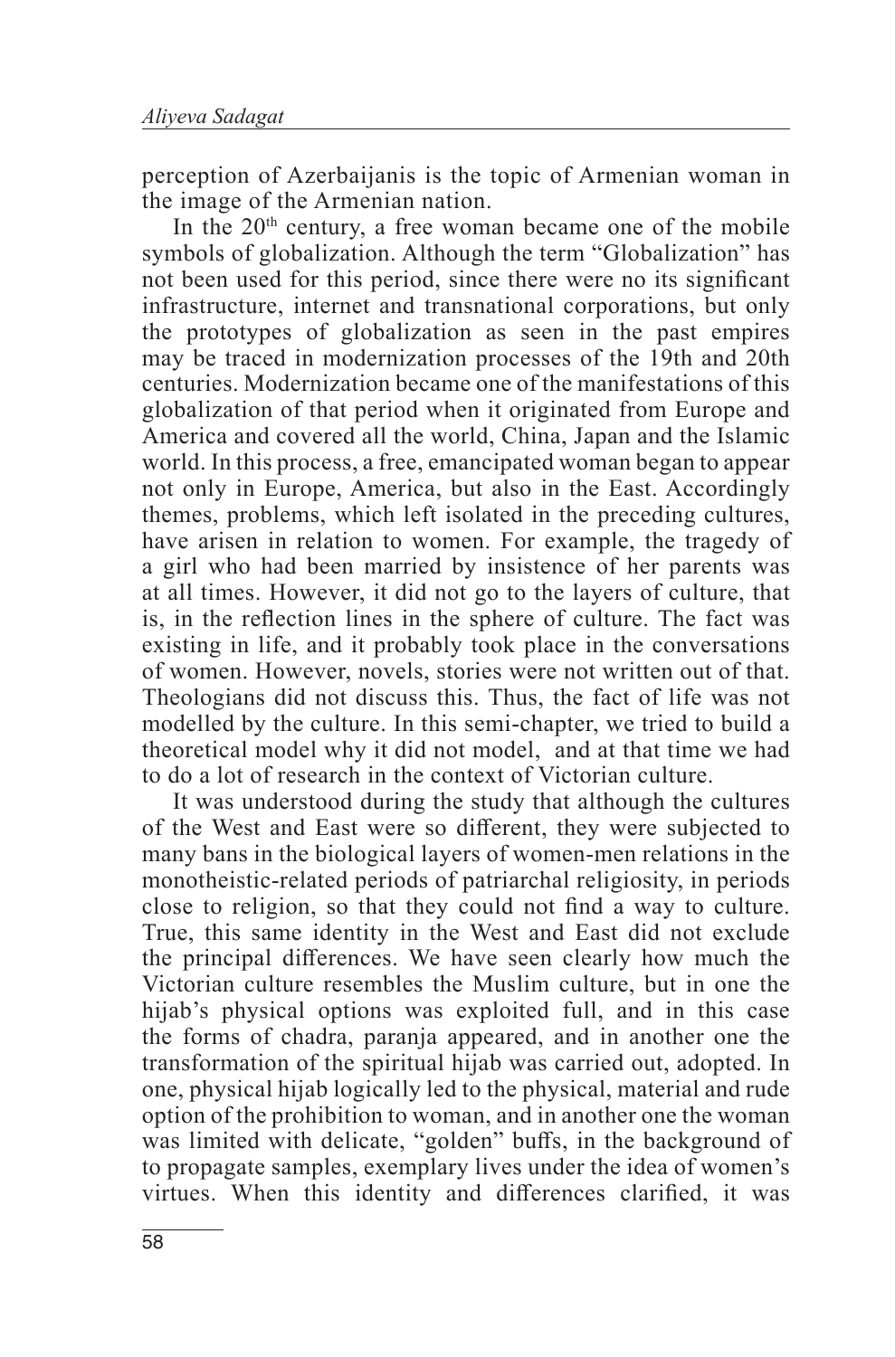perception of Azerbaijanis is the topic of Armenian woman in the image of the Armenian nation.

In the 20th century, a free woman became one of the mobile symbols of globalization. Although the term "Globalization" has not been used for this period, since there were no its significant infrastructure, internet and transnational corporations, but only the prototypes of globalization as seen in the past empires may be traced in modernization processes of the 19th and 20th centuries. Modernization became one of the manifestations of this globalization of that period when it originated from Europe and America and covered all the world, China, Japan and the Islamic world. In this process, a free, emancipated woman began to appear not only in Europe, America, but also in the East. Accordingly themes, problems, which left isolated in the preceding cultures, have arisen in relation to women. For example, the tragedy of a girl who had been married by insistence of her parents was at all times. However, it did not go to the layers of culture, that is, in the reflection lines in the sphere of culture. The fact was existing in life, and it probably took place in the conversations of women. However, novels, stories were not written out of that. Theologians did not discuss this. Thus, the fact of life was not modelled by the culture. In this semi-chapter, we tried to build a theoretical model why it did not model, and at that time we had to do a lot of research in the context of Victorian culture.

It was understood during the study that although the cultures of the West and East were so different, they were subjected to many bans in the biological layers of women-men relations in the monotheistic-related periods of patriarchal religiosity, in periods close to religion, so that they could not find a way to culture. True, this same identity in the West and East did not exclude the principal differences. We have seen clearly how much the Victorian culture resembles the Muslim culture, but in one the hijab's physical options was exploited full, and in this case the forms of chadra, paranja appeared, and in another one the transformation of the spiritual hijab was carried out, adopted. In one, physical hijab logically led to the physical, material and rude option of the prohibition to woman, and in another one the woman was limited with delicate, "golden" buffs, in the background of to propagate samples, exemplary lives under the idea of women's virtues. When this identity and differences clarified, it was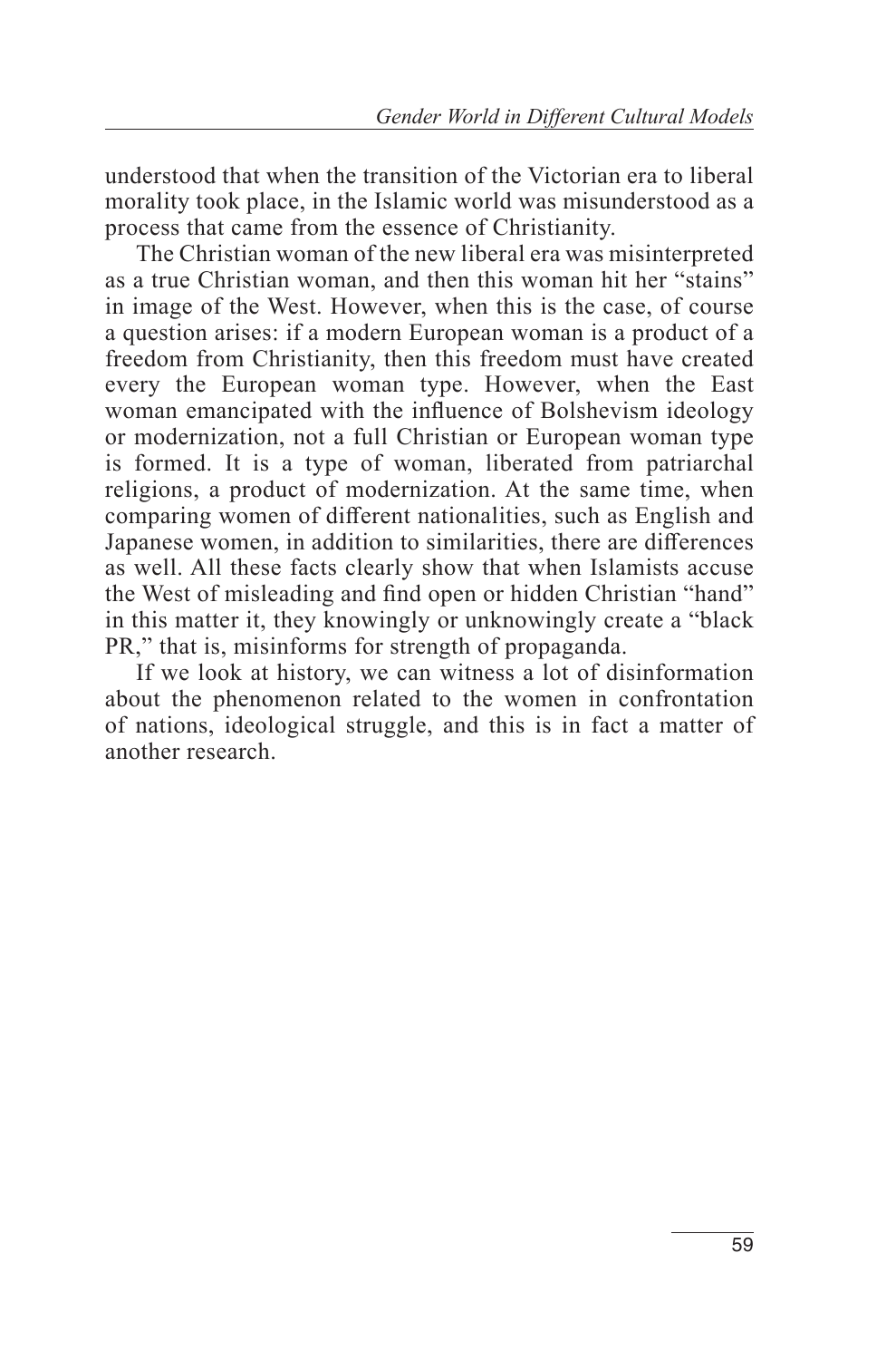understood that when the transition of the Victorian era to liberal morality took place, in the Islamic world was misunderstood as a process that came from the essence of Christianity.

The Christian woman of the new liberal era was misinterpreted as a true Christian woman, and then this woman hit her "stains" in image of the West. However, when this is the case, of course a question arises: if a modern European woman is a product of a freedom from Christianity, then this freedom must have created every the European woman type. However, when the East woman emancipated with the influence of Bolshevism ideology or modernization, not a full Christian or European woman type is formed. It is a type of woman, liberated from patriarchal religions, a product of modernization. At the same time, when comparing women of different nationalities, such as English and Japanese women, in addition to similarities, there are differences as well. All these facts clearly show that when Islamists accuse the West of misleading and find open or hidden Christian "hand" in this matter it, they knowingly or unknowingly create a "black PR," that is, misinforms for strength of propaganda.

If we look at history, we can witness a lot of disinformation about the phenomenon related to the women in confrontation of nations, ideological struggle, and this is in fact a matter of another research.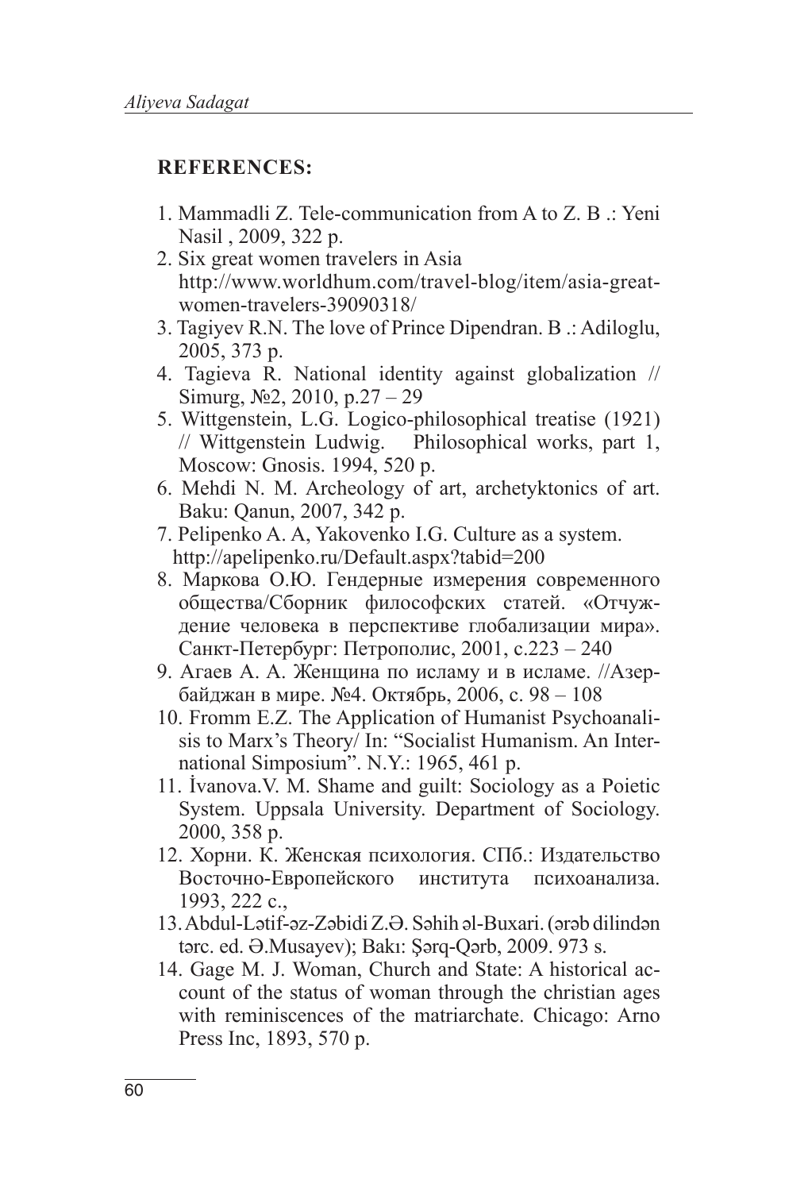## REFERENCES:

1. Mammadli Z. Tele-communication from A to Z. B .: Yeni Nasil , 2009, 322 p.
2. Six great women travelers in Asia http://www.worldhum.com/travel-blog/item/asia-great-women-travelers-39090318/
3. Tagiyev R.N. The love of Prince Dipendran. B .: Adiloglu, 2005, 373 p.
4. Tagieva R. National identity against globalization // Simurg, №2, 2010, p.27 – 29
5. Wittgenstein, L.G. Logico-philosophical treatise (1921) // Wittgenstein Ludwig. Philosophical works, part 1, Moscow: Gnosis. 1994, 520 p.
6. Mehdi N. M. Archeology of art, archetyktonics of art. Baku: Qanun, 2007, 342 p.
7. Pelipenko A. A, Yakovenko I.G. Culture as a system. http://apelipenko.ru/Default.aspx?tabid=200
8. Маркова О.Ю. Гендерные измерения современного общества/Сборник философских статей. «Отчуждение человека в перспективе глобализации мира». Санкт-Петербург: Петрополис, 2001, с.223 – 240
9. Агаев А. А. Женщина по исламу и в исламе. //Азербайджан в мире. №4. Октябрь, 2006, с. 98 – 108
10. Fromm E.Z. The Application of Humanist Psychoanalisis to Marx's Theory/ In: "Socialist Humanism. An International Simposium". N.Y.: 1965, 461 p.
11. İvanova.V. M. Shame and guilt: Sociology as a Poietic System. Uppsala University. Department of Sociology. 2000, 358 p.
12. Хорни. К. Женская психология. СПб.: Издательство Восточно-Европейского института психоанализа. 1993, 222 с.,
13. Abdul-Lətif-əz-Zəbidi Z.Ə. Səhih əl-Buxari. (ərəb dilindən tərc. ed. Ə.Musayev); Bakı: Şərq-Qərb, 2009. 973 s.
14. Gage M. J. Woman, Church and State: A historical account of the status of woman through the christian ages with reminiscences of the matriarchate. Chicago: Arno Press Inc, 1893, 570 p.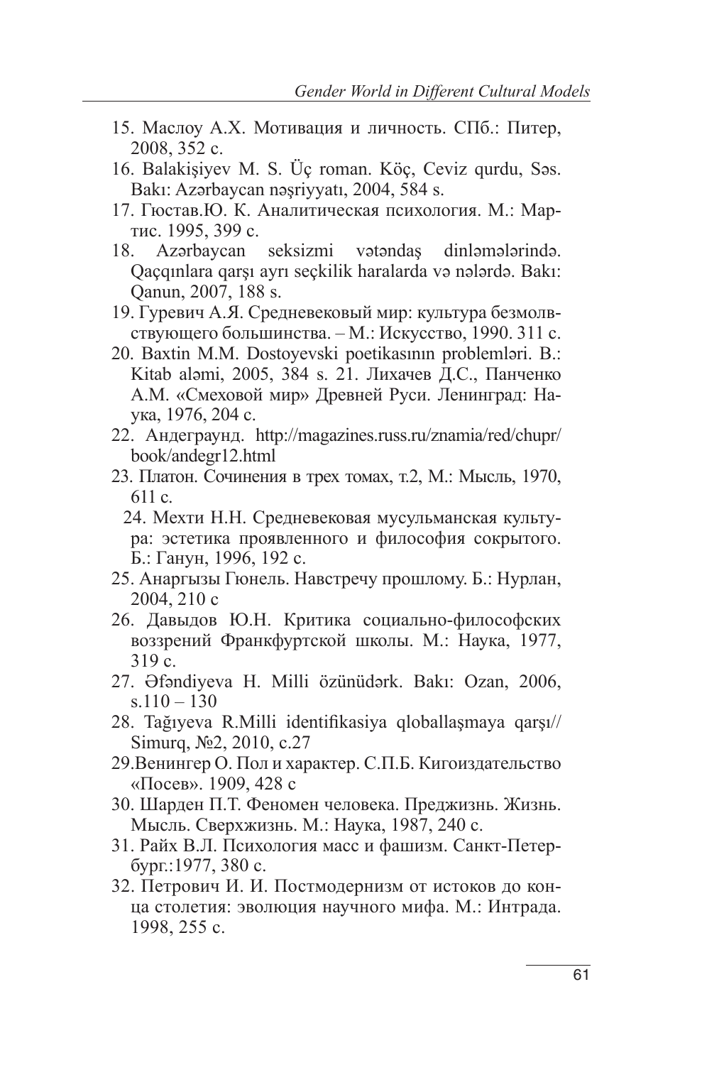15. Маслоу А.Х. Мотивация и личность. СПб.: Питер, 2008, 352 с.
16. Balakişiyev M. S. Üç roman. Köç, Ceviz qurdu, Səs. Bakı: Azərbaycan nəşriyyatı, 2004, 584 s.
17. Гюстав.Ю. К. Аналитическая психология. М.: Мартис. 1995, 399 с.
18. Azərbaycan seksizmi vətəndaş dinləmələrində. Qaçqınlara qarşı ayrı seçkilik haralarda və nələrdə. Bakı: Qanun, 2007, 188 s.
19. Гуревич А.Я. Средневековый мир: культура безмолвствующего большинства. – М.: Искусство, 1990. 311 с.
20. Baxtin M.M. Dostoyevski poetikasının problemləri. B.: Kitab aləmi, 2005, 384 s. 21. Лихачев Д.С., Панченко А.М. «Смеховой мир» Древней Руси. Ленинград: Наука, 1976, 204 с.
22. Андеграунд. http://magazines.russ.ru/znamia/red/chupr/book/andegr12.html
23. Платон. Сочинения в трех томах, т.2, М.: Мысль, 1970, 611 с.
24. Мехти Н.Н. Средневековая мусульманская культура: эстетика проявленного и философия сокрытого. Б.: Ганун, 1996, 192 с.
25. Анаргызы Гюнель. Навстречу прошлому. Б.: Нурлан, 2004, 210 с
26. Давыдов Ю.Н. Критика социально-философских воззрений Франкфуртской школы. М.: Наука, 1977, 319 с.
27. Əfəndiyeva H. Milli özünüdərk. Bakı: Ozan, 2006, s.110 – 130
28. Tağıyeva R.Milli identifikasiya qloballaşmaya qarşı// Simurq, №2, 2010, c.27
29. Венингер О. Пол и характер. С.П.Б. Кигоиздательство «Посев». 1909, 428 с
30. Шарден П.Т. Феномен человека. Преджизнь. Жизнь. Мысль. Сверхжизнь. М.: Наука, 1987, 240 с.
31. Райх В.Л. Психология масс и фашизм. Санкт-Петербург.:1977, 380 с.
32. Петрович И. И. Постмодернизм от истоков до конца столетия: эволюция научного мифа. М.: Интрада. 1998, 255 с.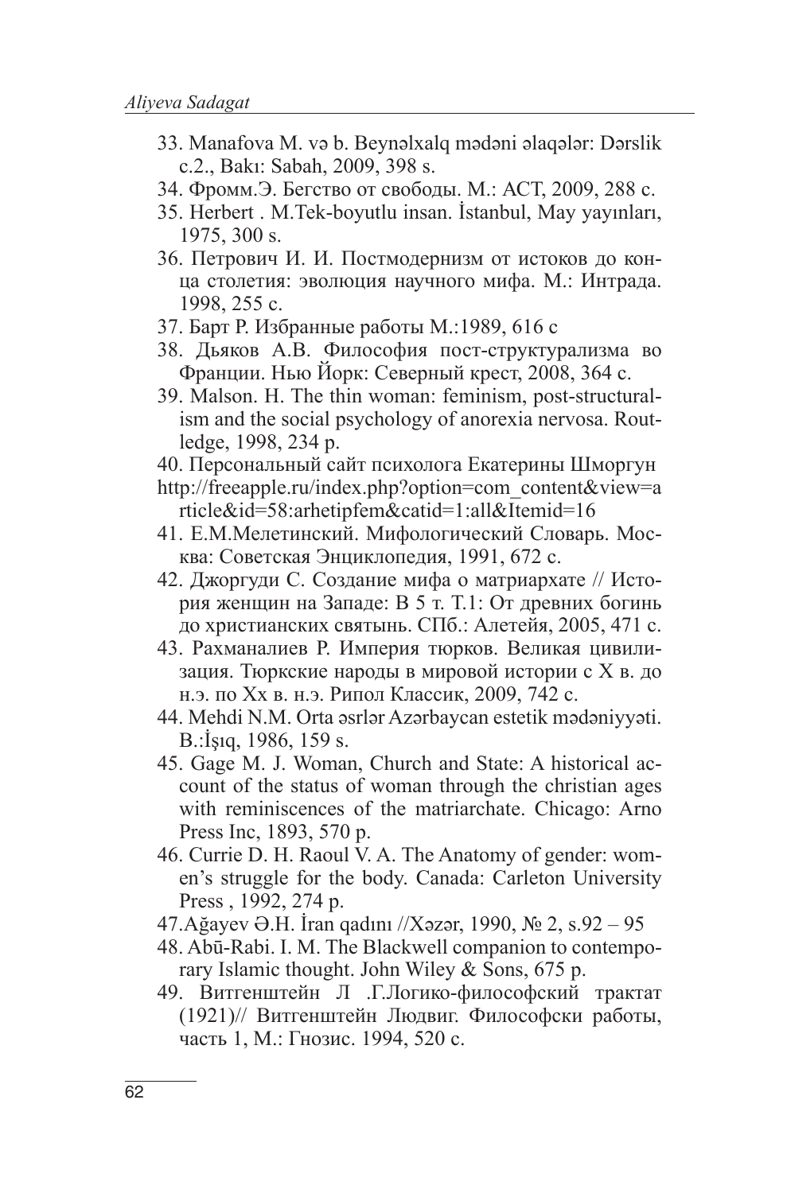33. Manafova M. və b. Beynəlxalq mədəni əlaqələr: Dərslik c.2., Bakı: Sabah, 2009, 398 s.
34. Фромм.Э. Бегство от свободы. М.: АСТ, 2009, 288 с.
35. Herbert . M.Tek-boyutlu insan. İstanbul, May yayınları, 1975, 300 s.
36. Петрович И. И. Постмодернизм от истоков до конца столетия: эволюция научного мифа. М.: Интрада. 1998, 255 с.
37. Барт Р. Избранные работы М.:1989, 616 с
38. Дьяков А.В. Философия пост-структурализма во Франции. Нью Йорк: Северный крест, 2008, 364 с.
39. Malson. H. The thin woman: feminism, post-structuralism and the social psychology of anorexia nervosa. Routledge, 1998, 234 p.
40. Персональный сайт психолога Екатерины Шморгун http://freeapple.ru/index.php?option=com_content&view=article&id=58:arhetipfem&catid=1:all&Itemid=16
41. Е.М.Мелетинский. Мифологический Словарь. Москва: Советская Энциклопедия, 1991, 672 с.
42. Джоргуди С. Создание мифа о матриархате // История женщин на Западе: В 5 т. Т.1: От древних богинь до христианских святынь. СПб.: Алетейя, 2005, 471 с.
43. Рахманалиев Р. Империя тюрков. Великая цивилизация. Тюркские народы в мировой истории с X в. до н.э. по Xx в. н.э. Рипол Классик, 2009, 742 с.
44. Mehdi N.M. Orta əsrlər Azərbaycan estetik mədəniyyəti. B.:İşıq, 1986, 159 s.
45. Gage M. J. Woman, Church and State: A historical account of the status of woman through the christian ages with reminiscences of the matriarchate. Chicago: Arno Press Inc, 1893, 570 p.
46. Currie D. H. Raoul V. A. The Anatomy of gender: women's struggle for the body. Canada: Carleton University Press , 1992, 274 p.
47.Ağayev Ə.H. İran qadını //Xəzər, 1990, № 2, s.92 – 95
48. Abū-Rabi. I. M. The Blackwell companion to contemporary Islamic thought. John Wiley & Sons, 675 p.
49. Витгенштейн Л .Г.Логико-философский трактат (1921)// Витгенштейн Людвиг. Философски работы, часть 1, М.: Гнозис. 1994, 520 с.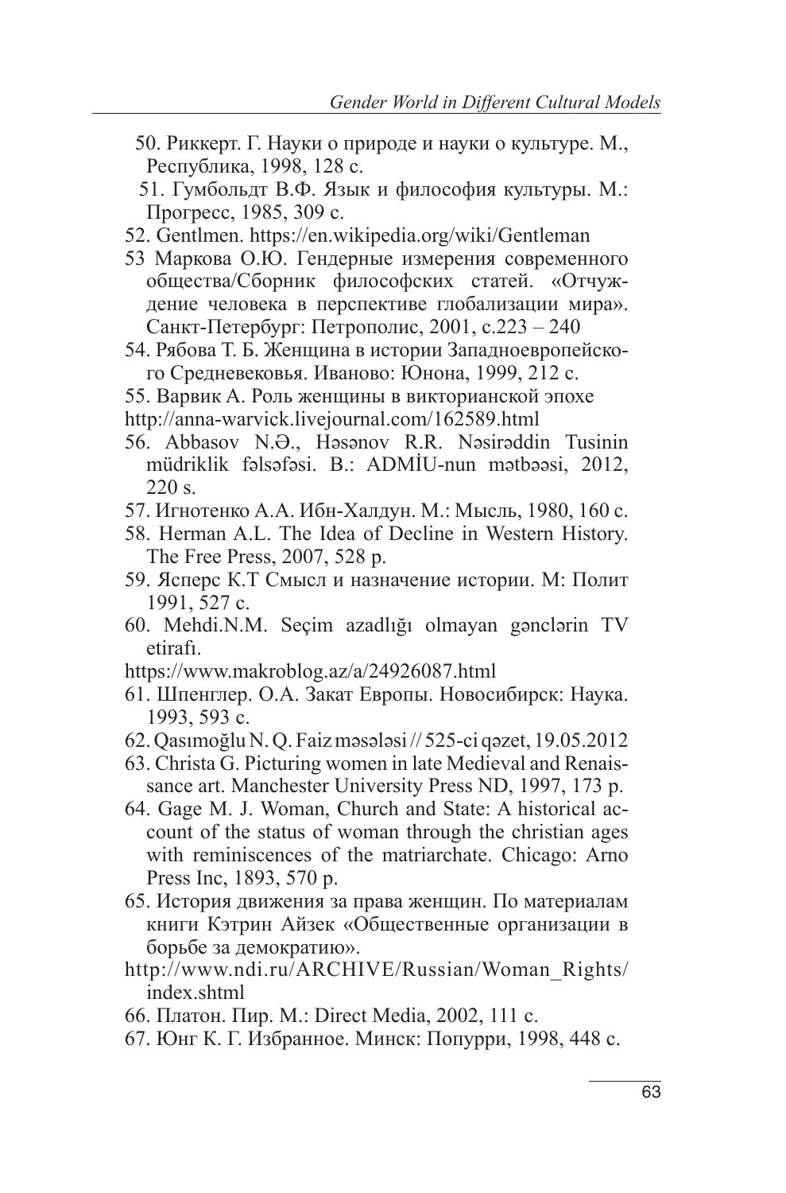50. Риккерт. Г. Науки о природе и науки о культуре. М., Республика, 1998, 128 с.
51. Гумбольдт В.Ф. Язык и философия культуры. М.: Прогресс, 1985, 309 с.
52. Gentlmen. https://en.wikipedia.org/wiki/Gentleman
53 Маркова О.Ю. Гендерные измерения современного общества/Сборник философских статей. «Отчуждение человека в перспективе глобализации мира». Санкт-Петербург: Петрополис, 2001, с.223 – 240
54. Рябова Т. Б. Женщина в истории Западноевропейского Средневековья. Иваново: Юнона, 1999, 212 с.
55. Варвик А. Роль женщины в викторианской эпохе http://anna-warvick.livejournal.com/162589.html
56. Abbasov N.Ə., Həsənov R.R. Nəsirəddin Tusinin müdriklik fəlsəfəsi. B.: ADMİU-nun mətbəəsi, 2012, 220 s.
57. Игнотенко А.А. Ибн-Халдун. М.: Мысль, 1980, 160 с.
58. Herman A.L. The Idea of Decline in Western History. The Free Press, 2007, 528 p.
59. Ясперс К.Т Смысл и назначение истории. М: Полит 1991, 527 с.
60. Mehdi.N.M. Seçim azadlığı olmayan gənclərin TV etirafı. https://www.makroblog.az/a/24926087.html
61. Шпенглер. О.А. Закат Европы. Новосибирск: Наука. 1993, 593 с.
62. Qasımoğlu N. Q. Faiz məsələsi // 525-ci qəzet, 19.05.2012
63. Christa G. Picturing women in late Medieval and Renaissance art. Manchester University Press ND, 1997, 173 p.
64. Gage M. J. Woman, Church and State: A historical account of the status of woman through the christian ages with reminiscences of the matriarchate. Chicago: Arno Press Inc, 1893, 570 p.
65. История движения за права женщин. По материалам книги Кэтрин Айзек «Общественные организации в борьбе за демократию». http://www.ndi.ru/ARCHIVE/Russian/Woman_Rights/index.shtml
66. Платон. Пир. М.: Direct Media, 2002, 111 с.
67. Юнг К. Г. Избранное. Минск: Попурри, 1998, 448 с.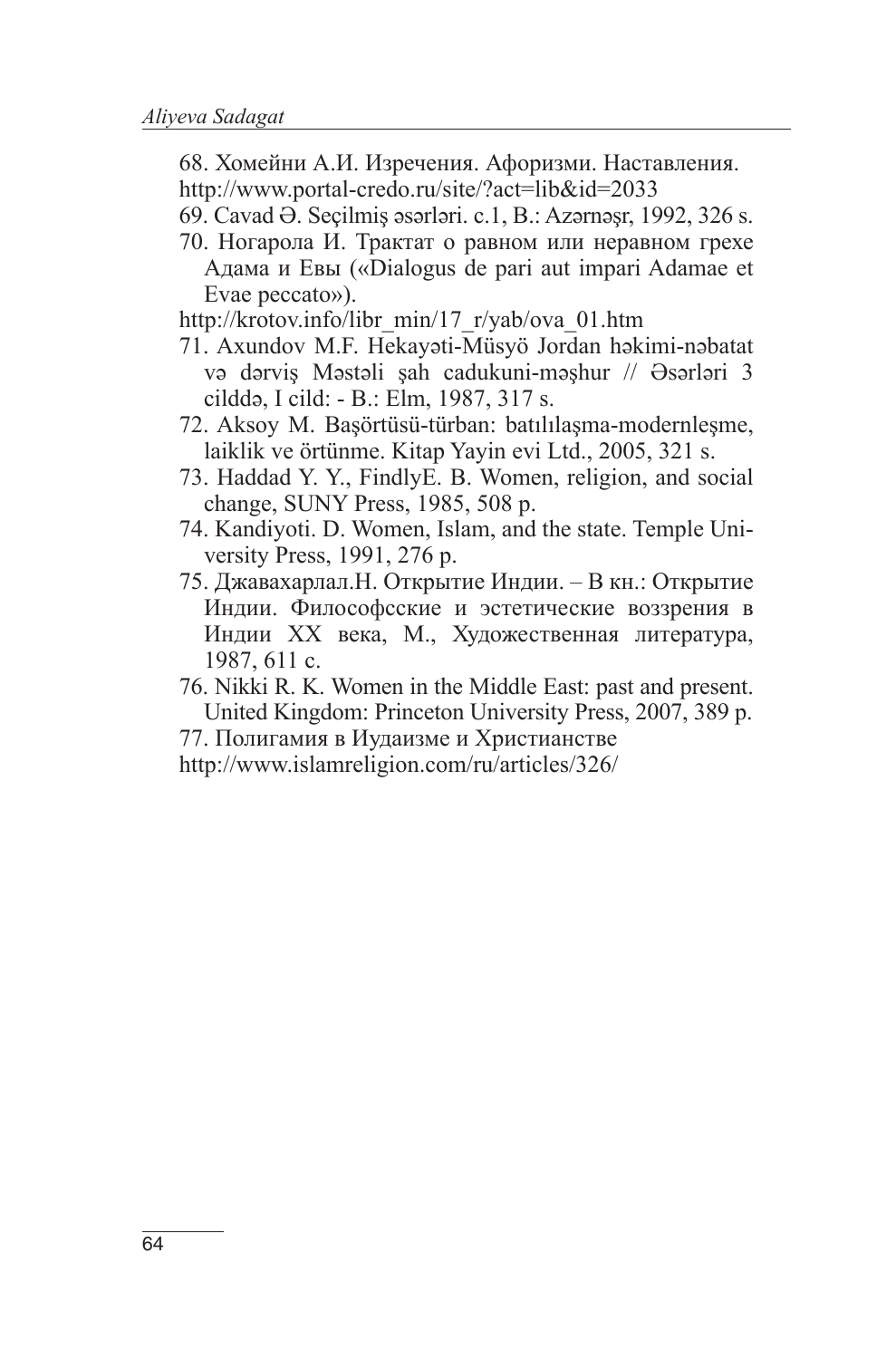68. Хомейни А.И. Изречения. Афоризми. Наставления. http://www.portal-credo.ru/site/?act=lib&id=2033

69. Cavad Ə. Seçilmiş əsərləri. c.1, B.: Azərnəşr, 1992, 326 s.

70. Ногарола И. Трактат о равном или неравном грехе Адама и Евы («Dialogus de pari aut impari Adamae et Evae peccato»). http://krotov.info/libr_min/17_r/yab/ova_01.htm

71. Axundov M.F. Hekayəti-Müsyö Jordan həkimi-nəbatat və dərviş Məstəli şah cadukuni-məşhur // Əsərləri 3 cilddə, I cild: - B.: Elm, 1987, 317 s.

72. Aksoy M. Başörtüsü-türban: batılılaşma-modernleşme, laiklik ve örtünme. Kitap Yayin evi Ltd., 2005, 321 s.

73. Haddad Y. Y., FindlyE. B. Women, religion, and social change, SUNY Press, 1985, 508 p.

74. Kandiyoti. D. Women, Islam, and the state. Temple University Press, 1991, 276 p.

75. Джавахарлал.Н. Открытие Индии. – В кн.: Открытие Индии. Философсские и эстетические воззрения в Индии XX века, М., Художественная литература, 1987, 611 с.

76. Nikki R. K. Women in the Middle East: past and present. United Kingdom: Princeton University Press, 2007, 389 p.

77. Полигамия в Иудаизме и Христианстве http://www.islamreligion.com/ru/articles/326/